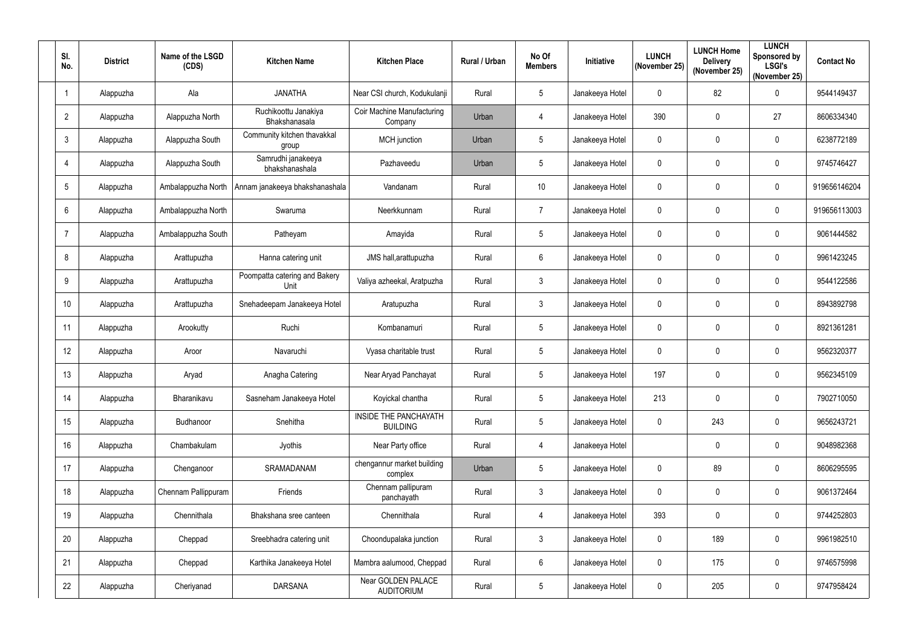| Sl. No. | District | Name of the LSGD (CDS) | Kitchen Name | Kitchen Place | Rural / Urban | No Of Members | Initiative | LUNCH (November 25) | LUNCH Home Delivery (November 25) | LUNCH Sponsored by LSGI's (November 25) | Contact No |
|---|---|---|---|---|---|---|---|---|---|---|---|
| 1 | Alappuzha | Ala | JANATHA | Near CSI church, Kodukulanji | Rural | 5 | Janakeeya Hotel | 0 | 82 | 0 | 9544149437 |
| 2 | Alappuzha | Alappuzha North | Ruchikoottu Janakiya Bhakshanasala | Coir Machine Manufacturing Company | Urban | 4 | Janakeeya Hotel | 390 | 0 | 27 | 8606334340 |
| 3 | Alappuzha | Alappuzha South | Community kitchen thavakkal group | MCH junction | Urban | 5 | Janakeeya Hotel | 0 | 0 | 0 | 6238772189 |
| 4 | Alappuzha | Alappuzha South | Samrudhi janakeeya bhakshanashala | Pazhaveedu | Urban | 5 | Janakeeya Hotel | 0 | 0 | 0 | 9745746427 |
| 5 | Alappuzha | Ambalappuzha North | Annam janakeeya bhakshanashala | Vandanam | Rural | 10 | Janakeeya Hotel | 0 | 0 | 0 | 919656146204 |
| 6 | Alappuzha | Ambalappuzha North | Swaruma | Neerkkunnam | Rural | 7 | Janakeeya Hotel | 0 | 0 | 0 | 919656113003 |
| 7 | Alappuzha | Ambalappuzha South | Patheyam | Amayida | Rural | 5 | Janakeeya Hotel | 0 | 0 | 0 | 9061444582 |
| 8 | Alappuzha | Arattupuzha | Hanna catering unit | JMS hall,arattupuzha | Rural | 6 | Janakeeya Hotel | 0 | 0 | 0 | 9961423245 |
| 9 | Alappuzha | Arattupuzha | Poompatta catering and Bakery Unit | Valiya azheekal, Aratpuzha | Rural | 3 | Janakeeya Hotel | 0 | 0 | 0 | 9544122586 |
| 10 | Alappuzha | Arattupuzha | Snehadeepam Janakeeya Hotel | Aratupuzha | Rural | 3 | Janakeeya Hotel | 0 | 0 | 0 | 8943892798 |
| 11 | Alappuzha | Arookutty | Ruchi | Kombanamuri | Rural | 5 | Janakeeya Hotel | 0 | 0 | 0 | 8921361281 |
| 12 | Alappuzha | Aroor | Navaruchi | Vyasa charitable trust | Rural | 5 | Janakeeya Hotel | 0 | 0 | 0 | 9562320377 |
| 13 | Alappuzha | Aryad | Anagha Catering | Near Aryad Panchayat | Rural | 5 | Janakeeya Hotel | 197 | 0 | 0 | 9562345109 |
| 14 | Alappuzha | Bharanikavu | Sasneham Janakeeya Hotel | Koyickal chantha | Rural | 5 | Janakeeya Hotel | 213 | 0 | 0 | 7902710050 |
| 15 | Alappuzha | Budhanoor | Snehitha | INSIDE THE PANCHAYATH BUILDING | Rural | 5 | Janakeeya Hotel | 0 | 243 | 0 | 9656243721 |
| 16 | Alappuzha | Chambakulam | Jyothis | Near Party office | Rural | 4 | Janakeeya Hotel | | 0 | 0 | 9048982368 |
| 17 | Alappuzha | Chenganoor | SRAMADANAM | chengannur market building complex | Urban | 5 | Janakeeya Hotel | 0 | 89 | 0 | 8606295595 |
| 18 | Alappuzha | Chennam Pallippuram | Friends | Chennam pallipuram panchayath | Rural | 3 | Janakeeya Hotel | 0 | 0 | 0 | 9061372464 |
| 19 | Alappuzha | Chennithala | Bhakshana sree canteen | Chennithala | Rural | 4 | Janakeeya Hotel | 393 | 0 | 0 | 9744252803 |
| 20 | Alappuzha | Cheppad | Sreebhadra catering unit | Choondupalaka junction | Rural | 3 | Janakeeya Hotel | 0 | 189 | 0 | 9961982510 |
| 21 | Alappuzha | Cheppad | Karthika Janakeeya Hotel | Mambra aalumood, Cheppad | Rural | 6 | Janakeeya Hotel | 0 | 175 | 0 | 9746575998 |
| 22 | Alappuzha | Cheriyanad | DARSANA | Near GOLDEN PALACE AUDITORIUM | Rural | 5 | Janakeeya Hotel | 0 | 205 | 0 | 9747958424 |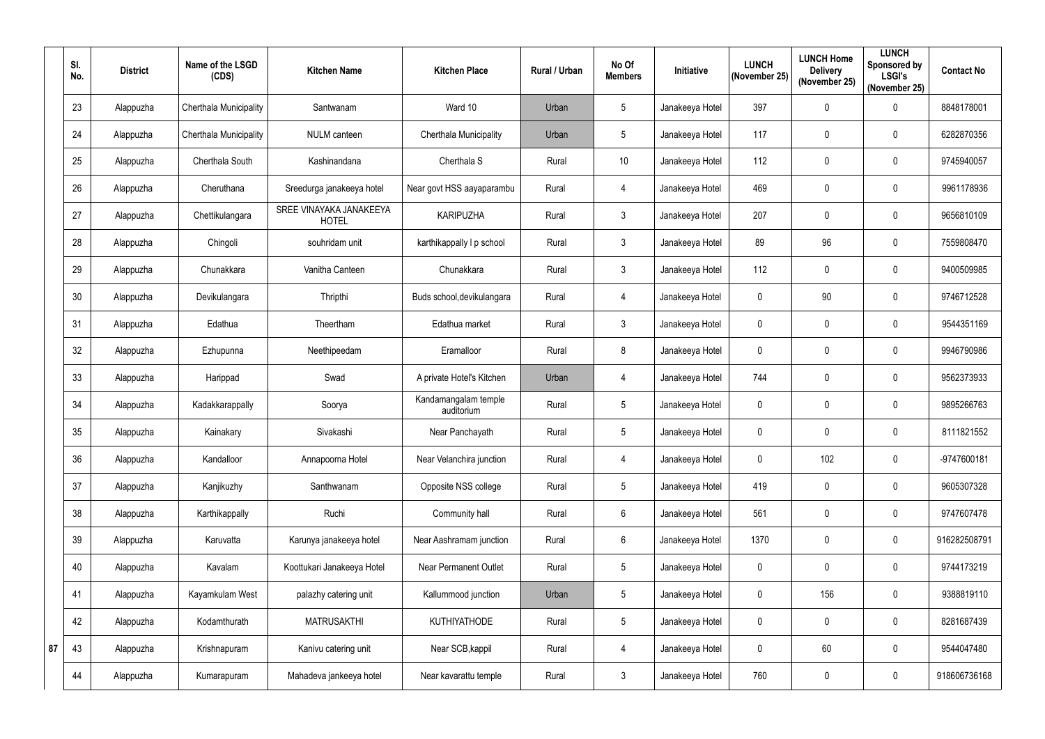| Sl. No. | District | Name of the LSGD (CDS) | Kitchen Name | Kitchen Place | Rural / Urban | No Of Members | Initiative | LUNCH (November 25) | LUNCH Home Delivery (November 25) | LUNCH Sponsored by LSGI's (November 25) | Contact No |
|---|---|---|---|---|---|---|---|---|---|---|---|
| 23 | Alappuzha | Cherthala Municipality | Santwanam | Ward 10 | Urban | 5 | Janakeeya Hotel | 397 | 0 | 0 | 8848178001 |
| 24 | Alappuzha | Cherthala Municipality | NULM canteen | Cherthala Municipality | Urban | 5 | Janakeeya Hotel | 117 | 0 | 0 | 6282870356 |
| 25 | Alappuzha | Cherthala South | Kashinandana | Cherthala S | Rural | 10 | Janakeeya Hotel | 112 | 0 | 0 | 9745940057 |
| 26 | Alappuzha | Cheruthana | Sreedurga janakeeya hotel | Near govt HSS aayaparambu | Rural | 4 | Janakeeya Hotel | 469 | 0 | 0 | 9961178936 |
| 27 | Alappuzha | Chettikulangara | SREE VINAYAKA JANAKEEYA HOTEL | KARIPUZHA | Rural | 3 | Janakeeya Hotel | 207 | 0 | 0 | 9656810109 |
| 28 | Alappuzha | Chingoli | souhridam unit | karthikappally l p school | Rural | 3 | Janakeeya Hotel | 89 | 96 | 0 | 7559808470 |
| 29 | Alappuzha | Chunakkara | Vanitha Canteen | Chunakkara | Rural | 3 | Janakeeya Hotel | 112 | 0 | 0 | 9400509985 |
| 30 | Alappuzha | Devikulangara | Thripthi | Buds school,devikulangara | Rural | 4 | Janakeeya Hotel | 0 | 90 | 0 | 9746712528 |
| 31 | Alappuzha | Edathua | Theertham | Edathua market | Rural | 3 | Janakeeya Hotel | 0 | 0 | 0 | 9544351169 |
| 32 | Alappuzha | Ezhupunna | Neethipeedam | Eramalloor | Rural | 8 | Janakeeya Hotel | 0 | 0 | 0 | 9946790986 |
| 33 | Alappuzha | Harippad | Swad | A private Hotel's Kitchen | Urban | 4 | Janakeeya Hotel | 744 | 0 | 0 | 9562373933 |
| 34 | Alappuzha | Kadakkarappally | Soorya | Kandamangalam temple auditorium | Rural | 5 | Janakeeya Hotel | 0 | 0 | 0 | 9895266763 |
| 35 | Alappuzha | Kainakary | Sivakashi | Near Panchayath | Rural | 5 | Janakeeya Hotel | 0 | 0 | 0 | 8111821552 |
| 36 | Alappuzha | Kandalloor | Annapoorna Hotel | Near Velanchira junction | Rural | 4 | Janakeeya Hotel | 0 | 102 | 0 | -9747600181 |
| 37 | Alappuzha | Kanjikuzhy | Santhwanam | Opposite NSS college | Rural | 5 | Janakeeya Hotel | 419 | 0 | 0 | 9605307328 |
| 38 | Alappuzha | Karthikappally | Ruchi | Community hall | Rural | 6 | Janakeeya Hotel | 561 | 0 | 0 | 9747607478 |
| 39 | Alappuzha | Karuvatta | Karunya janakeeya hotel | Near Aashramam junction | Rural | 6 | Janakeeya Hotel | 1370 | 0 | 0 | 916282508791 |
| 40 | Alappuzha | Kavalam | Koottukari Janakeeya Hotel | Near Permanent Outlet | Rural | 5 | Janakeeya Hotel | 0 | 0 | 0 | 9744173219 |
| 41 | Alappuzha | Kayamkulam West | palazhy catering unit | Kallummood junction | Urban | 5 | Janakeeya Hotel | 0 | 156 | 0 | 9388819110 |
| 42 | Alappuzha | Kodamthurath | MATRUSAKTHI | KUTHIYATHODE | Rural | 5 | Janakeeya Hotel | 0 | 0 | 0 | 8281687439 |
| 43 | Alappuzha | Krishnapuram | Kanivu catering unit | Near SCB,kappil | Rural | 4 | Janakeeya Hotel | 0 | 60 | 0 | 9544047480 |
| 44 | Alappuzha | Kumarapuram | Mahadeva jankeeya hotel | Near kavarattu temple | Rural | 3 | Janakeeya Hotel | 760 | 0 | 0 | 918606736168 |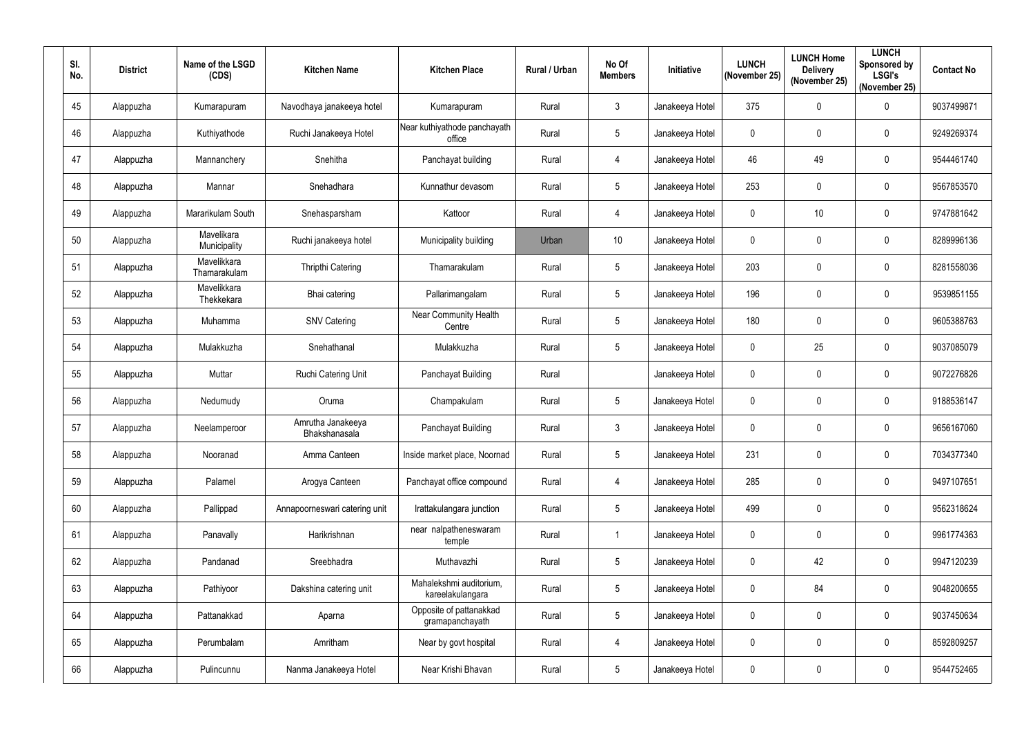| Sl. No. | District | Name of the LSGD (CDS) | Kitchen Name | Kitchen Place | Rural / Urban | No Of Members | Initiative | LUNCH (November 25) | LUNCH Home Delivery (November 25) | LUNCH Sponsored by LSGI's (November 25) | Contact No |
|---|---|---|---|---|---|---|---|---|---|---|---|
| 45 | Alappuzha | Kumarapuram | Navodhaya janakeeya hotel | Kumarapuram | Rural | 3 | Janakeeya Hotel | 375 | 0 | 0 | 9037499871 |
| 46 | Alappuzha | Kuthiyathode | Ruchi Janakeeya Hotel | Near kuthiyathode panchayath office | Rural | 5 | Janakeeya Hotel | 0 | 0 | 0 | 9249269374 |
| 47 | Alappuzha | Mannanchery | Snehitha | Panchayat building | Rural | 4 | Janakeeya Hotel | 46 | 49 | 0 | 9544461740 |
| 48 | Alappuzha | Mannar | Snehadhara | Kunnathur devasom | Rural | 5 | Janakeeya Hotel | 253 | 0 | 0 | 9567853570 |
| 49 | Alappuzha | Mararikulam South | Snehasparsham | Kattoor | Rural | 4 | Janakeeya Hotel | 0 | 10 | 0 | 9747881642 |
| 50 | Alappuzha | Mavelikara Municipality | Ruchi janakeeya hotel | Municipality building | Urban | 10 | Janakeeya Hotel | 0 | 0 | 0 | 8289996136 |
| 51 | Alappuzha | Mavelikkara Thamarakulam | Thripthi Catering | Thamarakulam | Rural | 5 | Janakeeya Hotel | 203 | 0 | 0 | 8281558036 |
| 52 | Alappuzha | Mavelikkara Thekkekara | Bhai catering | Pallarimangalam | Rural | 5 | Janakeeya Hotel | 196 | 0 | 0 | 9539851155 |
| 53 | Alappuzha | Muhamma | SNV Catering | Near Community Health Centre | Rural | 5 | Janakeeya Hotel | 180 | 0 | 0 | 9605388763 |
| 54 | Alappuzha | Mulakkuzha | Snehathanal | Mulakkuzha | Rural | 5 | Janakeeya Hotel | 0 | 25 | 0 | 9037085079 |
| 55 | Alappuzha | Muttar | Ruchi Catering Unit | Panchayat Building | Rural | | Janakeeya Hotel | 0 | 0 | 0 | 9072276826 |
| 56 | Alappuzha | Nedumudy | Oruma | Champakulam | Rural | 5 | Janakeeya Hotel | 0 | 0 | 0 | 9188536147 |
| 57 | Alappuzha | Neelamperoor | Amrutha Janakeeya Bhakshanasala | Panchayat Building | Rural | 3 | Janakeeya Hotel | 0 | 0 | 0 | 9656167060 |
| 58 | Alappuzha | Nooranad | Amma Canteen | Inside market place, Noornad | Rural | 5 | Janakeeya Hotel | 231 | 0 | 0 | 7034377340 |
| 59 | Alappuzha | Palamel | Arogya Canteen | Panchayat office compound | Rural | 4 | Janakeeya Hotel | 285 | 0 | 0 | 9497107651 |
| 60 | Alappuzha | Pallippad | Annapoorneswari catering unit | Irattakulangara junction | Rural | 5 | Janakeeya Hotel | 499 | 0 | 0 | 9562318624 |
| 61 | Alappuzha | Panavally | Harikrishnan | near nalpatheneswaram temple | Rural | 1 | Janakeeya Hotel | 0 | 0 | 0 | 9961774363 |
| 62 | Alappuzha | Pandanad | Sreebhadra | Muthavazhi | Rural | 5 | Janakeeya Hotel | 0 | 42 | 0 | 9947120239 |
| 63 | Alappuzha | Pathiyoor | Dakshina catering unit | Mahalekshmi auditorium, kareelakulangara | Rural | 5 | Janakeeya Hotel | 0 | 84 | 0 | 9048200655 |
| 64 | Alappuzha | Pattanakkad | Aparna | Opposite of pattanakkad gramapanchayath | Rural | 5 | Janakeeya Hotel | 0 | 0 | 0 | 9037450634 |
| 65 | Alappuzha | Perumbalam | Amritham | Near by govt hospital | Rural | 4 | Janakeeya Hotel | 0 | 0 | 0 | 8592809257 |
| 66 | Alappuzha | Pulincunnu | Nanma Janakeeya Hotel | Near Krishi Bhavan | Rural | 5 | Janakeeya Hotel | 0 | 0 | 0 | 9544752465 |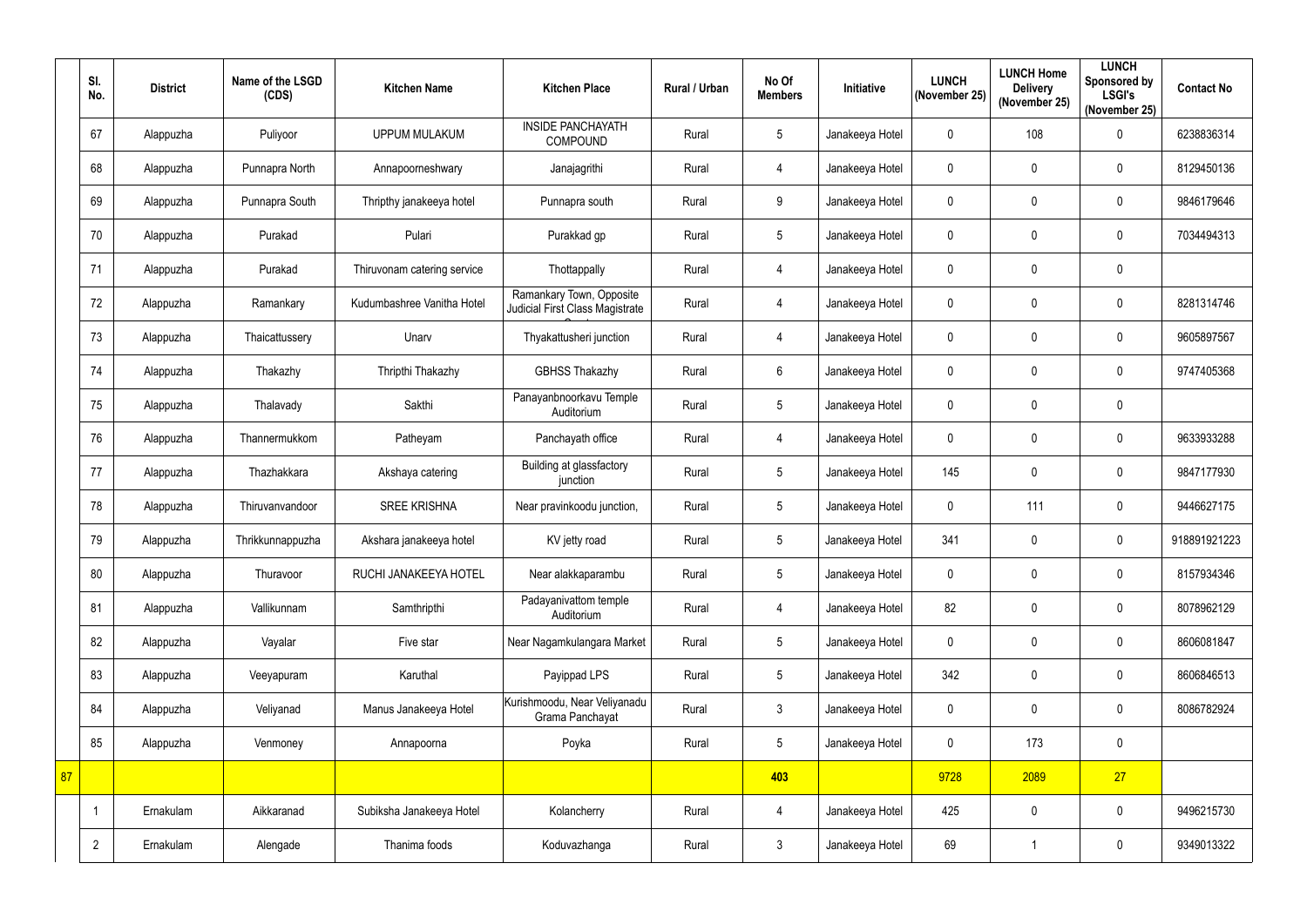| | Sl. No. | District | Name of the LSGD (CDS) | Kitchen Name | Kitchen Place | Rural / Urban | No Of Members | Initiative | LUNCH (November 25) | LUNCH Home Delivery (November 25) | LUNCH Sponsored by LSGI's (November 25) | Contact No |
|---|---|---|---|---|---|---|---|---|---|---|---|---|
| | 67 | Alappuzha | Puliyoor | UPPUM MULAKUM | INSIDE PANCHAYATH COMPOUND | Rural | 5 | Janakeeya Hotel | 0 | 108 | 0 | 6238836314 |
| | 68 | Alappuzha | Punnapra North | Annapoorneshwary | Janajagrithi | Rural | 4 | Janakeeya Hotel | 0 | 0 | 0 | 8129450136 |
| | 69 | Alappuzha | Punnapra South | Thripthy janakeeya hotel | Punnapra south | Rural | 9 | Janakeeya Hotel | 0 | 0 | 0 | 9846179646 |
| | 70 | Alappuzha | Purakad | Pulari | Purakkad gp | Rural | 5 | Janakeeya Hotel | 0 | 0 | 0 | 7034494313 |
| | 71 | Alappuzha | Purakad | Thiruvonam catering service | Thottappally | Rural | 4 | Janakeeya Hotel | 0 | 0 | 0 | |
| | 72 | Alappuzha | Ramankary | Kudumbashree Vanitha Hotel | Ramankary Town, Opposite Judicial First Class Magistrate Court | Rural | 4 | Janakeeya Hotel | 0 | 0 | 0 | 8281314746 |
| | 73 | Alappuzha | Thaicattussery | Unarv | Thyakattusheri junction | Rural | 4 | Janakeeya Hotel | 0 | 0 | 0 | 9605897567 |
| | 74 | Alappuzha | Thakazhy | Thripthi Thakazhy | GBHSS Thakazhy | Rural | 6 | Janakeeya Hotel | 0 | 0 | 0 | 9747405368 |
| | 75 | Alappuzha | Thalavady | Sakthi | Panayanbnoorkavu Temple Auditorium | Rural | 5 | Janakeeya Hotel | 0 | 0 | 0 | |
| | 76 | Alappuzha | Thannermukkom | Patheyam | Panchayath office | Rural | 4 | Janakeeya Hotel | 0 | 0 | 0 | 9633933288 |
| | 77 | Alappuzha | Thazhakkara | Akshaya catering | Building at glassfactory junction | Rural | 5 | Janakeeya Hotel | 145 | 0 | 0 | 9847177930 |
| | 78 | Alappuzha | Thiruvanvandoor | SREE KRISHNA | Near pravinkoodu junction, | Rural | 5 | Janakeeya Hotel | 0 | 111 | 0 | 9446627175 |
| | 79 | Alappuzha | Thrikkunnappuzha | Akshara janakeeya hotel | KV jetty road | Rural | 5 | Janakeeya Hotel | 341 | 0 | 0 | 918891921223 |
| | 80 | Alappuzha | Thuravoor | RUCHI JANAKEEYA HOTEL | Near alakkaparambu | Rural | 5 | Janakeeya Hotel | 0 | 0 | 0 | 8157934346 |
| | 81 | Alappuzha | Vallikunnam | Samthripthi | Padayanivattom temple Auditorium | Rural | 4 | Janakeeya Hotel | 82 | 0 | 0 | 8078962129 |
| | 82 | Alappuzha | Vayalar | Five star | Near Nagamkulangara Market | Rural | 5 | Janakeeya Hotel | 0 | 0 | 0 | 8606081847 |
| | 83 | Alappuzha | Veeyapuram | Karuthal | Payippad LPS | Rural | 5 | Janakeeya Hotel | 342 | 0 | 0 | 8606846513 |
| | 84 | Alappuzha | Veliyanad | Manus Janakeeya Hotel | Kurishmoodu, Near Veliyanadu Grama Panchayat | Rural | 3 | Janakeeya Hotel | 0 | 0 | 0 | 8086782924 |
| | 85 | Alappuzha | Venmoney | Annapoorna | Poyka | Rural | 5 | Janakeeya Hotel | 0 | 173 | 0 | |
| 87 | | | | | | | **403** | | 9728 | 2089 | 27 | |
| | 1 | Ernakulam | Aikkaranad | Subiksha Janakeeya Hotel | Kolancherry | Rural | 4 | Janakeeya Hotel | 425 | 0 | 0 | 9496215730 |
| | 2 | Ernakulam | Alengade | Thanima foods | Koduvazhanga | Rural | 3 | Janakeeya Hotel | 69 | 1 | 0 | 9349013322 |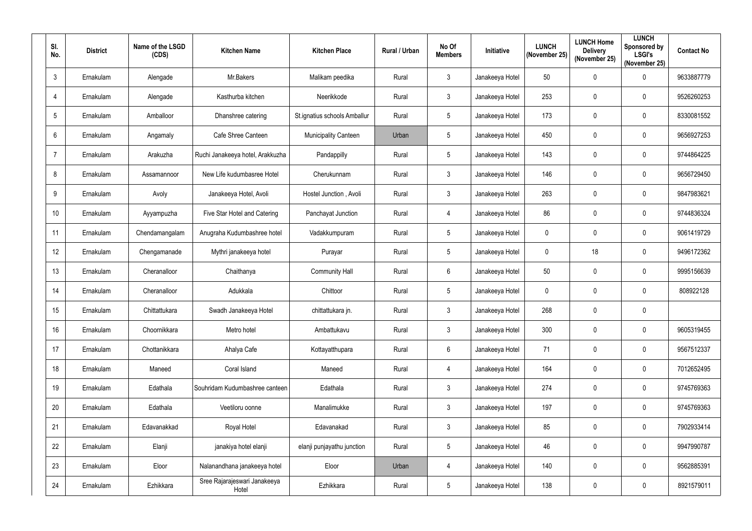| Sl. No. | District | Name of the LSGD (CDS) | Kitchen Name | Kitchen Place | Rural / Urban | No Of Members | Initiative | LUNCH (November 25) | LUNCH Home Delivery (November 25) | LUNCH Sponsored by LSGI's (November 25) | Contact No |
|---|---|---|---|---|---|---|---|---|---|---|---|
| 3 | Ernakulam | Alengade | Mr.Bakers | Malikam peedika | Rural | 3 | Janakeeya Hotel | 50 | 0 | 0 | 9633887779 |
| 4 | Ernakulam | Alengade | Kasthurba kitchen | Neerikkode | Rural | 3 | Janakeeya Hotel | 253 | 0 | 0 | 9526260253 |
| 5 | Ernakulam | Amballoor | Dhanshree catering | St.ignatius schools Amballur | Rural | 5 | Janakeeya Hotel | 173 | 0 | 0 | 8330081552 |
| 6 | Ernakulam | Angamaly | Cafe Shree Canteen | Municipality Canteen | Urban | 5 | Janakeeya Hotel | 450 | 0 | 0 | 9656927253 |
| 7 | Ernakulam | Arakuzha | Ruchi Janakeeya hotel, Arakkuzha | Pandappilly | Rural | 5 | Janakeeya Hotel | 143 | 0 | 0 | 9744864225 |
| 8 | Ernakulam | Assamannoor | New Life kudumbasree Hotel | Cherukunnam | Rural | 3 | Janakeeya Hotel | 146 | 0 | 0 | 9656729450 |
| 9 | Ernakulam | Avoly | Janakeeya Hotel, Avoli | Hostel Junction , Avoli | Rural | 3 | Janakeeya Hotel | 263 | 0 | 0 | 9847983621 |
| 10 | Ernakulam | Ayyampuzha | Five Star Hotel and Catering | Panchayat Junction | Rural | 4 | Janakeeya Hotel | 86 | 0 | 0 | 9744836324 |
| 11 | Ernakulam | Chendamangalam | Anugraha Kudumbashree hotel | Vadakkumpuram | Rural | 5 | Janakeeya Hotel | 0 | 0 | 0 | 9061419729 |
| 12 | Ernakulam | Chengamanade | Mythri janakeeya hotel | Purayar | Rural | 5 | Janakeeya Hotel | 0 | 18 | 0 | 9496172362 |
| 13 | Ernakulam | Cheranalloor | Chaithanya | Community Hall | Rural | 6 | Janakeeya Hotel | 50 | 0 | 0 | 9995156639 |
| 14 | Ernakulam | Cheranalloor | Adukkala | Chittoor | Rural | 5 | Janakeeya Hotel | 0 | 0 | 0 | 808922128 |
| 15 | Ernakulam | Chittattukara | Swadh Janakeeya Hotel | chittattukara jn. | Rural | 3 | Janakeeya Hotel | 268 | 0 | 0 | |
| 16 | Ernakulam | Choornikkara | Metro hotel | Ambattukavu | Rural | 3 | Janakeeya Hotel | 300 | 0 | 0 | 9605319455 |
| 17 | Ernakulam | Chottanikkara | Ahalya Cafe | Kottayatthupara | Rural | 6 | Janakeeya Hotel | 71 | 0 | 0 | 9567512337 |
| 18 | Ernakulam | Maneed | Coral Island | Maneed | Rural | 4 | Janakeeya Hotel | 164 | 0 | 0 | 7012652495 |
| 19 | Ernakulam | Edathala | Souhridam Kudumbashree canteen | Edathala | Rural | 3 | Janakeeya Hotel | 274 | 0 | 0 | 9745769363 |
| 20 | Ernakulam | Edathala | Veetiloru oonne | Manalimukke | Rural | 3 | Janakeeya Hotel | 197 | 0 | 0 | 9745769363 |
| 21 | Ernakulam | Edavanakkad | Royal Hotel | Edavanakad | Rural | 3 | Janakeeya Hotel | 85 | 0 | 0 | 7902933414 |
| 22 | Ernakulam | Elanji | janakiya hotel elanji | elanji punjayathu junction | Rural | 5 | Janakeeya Hotel | 46 | 0 | 0 | 9947990787 |
| 23 | Ernakulam | Eloor | Nalanandhana janakeeya hotel | Eloor | Urban | 4 | Janakeeya Hotel | 140 | 0 | 0 | 9562885391 |
| 24 | Ernakulam | Ezhikkara | Sree Rajarajeswari Janakeeya Hotel | Ezhikkara | Rural | 5 | Janakeeya Hotel | 138 | 0 | 0 | 8921579011 |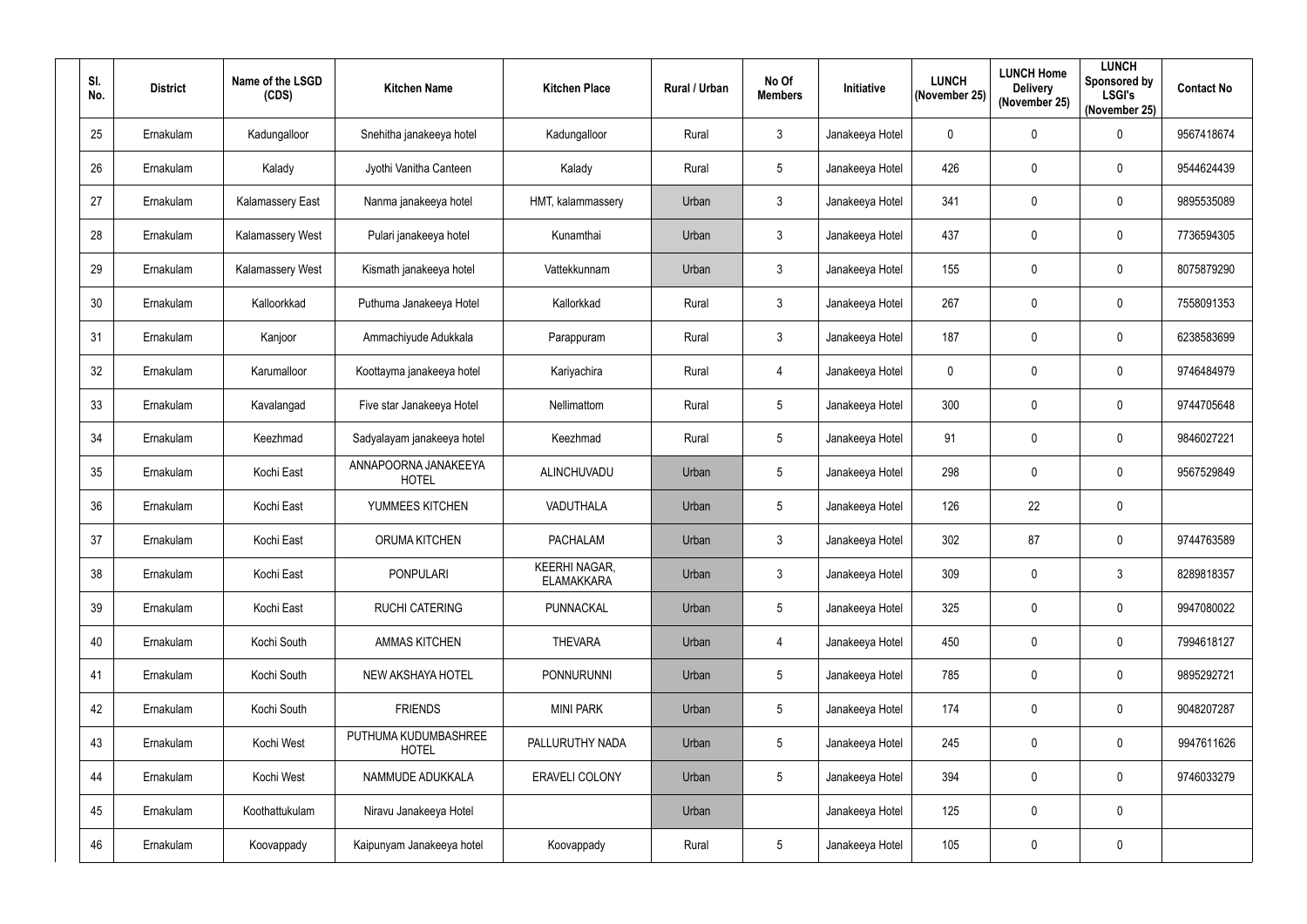| Sl. No. | District | Name of the LSGD (CDS) | Kitchen Name | Kitchen Place | Rural / Urban | No Of Members | Initiative | LUNCH (November 25) | LUNCH Home Delivery (November 25) | LUNCH Sponsored by LSGI's (November 25) | Contact No |
|---|---|---|---|---|---|---|---|---|---|---|---|
| 25 | Ernakulam | Kadungalloor | Snehitha janakeeya hotel | Kadungalloor | Rural | 3 | Janakeeya Hotel | 0 | 0 | 0 | 9567418674 |
| 26 | Ernakulam | Kalady | Jyothi Vanitha Canteen | Kalady | Rural | 5 | Janakeeya Hotel | 426 | 0 | 0 | 9544624439 |
| 27 | Ernakulam | Kalamassery East | Nanma janakeeya hotel | HMT, kalammassery | Urban | 3 | Janakeeya Hotel | 341 | 0 | 0 | 9895535089 |
| 28 | Ernakulam | Kalamassery West | Pulari janakeeya hotel | Kunamthai | Urban | 3 | Janakeeya Hotel | 437 | 0 | 0 | 7736594305 |
| 29 | Ernakulam | Kalamassery West | Kismath janakeeya hotel | Vattekkunnam | Urban | 3 | Janakeeya Hotel | 155 | 0 | 0 | 8075879290 |
| 30 | Ernakulam | Kalloorkkad | Puthuma Janakeeya Hotel | Kallorkkad | Rural | 3 | Janakeeya Hotel | 267 | 0 | 0 | 7558091353 |
| 31 | Ernakulam | Kanjoor | Ammachiyude Adukkala | Parappuram | Rural | 3 | Janakeeya Hotel | 187 | 0 | 0 | 6238583699 |
| 32 | Ernakulam | Karumalloor | Koottayma janakeeya hotel | Kariyachira | Rural | 4 | Janakeeya Hotel | 0 | 0 | 0 | 9746484979 |
| 33 | Ernakulam | Kavalangad | Five star Janakeeya Hotel | Nellimattom | Rural | 5 | Janakeeya Hotel | 300 | 0 | 0 | 9744705648 |
| 34 | Ernakulam | Keezhmad | Sadyalayam janakeeya hotel | Keezhmad | Rural | 5 | Janakeeya Hotel | 91 | 0 | 0 | 9846027221 |
| 35 | Ernakulam | Kochi East | ANNAPOORNA JANAKEEYA HOTEL | ALINCHUVADU | Urban | 5 | Janakeeya Hotel | 298 | 0 | 0 | 9567529849 |
| 36 | Ernakulam | Kochi East | YUMMEES KITCHEN | VADUTHALA | Urban | 5 | Janakeeya Hotel | 126 | 22 | 0 | |
| 37 | Ernakulam | Kochi East | ORUMA KITCHEN | PACHALAM | Urban | 3 | Janakeeya Hotel | 302 | 87 | 0 | 9744763589 |
| 38 | Ernakulam | Kochi East | PONPULARI | KEERHI NAGAR, ELAMAKKARA | Urban | 3 | Janakeeya Hotel | 309 | 0 | 3 | 8289818357 |
| 39 | Ernakulam | Kochi East | RUCHI CATERING | PUNNACKAL | Urban | 5 | Janakeeya Hotel | 325 | 0 | 0 | 9947080022 |
| 40 | Ernakulam | Kochi South | AMMAS KITCHEN | THEVARA | Urban | 4 | Janakeeya Hotel | 450 | 0 | 0 | 7994618127 |
| 41 | Ernakulam | Kochi South | NEW AKSHAYA HOTEL | PONNURUNNI | Urban | 5 | Janakeeya Hotel | 785 | 0 | 0 | 9895292721 |
| 42 | Ernakulam | Kochi South | FRIENDS | MINI PARK | Urban | 5 | Janakeeya Hotel | 174 | 0 | 0 | 9048207287 |
| 43 | Ernakulam | Kochi West | PUTHUMA KUDUMBASHREE HOTEL | PALLURUTHY NADA | Urban | 5 | Janakeeya Hotel | 245 | 0 | 0 | 9947611626 |
| 44 | Ernakulam | Kochi West | NAMMUDE ADUKKALA | ERAVELI COLONY | Urban | 5 | Janakeeya Hotel | 394 | 0 | 0 | 9746033279 |
| 45 | Ernakulam | Koothattukulam | Niravu Janakeeya Hotel | | Urban | | Janakeeya Hotel | 125 | 0 | 0 | |
| 46 | Ernakulam | Koovappady | Kaipunyam Janakeeya hotel | Koovappady | Rural | 5 | Janakeeya Hotel | 105 | 0 | 0 | |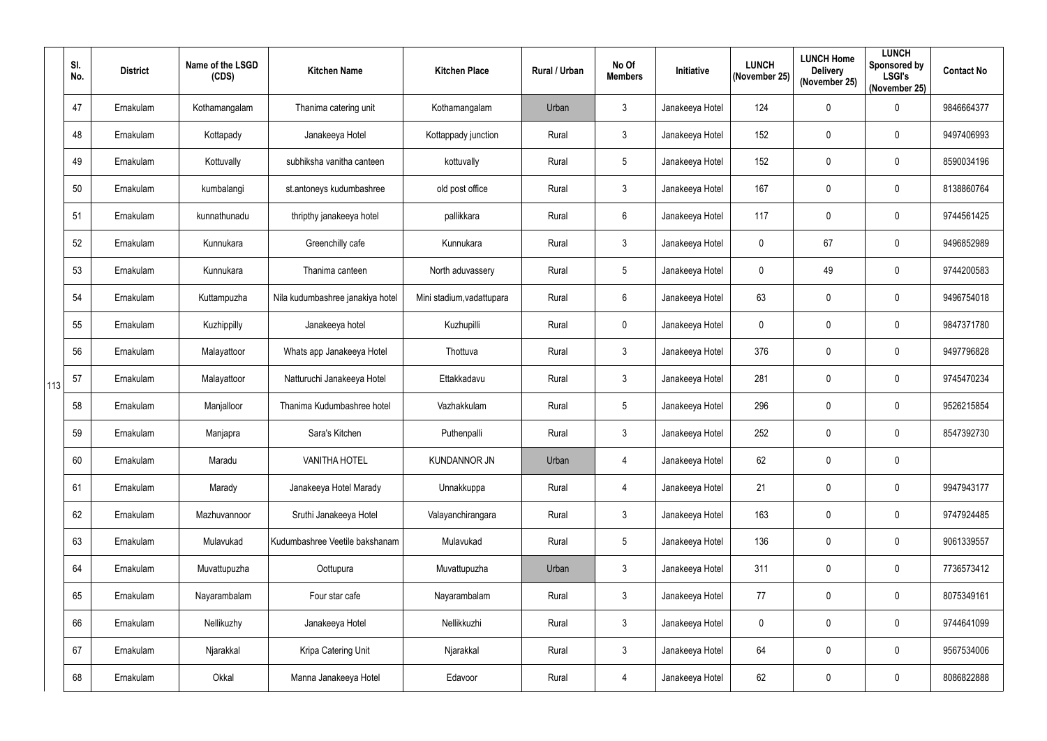| | Sl. No. | District | Name of the LSGD (CDS) | Kitchen Name | Kitchen Place | Rural / Urban | No Of Members | Initiative | LUNCH (November 25) | LUNCH Home Delivery (November 25) | LUNCH Sponsored by LSGI's (November 25) | Contact No |
|---|---|---|---|---|---|---|---|---|---|---|---|---|
| 113 | 47 | Ernakulam | Kothamangalam | Thanima catering unit | Kothamangalam | Urban | 3 | Janakeeya Hotel | 124 | 0 | 0 | 9846664377 |
| | 48 | Ernakulam | Kottapady | Janakeeya Hotel | Kottappady junction | Rural | 3 | Janakeeya Hotel | 152 | 0 | 0 | 9497406993 |
| | 49 | Ernakulam | Kottuvally | subhiksha vanitha canteen | kottuvally | Rural | 5 | Janakeeya Hotel | 152 | 0 | 0 | 8590034196 |
| | 50 | Ernakulam | kumbalangi | st.antoneys kudumbashree | old post office | Rural | 3 | Janakeeya Hotel | 167 | 0 | 0 | 8138860764 |
| | 51 | Ernakulam | kunnathunadu | thripthy janakeeya hotel | pallikkara | Rural | 6 | Janakeeya Hotel | 117 | 0 | 0 | 9744561425 |
| | 52 | Ernakulam | Kunnukara | Greenchilly cafe | Kunnukara | Rural | 3 | Janakeeya Hotel | 0 | 67 | 0 | 9496852989 |
| | 53 | Ernakulam | Kunnukara | Thanima canteen | North aduvassery | Rural | 5 | Janakeeya Hotel | 0 | 49 | 0 | 9744200583 |
| | 54 | Ernakulam | Kuttampuzha | Nila kudumbashree janakiya hotel | Mini stadium,vadattupara | Rural | 6 | Janakeeya Hotel | 63 | 0 | 0 | 9496754018 |
| | 55 | Ernakulam | Kuzhippilly | Janakeeya hotel | Kuzhupilli | Rural | 0 | Janakeeya Hotel | 0 | 0 | 0 | 9847371780 |
| | 56 | Ernakulam | Malayattoor | Whats app Janakeeya Hotel | Thottuva | Rural | 3 | Janakeeya Hotel | 376 | 0 | 0 | 9497796828 |
| | 57 | Ernakulam | Malayattoor | Natturuchi Janakeeya Hotel | Ettakkadavu | Rural | 3 | Janakeeya Hotel | 281 | 0 | 0 | 9745470234 |
| | 58 | Ernakulam | Manjalloor | Thanima Kudumbashree hotel | Vazhakkulam | Rural | 5 | Janakeeya Hotel | 296 | 0 | 0 | 9526215854 |
| | 59 | Ernakulam | Manjapra | Sara's Kitchen | Puthenpalli | Rural | 3 | Janakeeya Hotel | 252 | 0 | 0 | 8547392730 |
| | 60 | Ernakulam | Maradu | VANITHA HOTEL | KUNDANNOR JN | Urban | 4 | Janakeeya Hotel | 62 | 0 | 0 | |
| | 61 | Ernakulam | Marady | Janakeeya Hotel Marady | Unnakkuppa | Rural | 4 | Janakeeya Hotel | 21 | 0 | 0 | 9947943177 |
| | 62 | Ernakulam | Mazhuvannoor | Sruthi Janakeeya Hotel | Valayanchirangara | Rural | 3 | Janakeeya Hotel | 163 | 0 | 0 | 9747924485 |
| | 63 | Ernakulam | Mulavukad | Kudumbashree Veetile bakshanam | Mulavukad | Rural | 5 | Janakeeya Hotel | 136 | 0 | 0 | 9061339557 |
| | 64 | Ernakulam | Muvattupuzha | Oottupura | Muvattupuzha | Urban | 3 | Janakeeya Hotel | 311 | 0 | 0 | 7736573412 |
| | 65 | Ernakulam | Nayarambalam | Four star cafe | Nayarambalam | Rural | 3 | Janakeeya Hotel | 77 | 0 | 0 | 8075349161 |
| | 66 | Ernakulam | Nellikuzhy | Janakeeya Hotel | Nellikkuzhi | Rural | 3 | Janakeeya Hotel | 0 | 0 | 0 | 9744641099 |
| | 67 | Ernakulam | Njarakkal | Kripa Catering Unit | Njarakkal | Rural | 3 | Janakeeya Hotel | 64 | 0 | 0 | 9567534006 |
| | 68 | Ernakulam | Okkal | Manna Janakeeya Hotel | Edavoor | Rural | 4 | Janakeeya Hotel | 62 | 0 | 0 | 8086822888 |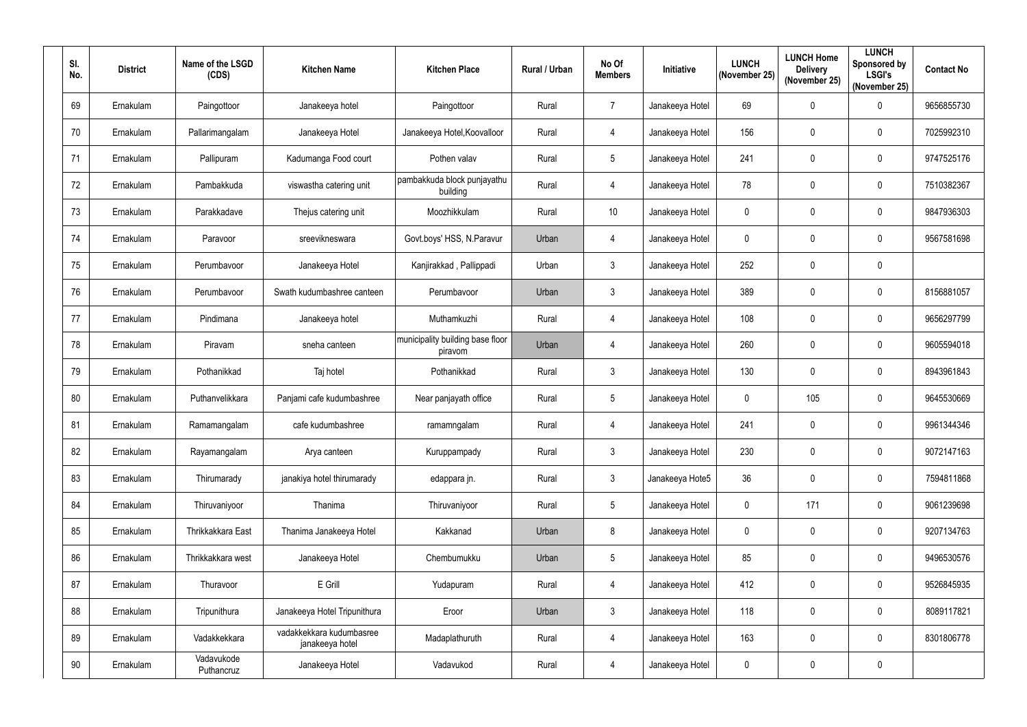| Sl. No. | District | Name of the LSGD (CDS) | Kitchen Name | Kitchen Place | Rural / Urban | No Of Members | Initiative | LUNCH (November 25) | LUNCH Home Delivery (November 25) | LUNCH Sponsored by LSGI's (November 25) | Contact No |
|---|---|---|---|---|---|---|---|---|---|---|---|
| 69 | Ernakulam | Paingottoor | Janakeeya hotel | Paingottoor | Rural | 7 | Janakeeya Hotel | 69 | 0 | 0 | 9656855730 |
| 70 | Ernakulam | Pallarimangalam | Janakeeya Hotel | Janakeeya Hotel,Koovalloor | Rural | 4 | Janakeeya Hotel | 156 | 0 | 0 | 7025992310 |
| 71 | Ernakulam | Pallipuram | Kadumanga Food court | Pothen valav | Rural | 5 | Janakeeya Hotel | 241 | 0 | 0 | 9747525176 |
| 72 | Ernakulam | Pambakkuda | viswastha catering unit | pambakkuda block punjayathu building | Rural | 4 | Janakeeya Hotel | 78 | 0 | 0 | 7510382367 |
| 73 | Ernakulam | Parakkadave | Thejus catering unit | Moozhikkulam | Rural | 10 | Janakeeya Hotel | 0 | 0 | 0 | 9847936303 |
| 74 | Ernakulam | Paravoor | sreevikneswara | Govt.boys' HSS, N.Paravur | Urban | 4 | Janakeeya Hotel | 0 | 0 | 0 | 9567581698 |
| 75 | Ernakulam | Perumbavoor | Janakeeya Hotel | Kanjirakkad , Pallippadi | Urban | 3 | Janakeeya Hotel | 252 | 0 | 0 | |
| 76 | Ernakulam | Perumbavoor | Swath kudumbashree canteen | Perumbavoor | Urban | 3 | Janakeeya Hotel | 389 | 0 | 0 | 8156881057 |
| 77 | Ernakulam | Pindimana | Janakeeya hotel | Muthamkuzhi | Rural | 4 | Janakeeya Hotel | 108 | 0 | 0 | 9656297799 |
| 78 | Ernakulam | Piravam | sneha canteen | municipality building base floor piravom | Urban | 4 | Janakeeya Hotel | 260 | 0 | 0 | 9605594018 |
| 79 | Ernakulam | Pothanikkad | Taj hotel | Pothanikkad | Rural | 3 | Janakeeya Hotel | 130 | 0 | 0 | 8943961843 |
| 80 | Ernakulam | Puthanvelikkara | Panjami cafe kudumbashree | Near panjayath office | Rural | 5 | Janakeeya Hotel | 0 | 105 | 0 | 9645530669 |
| 81 | Ernakulam | Ramamangalam | cafe kudumbashree | ramamngalam | Rural | 4 | Janakeeya Hotel | 241 | 0 | 0 | 9961344346 |
| 82 | Ernakulam | Rayamangalam | Arya canteen | Kuruppampady | Rural | 3 | Janakeeya Hotel | 230 | 0 | 0 | 9072147163 |
| 83 | Ernakulam | Thirumarady | janakiya hotel thirumarady | edappara jn. | Rural | 3 | Janakeeya Hote5 | 36 | 0 | 0 | 7594811868 |
| 84 | Ernakulam | Thiruvaniyoor | Thanima | Thiruvaniyoor | Rural | 5 | Janakeeya Hotel | 0 | 171 | 0 | 9061239698 |
| 85 | Ernakulam | Thrikkakkara East | Thanima Janakeeya Hotel | Kakkanad | Urban | 8 | Janakeeya Hotel | 0 | 0 | 0 | 9207134763 |
| 86 | Ernakulam | Thrikkakkara west | Janakeeya Hotel | Chembumukku | Urban | 5 | Janakeeya Hotel | 85 | 0 | 0 | 9496530576 |
| 87 | Ernakulam | Thuravoor | E Grill | Yudapuram | Rural | 4 | Janakeeya Hotel | 412 | 0 | 0 | 9526845935 |
| 88 | Ernakulam | Tripunithura | Janakeeya Hotel Tripunithura | Eroor | Urban | 3 | Janakeeya Hotel | 118 | 0 | 0 | 8089117821 |
| 89 | Ernakulam | Vadakkekkara | vadakkekkara kudumbasree janakeeya hotel | Madaplathuruth | Rural | 4 | Janakeeya Hotel | 163 | 0 | 0 | 8301806778 |
| 90 | Ernakulam | Vadavukode Puthancruz | Janakeeya Hotel | Vadavukod | Rural | 4 | Janakeeya Hotel | 0 | 0 | 0 | |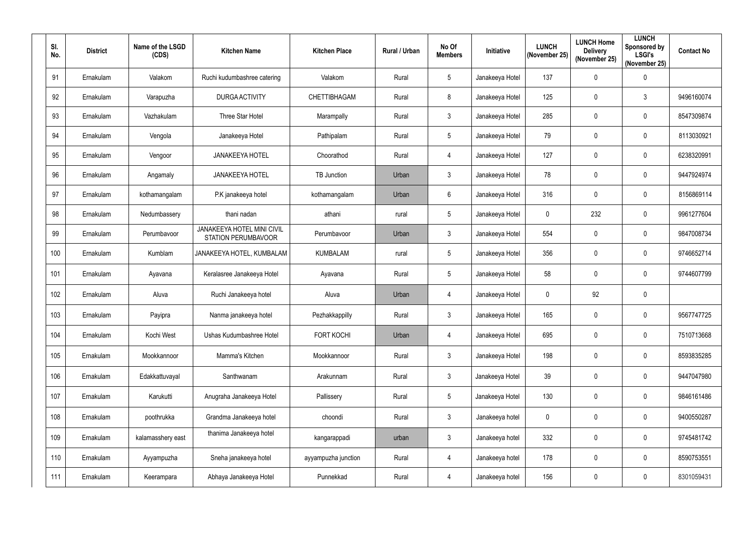| Sl. No. | District | Name of the LSGD (CDS) | Kitchen Name | Kitchen Place | Rural / Urban | No Of Members | Initiative | LUNCH (November 25) | LUNCH Home Delivery (November 25) | LUNCH Sponsored by LSGI's (November 25) | Contact No |
|---|---|---|---|---|---|---|---|---|---|---|---|
| 91 | Ernakulam | Valakom | Ruchi kudumbashree catering | Valakom | Rural | 5 | Janakeeya Hotel | 137 | 0 | 0 | |
| 92 | Ernakulam | Varapuzha | DURGA ACTIVITY | CHETTIBHAGAM | Rural | 8 | Janakeeya Hotel | 125 | 0 | 3 | 9496160074 |
| 93 | Ernakulam | Vazhakulam | Three Star Hotel | Marampally | Rural | 3 | Janakeeya Hotel | 285 | 0 | 0 | 8547309874 |
| 94 | Ernakulam | Vengola | Janakeeya Hotel | Pathipalam | Rural | 5 | Janakeeya Hotel | 79 | 0 | 0 | 8113030921 |
| 95 | Ernakulam | Vengoor | JANAKEEYA HOTEL | Choorathod | Rural | 4 | Janakeeya Hotel | 127 | 0 | 0 | 6238320991 |
| 96 | Ernakulam | Angamaly | JANAKEEYA HOTEL | TB Junction | Urban | 3 | Janakeeya Hotel | 78 | 0 | 0 | 9447924974 |
| 97 | Ernakulam | kothamangalam | P.K janakeeya hotel | kothamangalam | Urban | 6 | Janakeeya Hotel | 316 | 0 | 0 | 8156869114 |
| 98 | Ernakulam | Nedumbassery | thani nadan | athani | rural | 5 | Janakeeya Hotel | 0 | 232 | 0 | 9961277604 |
| 99 | Ernakulam | Perumbavoor | JANAKEEYA HOTEL MINI CIVIL STATION PERUMBAVOOR | Perumbavoor | Urban | 3 | Janakeeya Hotel | 554 | 0 | 0 | 9847008734 |
| 100 | Ernakulam | Kumblam | JANAKEEYA HOTEL, KUMBALAM | KUMBALAM | rural | 5 | Janakeeya Hotel | 356 | 0 | 0 | 9746652714 |
| 101 | Ernakulam | Ayavana | Keralasree Janakeeya Hotel | Ayavana | Rural | 5 | Janakeeya Hotel | 58 | 0 | 0 | 9744607799 |
| 102 | Ernakulam | Aluva | Ruchi Janakeeya hotel | Aluva | Urban | 4 | Janakeeya Hotel | 0 | 92 | 0 | |
| 103 | Ernakulam | Payipra | Nanma janakeeya hotel | Pezhakkappilly | Rural | 3 | Janakeeya Hotel | 165 | 0 | 0 | 9567747725 |
| 104 | Ernakulam | Kochi West | Ushas Kudumbashree Hotel | FORT KOCHI | Urban | 4 | Janakeeya Hotel | 695 | 0 | 0 | 7510713668 |
| 105 | Ernakulam | Mookkannoor | Mamma's Kitchen | Mookkannoor | Rural | 3 | Janakeeya Hotel | 198 | 0 | 0 | 8593835285 |
| 106 | Ernakulam | Edakkattuvayal | Santhwanam | Arakunnam | Rural | 3 | Janakeeya Hotel | 39 | 0 | 0 | 9447047980 |
| 107 | Ernakulam | Karukutti | Anugraha Janakeeya Hotel | Pallissery | Rural | 5 | Janakeeya Hotel | 130 | 0 | 0 | 9846161486 |
| 108 | Ernakulam | poothrukka | Grandma Janakeeya hotel | choondi | Rural | 3 | Janakeeya hotel | 0 | 0 | 0 | 9400550287 |
| 109 | Ernakulam | kalamasshery east | thanima Janakeeya hotel | kangarappadi | urban | 3 | Janakeeya hotel | 332 | 0 | 0 | 9745481742 |
| 110 | Ernakulam | Ayyampuzha | Sneha janakeeya hotel | ayyampuzha junction | Rural | 4 | Janakeeya hotel | 178 | 0 | 0 | 8590753551 |
| 111 | Ernakulam | Keerampara | Abhaya Janakeeya Hotel | Punnekkad | Rural | 4 | Janakeeya hotel | 156 | 0 | 0 | 8301059431 |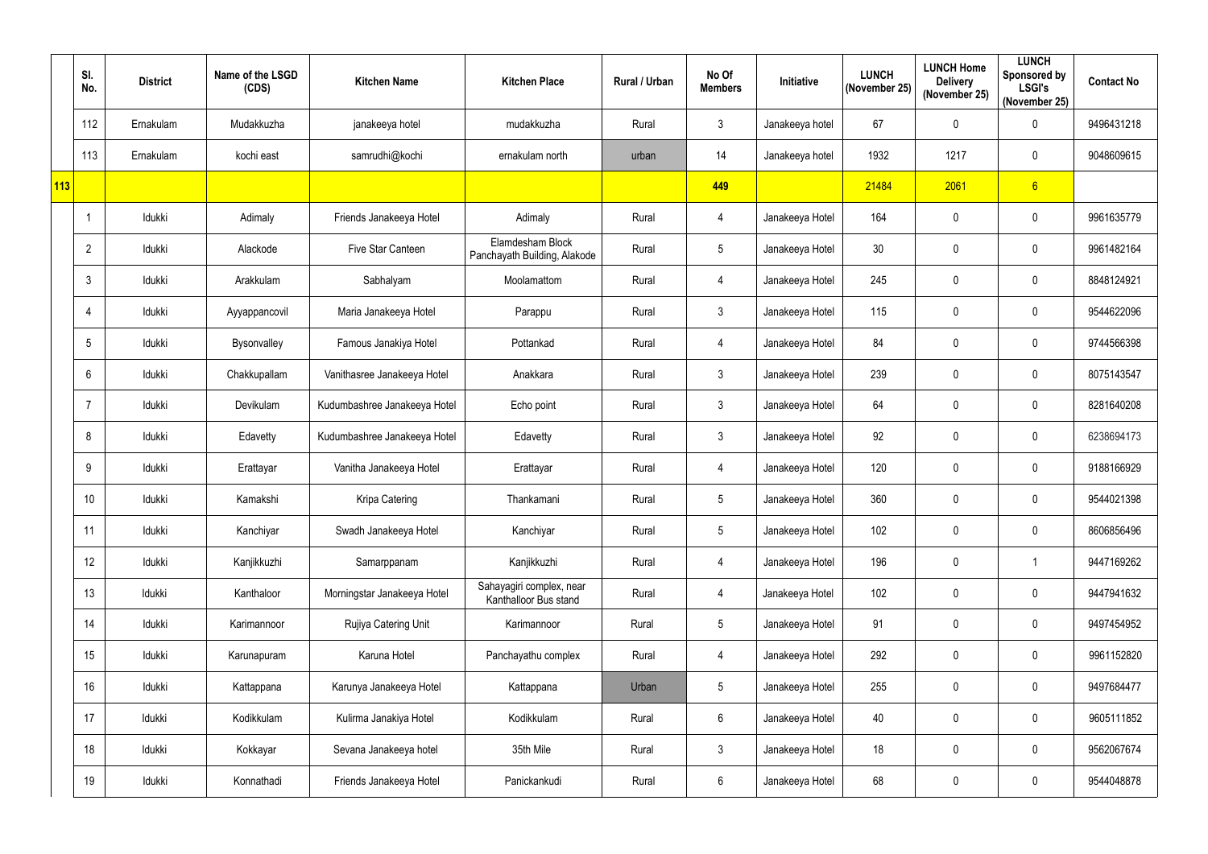| | Sl. No. | District | Name of the LSGD (CDS) | Kitchen Name | Kitchen Place | Rural / Urban | No Of Members | Initiative | LUNCH (November 25) | LUNCH Home Delivery (November 25) | LUNCH Sponsored by LSGI's (November 25) | Contact No |
|---|---|---|---|---|---|---|---|---|---|---|---|---|
| | 112 | Ernakulam | Mudakkuzha | janakeeya hotel | mudakkuzha | Rural | 3 | Janakeeya hotel | 67 | 0 | 0 | 9496431218 |
| | 113 | Ernakulam | kochi east | samrudhi@kochi | ernakulam north | urban | 14 | Janakeeya hotel | 1932 | 1217 | 0 | 9048609615 |
| **113** | | | | | | | **449** | | 21484 | 2061 | 6 | |
| | 1 | Idukki | Adimaly | Friends Janakeeya Hotel | Adimaly | Rural | 4 | Janakeeya Hotel | 164 | 0 | 0 | 9961635779 |
| | 2 | Idukki | Alackode | Five Star Canteen | Elamdesham Block Panchayath Building, Alakode | Rural | 5 | Janakeeya Hotel | 30 | 0 | 0 | 9961482164 |
| | 3 | Idukki | Arakkulam | Sabhalyam | Moolamattom | Rural | 4 | Janakeeya Hotel | 245 | 0 | 0 | 8848124921 |
| | 4 | Idukki | Ayyappancovil | Maria Janakeeya Hotel | Parappu | Rural | 3 | Janakeeya Hotel | 115 | 0 | 0 | 9544622096 |
| | 5 | Idukki | Bysonvalley | Famous Janakiya Hotel | Pottankad | Rural | 4 | Janakeeya Hotel | 84 | 0 | 0 | 9744566398 |
| | 6 | Idukki | Chakkupallam | Vanithasree Janakeeya Hotel | Anakkara | Rural | 3 | Janakeeya Hotel | 239 | 0 | 0 | 8075143547 |
| | 7 | Idukki | Devikulam | Kudumbashree Janakeeya Hotel | Echo point | Rural | 3 | Janakeeya Hotel | 64 | 0 | 0 | 8281640208 |
| | 8 | Idukki | Edavetty | Kudumbashree Janakeeya Hotel | Edavetty | Rural | 3 | Janakeeya Hotel | 92 | 0 | 0 | 6238694173 |
| | 9 | Idukki | Erattayar | Vanitha Janakeeya Hotel | Erattayar | Rural | 4 | Janakeeya Hotel | 120 | 0 | 0 | 9188166929 |
| | 10 | Idukki | Kamakshi | Kripa Catering | Thankamani | Rural | 5 | Janakeeya Hotel | 360 | 0 | 0 | 9544021398 |
| | 11 | Idukki | Kanchiyar | Swadh Janakeeya Hotel | Kanchiyar | Rural | 5 | Janakeeya Hotel | 102 | 0 | 0 | 8606856496 |
| | 12 | Idukki | Kanjikkuzhi | Samarppanam | Kanjikkuzhi | Rural | 4 | Janakeeya Hotel | 196 | 0 | 1 | 9447169262 |
| | 13 | Idukki | Kanthaloor | Morningstar Janakeeya Hotel | Sahayagiri complex, near Kanthalloor Bus stand | Rural | 4 | Janakeeya Hotel | 102 | 0 | 0 | 9447941632 |
| | 14 | Idukki | Karimannoor | Rujiya Catering Unit | Karimannoor | Rural | 5 | Janakeeya Hotel | 91 | 0 | 0 | 9497454952 |
| | 15 | Idukki | Karunapuram | Karuna Hotel | Panchayathu complex | Rural | 4 | Janakeeya Hotel | 292 | 0 | 0 | 9961152820 |
| | 16 | Idukki | Kattappana | Karunya Janakeeya Hotel | Kattappana | Urban | 5 | Janakeeya Hotel | 255 | 0 | 0 | 9497684477 |
| | 17 | Idukki | Kodikkulam | Kulirma Janakiya Hotel | Kodikkulam | Rural | 6 | Janakeeya Hotel | 40 | 0 | 0 | 9605111852 |
| | 18 | Idukki | Kokkayar | Sevana Janakeeya hotel | 35th Mile | Rural | 3 | Janakeeya Hotel | 18 | 0 | 0 | 9562067674 |
| | 19 | Idukki | Konnathadi | Friends Janakeeya Hotel | Panickankudi | Rural | 6 | Janakeeya Hotel | 68 | 0 | 0 | 9544048878 |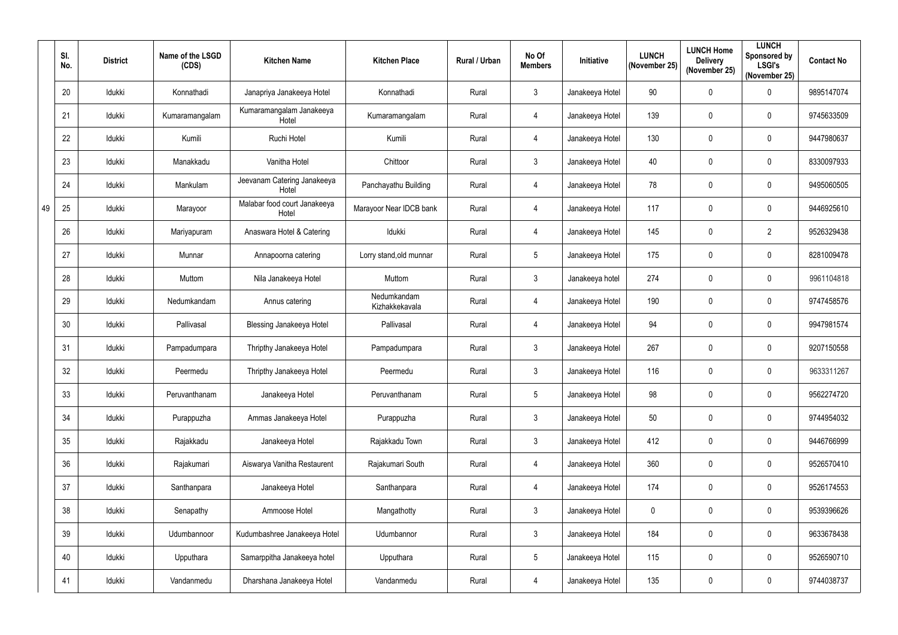| | Sl. No. | District | Name of the LSGD (CDS) | Kitchen Name | Kitchen Place | Rural / Urban | No Of Members | Initiative | LUNCH (November 25) | LUNCH Home Delivery (November 25) | LUNCH Sponsored by LSGI's (November 25) | Contact No |
|---|---|---|---|---|---|---|---|---|---|---|---|---|
| | 20 | Idukki | Konnathadi | Janapriya Janakeeya Hotel | Konnathadi | Rural | 3 | Janakeeya Hotel | 90 | 0 | 0 | 9895147074 |
| | 21 | Idukki | Kumaramangalam | Kumaramangalam Janakeeya Hotel | Kumaramangalam | Rural | 4 | Janakeeya Hotel | 139 | 0 | 0 | 9745633509 |
| | 22 | Idukki | Kumili | Ruchi Hotel | Kumili | Rural | 4 | Janakeeya Hotel | 130 | 0 | 0 | 9447980637 |
| | 23 | Idukki | Manakkadu | Vanitha Hotel | Chittoor | Rural | 3 | Janakeeya Hotel | 40 | 0 | 0 | 8330097933 |
| | 24 | Idukki | Mankulam | Jeevanam Catering Janakeeya Hotel | Panchayathu Building | Rural | 4 | Janakeeya Hotel | 78 | 0 | 0 | 9495060505 |
| 49 | 25 | Idukki | Marayoor | Malabar food court Janakeeya Hotel | Marayoor Near IDCB bank | Rural | 4 | Janakeeya Hotel | 117 | 0 | 0 | 9446925610 |
| | 26 | Idukki | Mariyapuram | Anaswara Hotel & Catering | Idukki | Rural | 4 | Janakeeya Hotel | 145 | 0 | 2 | 9526329438 |
| | 27 | Idukki | Munnar | Annapoorna catering | Lorry stand,old munnar | Rural | 5 | Janakeeya Hotel | 175 | 0 | 0 | 8281009478 |
| | 28 | Idukki | Muttom | Nila Janakeeya Hotel | Muttom | Rural | 3 | Janakeeya hotel | 274 | 0 | 0 | 9961104818 |
| | 29 | Idukki | Nedumkandam | Annus catering | Nedumkandam Kizhakkekavala | Rural | 4 | Janakeeya Hotel | 190 | 0 | 0 | 9747458576 |
| | 30 | Idukki | Pallivasal | Blessing Janakeeya Hotel | Pallivasal | Rural | 4 | Janakeeya Hotel | 94 | 0 | 0 | 9947981574 |
| | 31 | Idukki | Pampadumpara | Thripthy Janakeeya Hotel | Pampadumpara | Rural | 3 | Janakeeya Hotel | 267 | 0 | 0 | 9207150558 |
| | 32 | Idukki | Peermedu | Thripthy Janakeeya Hotel | Peermedu | Rural | 3 | Janakeeya Hotel | 116 | 0 | 0 | 9633311267 |
| | 33 | Idukki | Peruvanthanam | Janakeeya Hotel | Peruvanthanam | Rural | 5 | Janakeeya Hotel | 98 | 0 | 0 | 9562274720 |
| | 34 | Idukki | Purappuzha | Ammas Janakeeya Hotel | Purappuzha | Rural | 3 | Janakeeya Hotel | 50 | 0 | 0 | 9744954032 |
| | 35 | Idukki | Rajakkadu | Janakeeya Hotel | Rajakkadu Town | Rural | 3 | Janakeeya Hotel | 412 | 0 | 0 | 9446766999 |
| | 36 | Idukki | Rajakumari | Aiswarya Vanitha Restaurent | Rajakumari South | Rural | 4 | Janakeeya Hotel | 360 | 0 | 0 | 9526570410 |
| | 37 | Idukki | Santhanpara | Janakeeya Hotel | Santhanpara | Rural | 4 | Janakeeya Hotel | 174 | 0 | 0 | 9526174553 |
| | 38 | Idukki | Senapathy | Ammoose Hotel | Mangathotty | Rural | 3 | Janakeeya Hotel | 0 | 0 | 0 | 9539396626 |
| | 39 | Idukki | Udumbannoor | Kudumbashree Janakeeya Hotel | Udumbannor | Rural | 3 | Janakeeya Hotel | 184 | 0 | 0 | 9633678438 |
| | 40 | Idukki | Upputhara | Samarppitha Janakeeya hotel | Upputhara | Rural | 5 | Janakeeya Hotel | 115 | 0 | 0 | 9526590710 |
| | 41 | Idukki | Vandanmedu | Dharshana Janakeeya Hotel | Vandanmedu | Rural | 4 | Janakeeya Hotel | 135 | 0 | 0 | 9744038737 |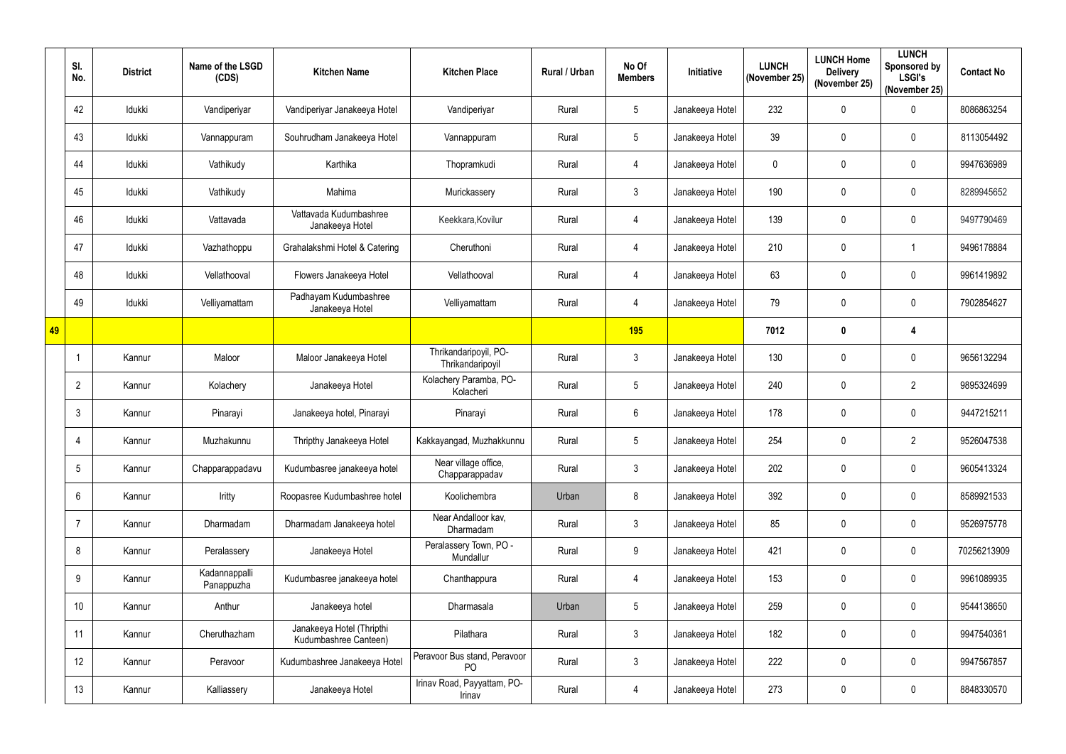|  | Sl. No. | District | Name of the LSGD (CDS) | Kitchen Name | Kitchen Place | Rural / Urban | No Of Members | Initiative | LUNCH (November 25) | LUNCH Home Delivery (November 25) | LUNCH Sponsored by LSGI's (November 25) | Contact No |
|---|---|---|---|---|---|---|---|---|---|---|---|---|
|  | 42 | Idukki | Vandiperiyar | Vandiperiyar Janakeeya Hotel | Vandiperiyar | Rural | 5 | Janakeeya Hotel | 232 | 0 | 0 | 8086863254 |
|  | 43 | Idukki | Vannappuram | Souhrudham Janakeeya Hotel | Vannappuram | Rural | 5 | Janakeeya Hotel | 39 | 0 | 0 | 8113054492 |
|  | 44 | Idukki | Vathikudy | Karthika | Thopramkudi | Rural | 4 | Janakeeya Hotel | 0 | 0 | 0 | 9947636989 |
|  | 45 | Idukki | Vathikudy | Mahima | Murickassery | Rural | 3 | Janakeeya Hotel | 190 | 0 | 0 | 8289945652 |
|  | 46 | Idukki | Vattavada | Vattavada Kudumbashree Janakeeya Hotel | Keekkara,Kovilur | Rural | 4 | Janakeeya Hotel | 139 | 0 | 0 | 9497790469 |
|  | 47 | Idukki | Vazhathoppu | Grahalakshmi Hotel & Catering | Cheruthoni | Rural | 4 | Janakeeya Hotel | 210 | 0 | 1 | 9496178884 |
|  | 48 | Idukki | Vellathooval | Flowers Janakeeya Hotel | Vellathooval | Rural | 4 | Janakeeya Hotel | 63 | 0 | 0 | 9961419892 |
|  | 49 | Idukki | Velliyamattam | Padhayam Kudumbashree Janakeeya Hotel | Velliyamattam | Rural | 4 | Janakeeya Hotel | 79 | 0 | 0 | 7902854627 |
| 49 |  |  |  |  |  |  | 195 |  | 7012 | 0 | 4 |  |
|  | 1 | Kannur | Maloor | Maloor Janakeeya Hotel | Thrikandaripoyil, PO-Thrikandaripoyil | Rural | 3 | Janakeeya Hotel | 130 | 0 | 0 | 9656132294 |
|  | 2 | Kannur | Kolachery | Janakeeya Hotel | Kolachery Paramba, PO-Kolacheri | Rural | 5 | Janakeeya Hotel | 240 | 0 | 2 | 9895324699 |
|  | 3 | Kannur | Pinarayi | Janakeeya hotel, Pinarayi | Pinarayi | Rural | 6 | Janakeeya Hotel | 178 | 0 | 0 | 9447215211 |
|  | 4 | Kannur | Muzhakunnu | Thripthy Janakeeya Hotel | Kakkayangad, Muzhakkunnu | Rural | 5 | Janakeeya Hotel | 254 | 0 | 2 | 9526047538 |
|  | 5 | Kannur | Chapparappadavu | Kudumbasree janakeeya hotel | Near village office, Chapparappadav | Rural | 3 | Janakeeya Hotel | 202 | 0 | 0 | 9605413324 |
|  | 6 | Kannur | Iritty | Roopasree Kudumbashree hotel | Koolichembra | Urban | 8 | Janakeeya Hotel | 392 | 0 | 0 | 8589921533 |
|  | 7 | Kannur | Dharmadam | Dharmadam Janakeeya hotel | Near Andalloor kav, Dharmadam | Rural | 3 | Janakeeya Hotel | 85 | 0 | 0 | 9526975778 |
|  | 8 | Kannur | Peralassery | Janakeeya Hotel | Peralassery Town, PO - Mundallur | Rural | 9 | Janakeeya Hotel | 421 | 0 | 0 | 70256213909 |
|  | 9 | Kannur | Kadannappalli Panappuzha | Kudumbasree janakeeya hotel | Chanthappura | Rural | 4 | Janakeeya Hotel | 153 | 0 | 0 | 9961089935 |
|  | 10 | Kannur | Anthur | Janakeeya hotel | Dharmasala | Urban | 5 | Janakeeya Hotel | 259 | 0 | 0 | 9544138650 |
|  | 11 | Kannur | Cheruthazham | Janakeeya Hotel (Thripthi Kudumbashree Canteen) | Pilathara | Rural | 3 | Janakeeya Hotel | 182 | 0 | 0 | 9947540361 |
|  | 12 | Kannur | Peravoor | Kudumbashree Janakeeya Hotel | Peravoor Bus stand, Peravoor PO | Rural | 3 | Janakeeya Hotel | 222 | 0 | 0 | 9947567857 |
|  | 13 | Kannur | Kalliassery | Janakeeya Hotel | Irinav Road, Payyattam, PO-Irinav | Rural | 4 | Janakeeya Hotel | 273 | 0 | 0 | 8848330570 |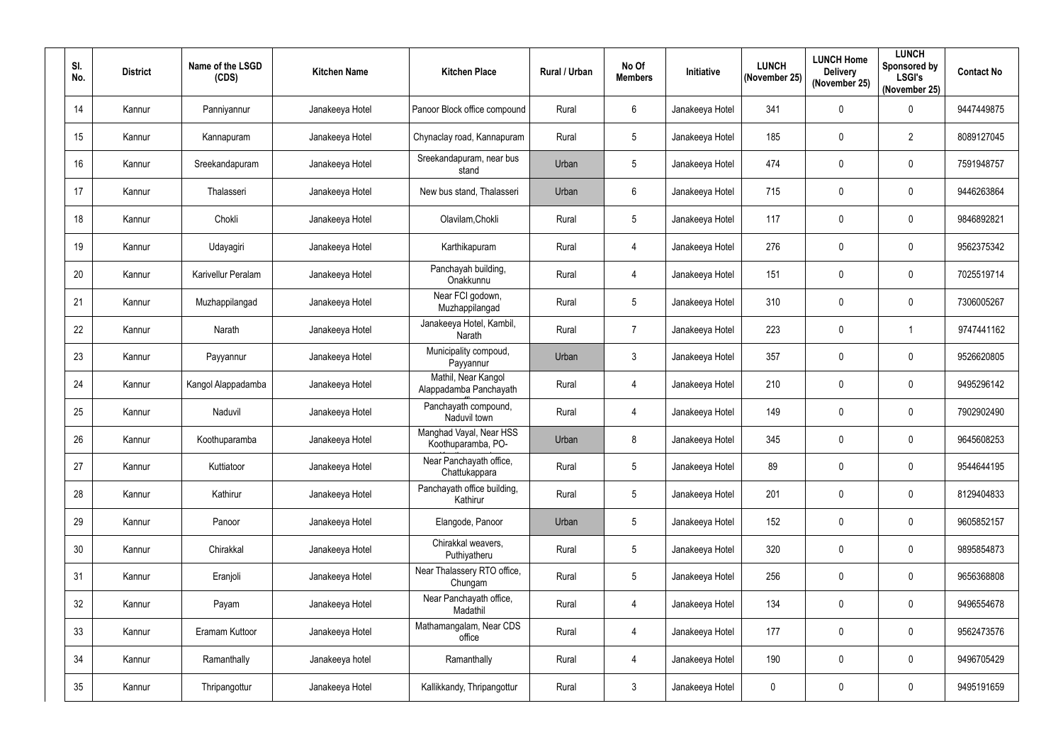| Sl. No. | District | Name of the LSGD (CDS) | Kitchen Name | Kitchen Place | Rural / Urban | No Of Members | Initiative | LUNCH (November 25) | LUNCH Home Delivery (November 25) | LUNCH Sponsored by LSGI's (November 25) | Contact No |
|---|---|---|---|---|---|---|---|---|---|---|---|
| 14 | Kannur | Panniyannur | Janakeeya Hotel | Panoor Block office compound | Rural | 6 | Janakeeya Hotel | 341 | 0 | 0 | 9447449875 |
| 15 | Kannur | Kannapuram | Janakeeya Hotel | Chynaclay road, Kannapuram | Rural | 5 | Janakeeya Hotel | 185 | 0 | 2 | 8089127045 |
| 16 | Kannur | Sreekandapuram | Janakeeya Hotel | Sreekandapuram, near bus stand | Urban | 5 | Janakeeya Hotel | 474 | 0 | 0 | 7591948757 |
| 17 | Kannur | Thalasseri | Janakeeya Hotel | New bus stand, Thalasseri | Urban | 6 | Janakeeya Hotel | 715 | 0 | 0 | 9446263864 |
| 18 | Kannur | Chokli | Janakeeya Hotel | Olavilam,Chokli | Rural | 5 | Janakeeya Hotel | 117 | 0 | 0 | 9846892821 |
| 19 | Kannur | Udayagiri | Janakeeya Hotel | Karthikapuram | Rural | 4 | Janakeeya Hotel | 276 | 0 | 0 | 9562375342 |
| 20 | Kannur | Karivellur Peralam | Janakeeya Hotel | Panchayah building, Onakkunnu | Rural | 4 | Janakeeya Hotel | 151 | 0 | 0 | 7025519714 |
| 21 | Kannur | Muzhappilangad | Janakeeya Hotel | Near FCI godown, Muzhappilangad | Rural | 5 | Janakeeya Hotel | 310 | 0 | 0 | 7306005267 |
| 22 | Kannur | Narath | Janakeeya Hotel | Janakeeya Hotel, Kambil, Narath | Rural | 7 | Janakeeya Hotel | 223 | 0 | 1 | 9747441162 |
| 23 | Kannur | Payyannur | Janakeeya Hotel | Municipality compoud, Payyannur | Urban | 3 | Janakeeya Hotel | 357 | 0 | 0 | 9526620805 |
| 24 | Kannur | Kangol Alappadamba | Janakeeya Hotel | Mathil, Near Kangol Alappadamba Panchayath | Rural | 4 | Janakeeya Hotel | 210 | 0 | 0 | 9495296142 |
| 25 | Kannur | Naduvil | Janakeeya Hotel | Panchayath compound, Naduvil town | Rural | 4 | Janakeeya Hotel | 149 | 0 | 0 | 7902902490 |
| 26 | Kannur | Koothuparamba | Janakeeya Hotel | Manghad Vayal, Near HSS Koothuparamba, PO- | Urban | 8 | Janakeeya Hotel | 345 | 0 | 0 | 9645608253 |
| 27 | Kannur | Kuttiatoor | Janakeeya Hotel | Near Panchayath office, Chattukappara | Rural | 5 | Janakeeya Hotel | 89 | 0 | 0 | 9544644195 |
| 28 | Kannur | Kathirur | Janakeeya Hotel | Panchayath office building, Kathirur | Rural | 5 | Janakeeya Hotel | 201 | 0 | 0 | 8129404833 |
| 29 | Kannur | Panoor | Janakeeya Hotel | Elangode, Panoor | Urban | 5 | Janakeeya Hotel | 152 | 0 | 0 | 9605852157 |
| 30 | Kannur | Chirakkal | Janakeeya Hotel | Chirakkal weavers, Puthiyatheru | Rural | 5 | Janakeeya Hotel | 320 | 0 | 0 | 9895854873 |
| 31 | Kannur | Eranjoli | Janakeeya Hotel | Near Thalassery RTO office, Chungam | Rural | 5 | Janakeeya Hotel | 256 | 0 | 0 | 9656368808 |
| 32 | Kannur | Payam | Janakeeya Hotel | Near Panchayath office, Madathil | Rural | 4 | Janakeeya Hotel | 134 | 0 | 0 | 9496554678 |
| 33 | Kannur | Eramam Kuttoor | Janakeeya Hotel | Mathamangalam, Near CDS office | Rural | 4 | Janakeeya Hotel | 177 | 0 | 0 | 9562473576 |
| 34 | Kannur | Ramanthally | Janakeeya hotel | Ramanthally | Rural | 4 | Janakeeya Hotel | 190 | 0 | 0 | 9496705429 |
| 35 | Kannur | Thripangottur | Janakeeya Hotel | Kallikkandy, Thripangottur | Rural | 3 | Janakeeya Hotel | 0 | 0 | 0 | 9495191659 |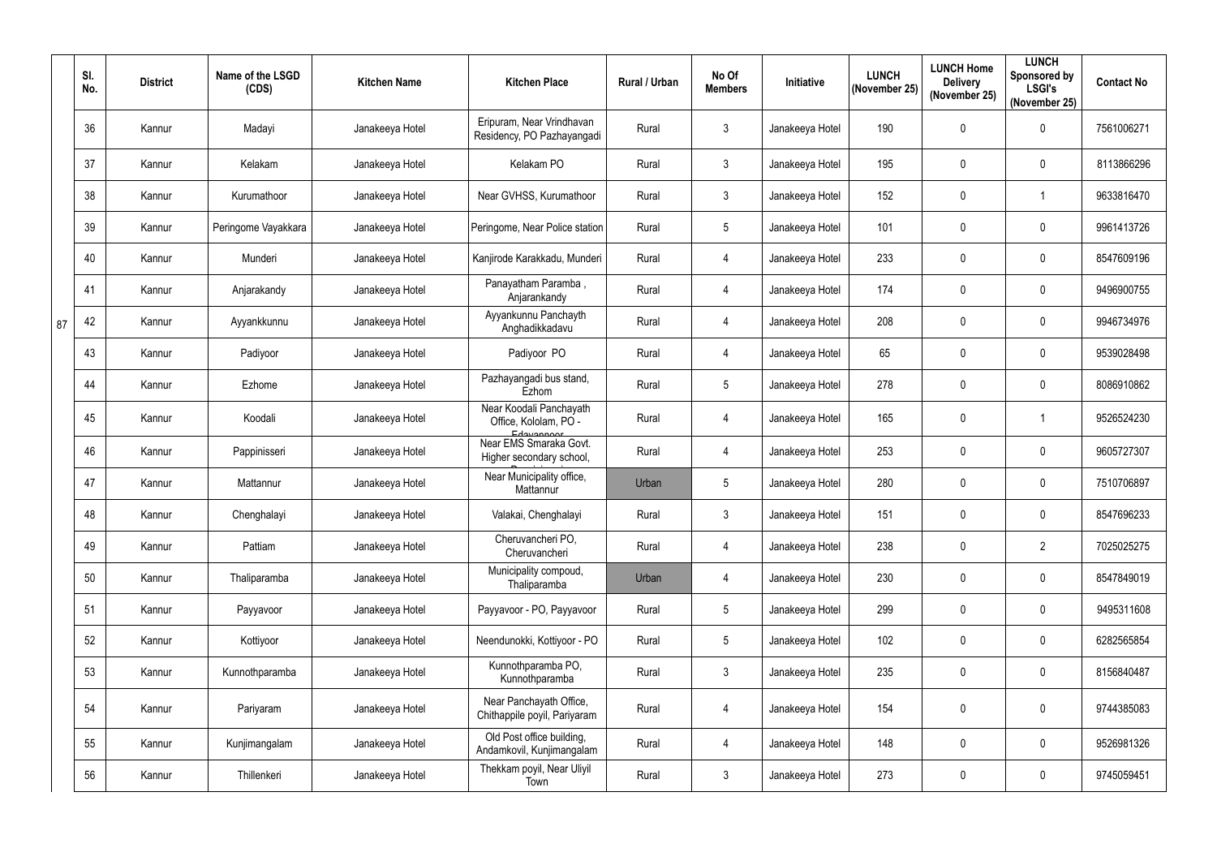| | Sl. No. | District | Name of the LSGD (CDS) | Kitchen Name | Kitchen Place | Rural / Urban | No Of Members | Initiative | LUNCH (November 25) | LUNCH Home Delivery (November 25) | LUNCH Sponsored by LSGI's (November 25) | Contact No |
|---|---|---|---|---|---|---|---|---|---|---|---|---|
| | 36 | Kannur | Madayi | Janakeeya Hotel | Eripuram, Near Vrindhavan Residency, PO Pazhayangadi | Rural | 3 | Janakeeya Hotel | 190 | 0 | 0 | 7561006271 |
| | 37 | Kannur | Kelakam | Janakeeya Hotel | Kelakam PO | Rural | 3 | Janakeeya Hotel | 195 | 0 | 0 | 8113866296 |
| | 38 | Kannur | Kurumathoor | Janakeeya Hotel | Near GVHSS, Kurumathoor | Rural | 3 | Janakeeya Hotel | 152 | 0 | 1 | 9633816470 |
| | 39 | Kannur | Peringome Vayakkara | Janakeeya Hotel | Peringome, Near Police station | Rural | 5 | Janakeeya Hotel | 101 | 0 | 0 | 9961413726 |
| | 40 | Kannur | Munderi | Janakeeya Hotel | Kanjirode Karakkadu, Munderi | Rural | 4 | Janakeeya Hotel | 233 | 0 | 0 | 8547609196 |
| | 41 | Kannur | Anjarakandy | Janakeeya Hotel | Panayatham Paramba , Anjarankandy | Rural | 4 | Janakeeya Hotel | 174 | 0 | 0 | 9496900755 |
| 87 | 42 | Kannur | Ayyankkunnu | Janakeeya Hotel | Ayyankunnu Panchayth Anghadikkadavu | Rural | 4 | Janakeeya Hotel | 208 | 0 | 0 | 9946734976 |
| | 43 | Kannur | Padiyoor | Janakeeya Hotel | Padiyoor PO | Rural | 4 | Janakeeya Hotel | 65 | 0 | 0 | 9539028498 |
| | 44 | Kannur | Ezhome | Janakeeya Hotel | Pazhayangadi bus stand, Ezhom | Rural | 5 | Janakeeya Hotel | 278 | 0 | 0 | 8086910862 |
| | 45 | Kannur | Koodali | Janakeeya Hotel | Near Koodali Panchayath Office, Kololam, PO - Edavannoor | Rural | 4 | Janakeeya Hotel | 165 | 0 | 1 | 9526524230 |
| | 46 | Kannur | Pappinisseri | Janakeeya Hotel | Near EMS Smaraka Govt. Higher secondary school, | Rural | 4 | Janakeeya Hotel | 253 | 0 | 0 | 9605727307 |
| | 47 | Kannur | Mattannur | Janakeeya Hotel | Near Municipality office, Mattannur | Urban | 5 | Janakeeya Hotel | 280 | 0 | 0 | 7510706897 |
| | 48 | Kannur | Chenghalayi | Janakeeya Hotel | Valakai, Chenghalayi | Rural | 3 | Janakeeya Hotel | 151 | 0 | 0 | 8547696233 |
| | 49 | Kannur | Pattiam | Janakeeya Hotel | Cheruvancheri PO, Cheruvancheri | Rural | 4 | Janakeeya Hotel | 238 | 0 | 2 | 7025025275 |
| | 50 | Kannur | Thaliparamba | Janakeeya Hotel | Municipality compoud, Thaliparamba | Urban | 4 | Janakeeya Hotel | 230 | 0 | 0 | 8547849019 |
| | 51 | Kannur | Payyavoor | Janakeeya Hotel | Payyavoor - PO, Payyavoor | Rural | 5 | Janakeeya Hotel | 299 | 0 | 0 | 9495311608 |
| | 52 | Kannur | Kottiyoor | Janakeeya Hotel | Neendunokki, Kottiyoor - PO | Rural | 5 | Janakeeya Hotel | 102 | 0 | 0 | 6282565854 |
| | 53 | Kannur | Kunnothparamba | Janakeeya Hotel | Kunnothparamba PO, Kunnothparamba | Rural | 3 | Janakeeya Hotel | 235 | 0 | 0 | 8156840487 |
| | 54 | Kannur | Pariyaram | Janakeeya Hotel | Near Panchayath Office, Chithappile poyil, Pariyaram | Rural | 4 | Janakeeya Hotel | 154 | 0 | 0 | 9744385083 |
| | 55 | Kannur | Kunjimangalam | Janakeeya Hotel | Old Post office building, Andamkovil, Kunjimangalam | Rural | 4 | Janakeeya Hotel | 148 | 0 | 0 | 9526981326 |
| | 56 | Kannur | Thillenkeri | Janakeeya Hotel | Thekkam poyil, Near Uliyil Town | Rural | 3 | Janakeeya Hotel | 273 | 0 | 0 | 9745059451 |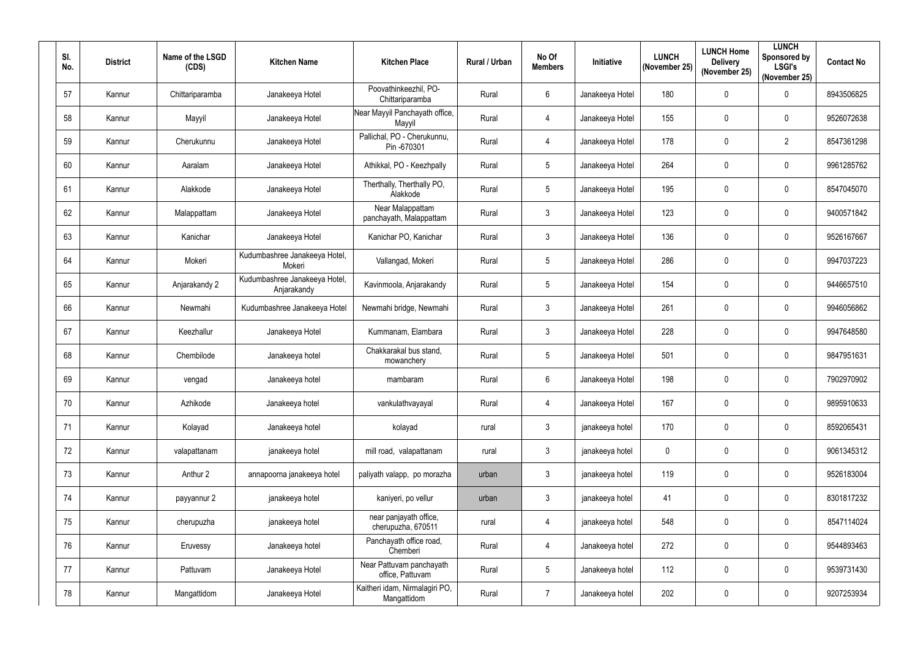| Sl. No. | District | Name of the LSGD (CDS) | Kitchen Name | Kitchen Place | Rural / Urban | No Of Members | Initiative | LUNCH (November 25) | LUNCH Home Delivery (November 25) | LUNCH Sponsored by LSGI's (November 25) | Contact No |
|---|---|---|---|---|---|---|---|---|---|---|---|
| 57 | Kannur | Chittariparamba | Janakeeya Hotel | Poovathinkeezhil, PO-Chittariparamba | Rural | 6 | Janakeeya Hotel | 180 | 0 | 0 | 8943506825 |
| 58 | Kannur | Mayyil | Janakeeya Hotel | Near Mayyil Panchayath office, Mayyil | Rural | 4 | Janakeeya Hotel | 155 | 0 | 0 | 9526072638 |
| 59 | Kannur | Cherukunnu | Janakeeya Hotel | Pallichal, PO - Cherukunnu, Pin -670301 | Rural | 4 | Janakeeya Hotel | 178 | 0 | 2 | 8547361298 |
| 60 | Kannur | Aaralam | Janakeeya Hotel | Athikkal, PO - Keezhpally | Rural | 5 | Janakeeya Hotel | 264 | 0 | 0 | 9961285762 |
| 61 | Kannur | Alakkode | Janakeeya Hotel | Therthally, Therthally PO, Alakkode | Rural | 5 | Janakeeya Hotel | 195 | 0 | 0 | 8547045070 |
| 62 | Kannur | Malappattam | Janakeeya Hotel | Near Malappattam panchayath, Malappattam | Rural | 3 | Janakeeya Hotel | 123 | 0 | 0 | 9400571842 |
| 63 | Kannur | Kanichar | Janakeeya Hotel | Kanichar PO, Kanichar | Rural | 3 | Janakeeya Hotel | 136 | 0 | 0 | 9526167667 |
| 64 | Kannur | Mokeri | Kudumbashree Janakeeya Hotel, Mokeri | Vallangad, Mokeri | Rural | 5 | Janakeeya Hotel | 286 | 0 | 0 | 9947037223 |
| 65 | Kannur | Anjarakandy 2 | Kudumbashree Janakeeya Hotel, Anjarakandy | Kavinmoola, Anjarakandy | Rural | 5 | Janakeeya Hotel | 154 | 0 | 0 | 9446657510 |
| 66 | Kannur | Newmahi | Kudumbashree Janakeeya Hotel | Newmahi bridge, Newmahi | Rural | 3 | Janakeeya Hotel | 261 | 0 | 0 | 9946056862 |
| 67 | Kannur | Keezhallur | Janakeeya Hotel | Kummanam, Elambara | Rural | 3 | Janakeeya Hotel | 228 | 0 | 0 | 9947648580 |
| 68 | Kannur | Chembilode | Janakeeya hotel | Chakkarakal bus stand, mowanchery | Rural | 5 | Janakeeya Hotel | 501 | 0 | 0 | 9847951631 |
| 69 | Kannur | vengad | Janakeeya hotel | mambaram | Rural | 6 | Janakeeya Hotel | 198 | 0 | 0 | 7902970902 |
| 70 | Kannur | Azhikode | Janakeeya hotel | vankulathvayayal | Rural | 4 | Janakeeya Hotel | 167 | 0 | 0 | 9895910633 |
| 71 | Kannur | Kolayad | Janakeeya hotel | kolayad | rural | 3 | janakeeya hotel | 170 | 0 | 0 | 8592065431 |
| 72 | Kannur | valapattanam | janakeeya hotel | mill road, valapattanam | rural | 3 | janakeeya hotel | 0 | 0 | 0 | 9061345312 |
| 73 | Kannur | Anthur 2 | annapoorna janakeeya hotel | paliyath valapp, po morazha | urban | 3 | janakeeya hotel | 119 | 0 | 0 | 9526183004 |
| 74 | Kannur | payyannur 2 | janakeeya hotel | kaniyeri, po vellur | urban | 3 | janakeeya hotel | 41 | 0 | 0 | 8301817232 |
| 75 | Kannur | cherupuzha | janakeeya hotel | near panjayath office, cherupuzha, 670511 | rural | 4 | janakeeya hotel | 548 | 0 | 0 | 8547114024 |
| 76 | Kannur | Eruvessy | Janakeeya hotel | Panchayath office road, Chemberi | Rural | 4 | Janakeeya hotel | 272 | 0 | 0 | 9544893463 |
| 77 | Kannur | Pattuvam | Janakeeya Hotel | Near Pattuvam panchayath office, Pattuvam | Rural | 5 | Janakeeya hotel | 112 | 0 | 0 | 9539731430 |
| 78 | Kannur | Mangattidom | Janakeeya Hotel | Kaitheri idam, Nirmalagiri PO, Mangattidom | Rural | 7 | Janakeeya hotel | 202 | 0 | 0 | 9207253934 |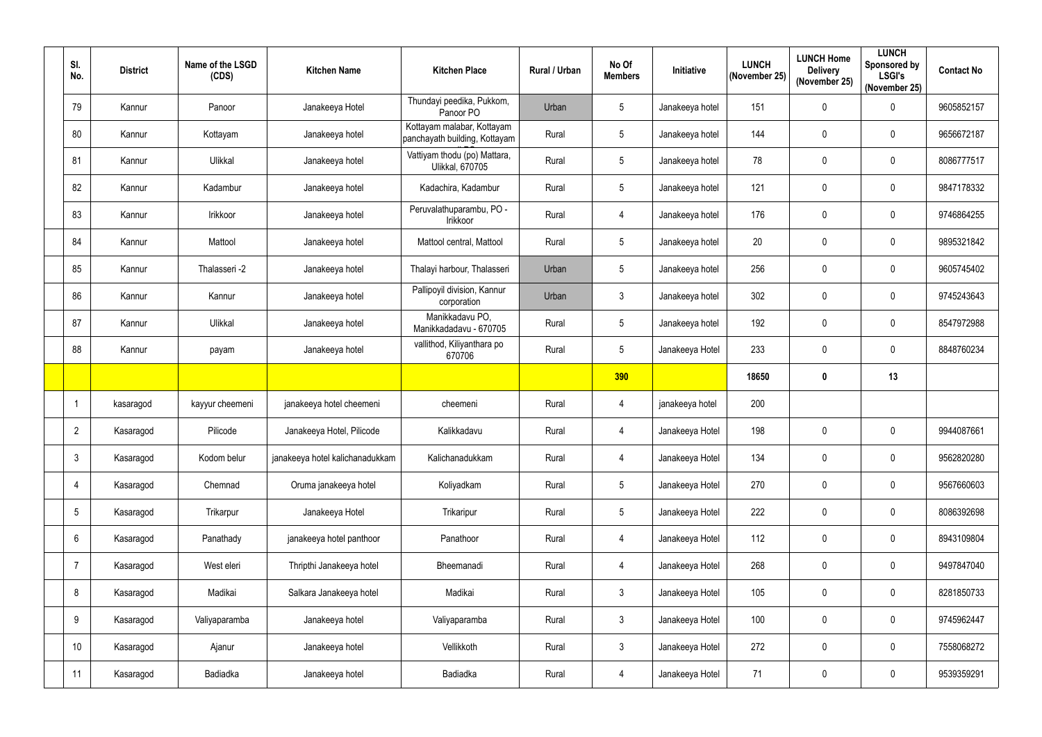| Sl. No. | District | Name of the LSGD (CDS) | Kitchen Name | Kitchen Place | Rural / Urban | No Of Members | Initiative | LUNCH (November 25) | LUNCH Home Delivery (November 25) | LUNCH Sponsored by LSGI's (November 25) | Contact No |
|---|---|---|---|---|---|---|---|---|---|---|---|
| 79 | Kannur | Panoor | Janakeeya Hotel | Thundayi peedika, Pukkom, Panoor PO | Urban | 5 | Janakeeya hotel | 151 | 0 | 0 | 9605852157 |
| 80 | Kannur | Kottayam | Janakeeya hotel | Kottayam malabar, Kottayam panchayath building, Kottayam | Rural | 5 | Janakeeya hotel | 144 | 0 | 0 | 9656672187 |
| 81 | Kannur | Ulikkal | Janakeeya hotel | Vattiyam thodu (po) Mattara, Ulikkal, 670705 | Rural | 5 | Janakeeya hotel | 78 | 0 | 0 | 8086777517 |
| 82 | Kannur | Kadambur | Janakeeya hotel | Kadachira, Kadambur | Rural | 5 | Janakeeya hotel | 121 | 0 | 0 | 9847178332 |
| 83 | Kannur | Irikkoor | Janakeeya hotel | Peruvalathuparambu, PO - Irikkoor | Rural | 4 | Janakeeya hotel | 176 | 0 | 0 | 9746864255 |
| 84 | Kannur | Mattool | Janakeeya hotel | Mattool central, Mattool | Rural | 5 | Janakeeya hotel | 20 | 0 | 0 | 9895321842 |
| 85 | Kannur | Thalasseri -2 | Janakeeya hotel | Thalayi harbour, Thalasseri | Urban | 5 | Janakeeya hotel | 256 | 0 | 0 | 9605745402 |
| 86 | Kannur | Kannur | Janakeeya hotel | Pallipoyil division, Kannur corporation | Urban | 3 | Janakeeya hotel | 302 | 0 | 0 | 9745243643 |
| 87 | Kannur | Ulikkal | Janakeeya hotel | Manikkadavu PO, Manikkadadavu - 670705 | Rural | 5 | Janakeeya hotel | 192 | 0 | 0 | 8547972988 |
| 88 | Kannur | payam | Janakeeya hotel | vallithod, Kiliyanthara po 670706 | Rural | 5 | Janakeeya Hotel | 233 | 0 | 0 | 8848760234 |
| | | | | | | **390** | | **18650** | **0** | **13** | |
| 1 | kasaragod | kayyur cheemeni | janakeeya hotel cheemeni | cheemeni | Rural | 4 | janakeeya hotel | 200 | | | |
| 2 | Kasaragod | Pilicode | Janakeeya Hotel, Pilicode | Kalikkadavu | Rural | 4 | Janakeeya Hotel | 198 | 0 | 0 | 9944087661 |
| 3 | Kasaragod | Kodom belur | janakeeya hotel kalichanadukkam | Kalichanadukkam | Rural | 4 | Janakeeya Hotel | 134 | 0 | 0 | 9562820280 |
| 4 | Kasaragod | Chemnad | Oruma janakeeya hotel | Koliyadkam | Rural | 5 | Janakeeya Hotel | 270 | 0 | 0 | 9567660603 |
| 5 | Kasaragod | Trikarpur | Janakeeya Hotel | Trikaripur | Rural | 5 | Janakeeya Hotel | 222 | 0 | 0 | 8086392698 |
| 6 | Kasaragod | Panathady | janakeeya hotel panthoor | Panathoor | Rural | 4 | Janakeeya Hotel | 112 | 0 | 0 | 8943109804 |
| 7 | Kasaragod | West eleri | Thripthi Janakeeya hotel | Bheemanadi | Rural | 4 | Janakeeya Hotel | 268 | 0 | 0 | 9497847040 |
| 8 | Kasaragod | Madikai | Salkara Janakeeya hotel | Madikai | Rural | 3 | Janakeeya Hotel | 105 | 0 | 0 | 8281850733 |
| 9 | Kasaragod | Valiyaparamba | Janakeeya hotel | Valiyaparamba | Rural | 3 | Janakeeya Hotel | 100 | 0 | 0 | 9745962447 |
| 10 | Kasaragod | Ajanur | Janakeeya hotel | Vellikkoth | Rural | 3 | Janakeeya Hotel | 272 | 0 | 0 | 7558068272 |
| 11 | Kasaragod | Badiadka | Janakeeya hotel | Badiadka | Rural | 4 | Janakeeya Hotel | 71 | 0 | 0 | 9539359291 |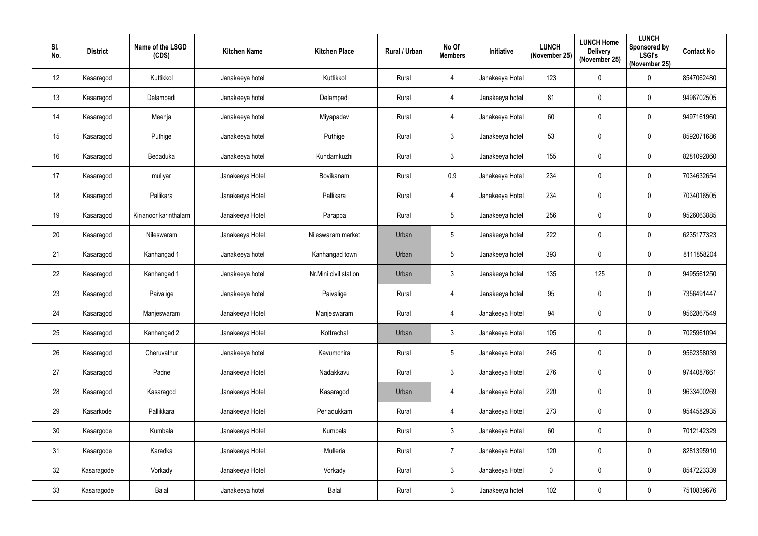| Sl. No. | District | Name of the LSGD (CDS) | Kitchen Name | Kitchen Place | Rural / Urban | No Of Members | Initiative | LUNCH (November 25) | LUNCH Home Delivery (November 25) | LUNCH Sponsored by LSGI's (November 25) | Contact No |
|---|---|---|---|---|---|---|---|---|---|---|---|
| 12 | Kasaragod | Kuttikkol | Janakeeya hotel | Kuttikkol | Rural | 4 | Janakeeya Hotel | 123 | 0 | 0 | 8547062480 |
| 13 | Kasaragod | Delampadi | Janakeeya hotel | Delampadi | Rural | 4 | Janakeeya hotel | 81 | 0 | 0 | 9496702505 |
| 14 | Kasaragod | Meenja | Janakeeya hotel | Miyapadav | Rural | 4 | Janakeeya Hotel | 60 | 0 | 0 | 9497161960 |
| 15 | Kasaragod | Puthige | Janakeeya hotel | Puthige | Rural | 3 | Janakeeya hotel | 53 | 0 | 0 | 8592071686 |
| 16 | Kasaragod | Bedaduka | Janakeeya hotel | Kundamkuzhi | Rural | 3 | Janakeeya hotel | 155 | 0 | 0 | 8281092860 |
| 17 | Kasaragod | muliyar | Janakeeya Hotel | Bovikanam | Rural | 0.9 | Janakeeya Hotel | 234 | 0 | 0 | 7034632654 |
| 18 | Kasaragod | Pallikara | Janakeeya Hotel | Pallikara | Rural | 4 | Janakeeya Hotel | 234 | 0 | 0 | 7034016505 |
| 19 | Kasaragod | Kinanoor karinthalam | Janakeeya Hotel | Parappa | Rural | 5 | Janakeeya hotel | 256 | 0 | 0 | 9526063885 |
| 20 | Kasaragod | Nileswaram | Janakeeya Hotel | Nileswaram market | Urban | 5 | Janakeeya hotel | 222 | 0 | 0 | 6235177323 |
| 21 | Kasaragod | Kanhangad 1 | Janakeeya hotel | Kanhangad town | Urban | 5 | Janakeeya hotel | 393 | 0 | 0 | 8111858204 |
| 22 | Kasaragod | Kanhangad 1 | Janakeeya hotel | Nr.Mini civil station | Urban | 3 | Janakeeya hotel | 135 | 125 | 0 | 9495561250 |
| 23 | Kasaragod | Paivalige | Janakeeya hotel | Paivalige | Rural | 4 | Janakeeya hotel | 95 | 0 | 0 | 7356491447 |
| 24 | Kasaragod | Manjeswaram | Janakeeya Hotel | Manjeswaram | Rural | 4 | Janakeeya Hotel | 94 | 0 | 0 | 9562867549 |
| 25 | Kasaragod | Kanhangad 2 | Janakeeya Hotel | Kottrachal | Urban | 3 | Janakeeya Hotel | 105 | 0 | 0 | 7025961094 |
| 26 | Kasaragod | Cheruvathur | Janakeeya hotel | Kavumchira | Rural | 5 | Janakeeya Hotel | 245 | 0 | 0 | 9562358039 |
| 27 | Kasaragod | Padne | Janakeeya Hotel | Nadakkavu | Rural | 3 | Janakeeya Hotel | 276 | 0 | 0 | 9744087661 |
| 28 | Kasaragod | Kasaragod | Janakeeya Hotel | Kasaragod | Urban | 4 | Janakeeya Hotel | 220 | 0 | 0 | 9633400269 |
| 29 | Kasarkode | Pallikkara | Janakeeya Hotel | Perladukkam | Rural | 4 | Janakeeya Hotel | 273 | 0 | 0 | 9544582935 |
| 30 | Kasargode | Kumbala | Janakeeya Hotel | Kumbala | Rural | 3 | Janakeeya Hotel | 60 | 0 | 0 | 7012142329 |
| 31 | Kasargode | Karadka | Janakeeya Hotel | Mulleria | Rural | 7 | Janakeeya Hotel | 120 | 0 | 0 | 8281395910 |
| 32 | Kasaragode | Vorkady | Janakeeya Hotel | Vorkady | Rural | 3 | Janakeeya Hotel | 0 | 0 | 0 | 8547223339 |
| 33 | Kasaragode | Balal | Janakeeya hotel | Balal | Rural | 3 | Janakeeya hotel | 102 | 0 | 0 | 7510839676 |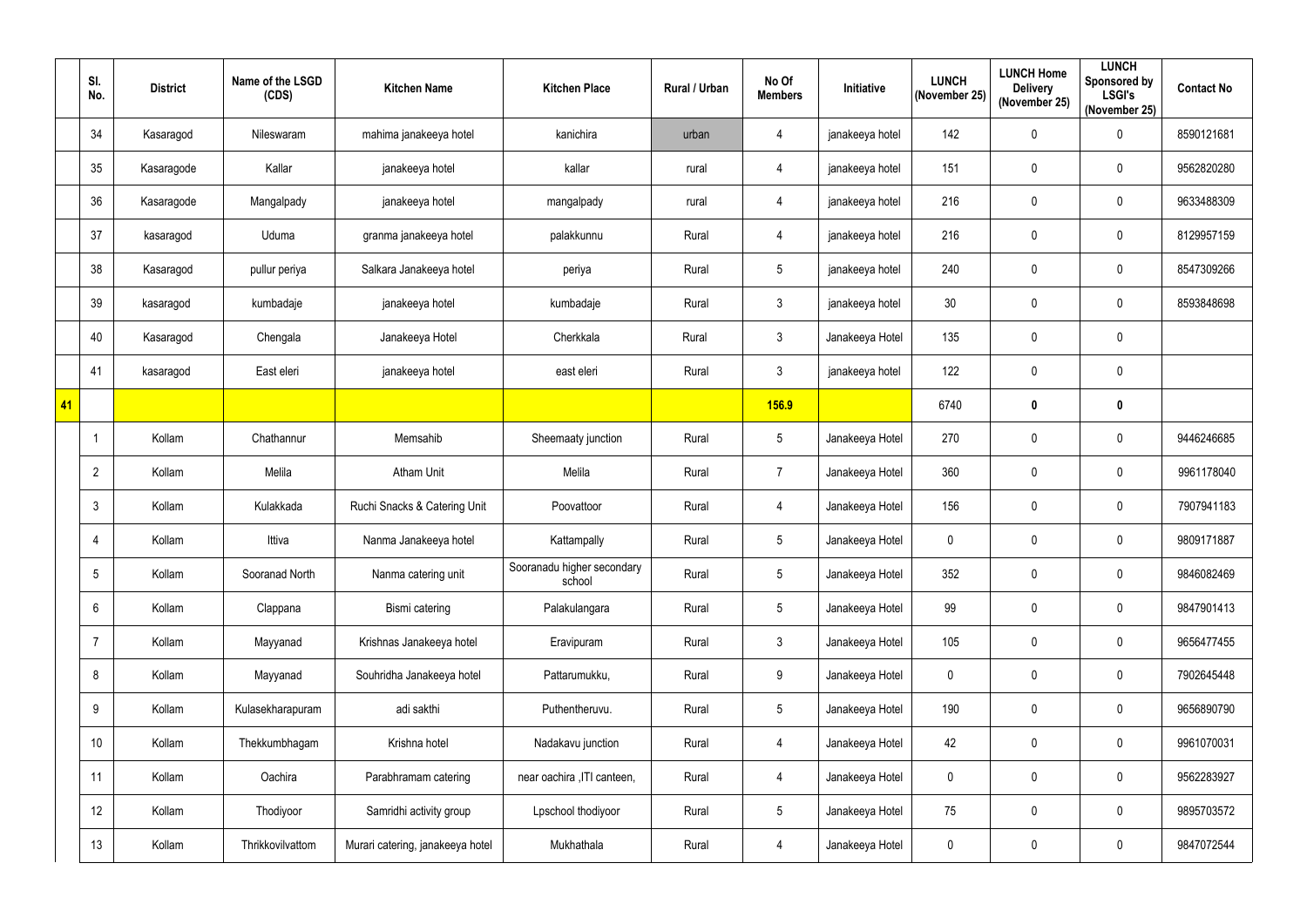|  | Sl. No. | District | Name of the LSGD (CDS) | Kitchen Name | Kitchen Place | Rural / Urban | No Of Members | Initiative | LUNCH (November 25) | LUNCH Home Delivery (November 25) | LUNCH Sponsored by LSGI's (November 25) | Contact No |
|---|---|---|---|---|---|---|---|---|---|---|---|---|
|  | 34 | Kasaragod | Nileswaram | mahima janakeeya hotel | kanichira | urban | 4 | janakeeya hotel | 142 | 0 | 0 | 8590121681 |
|  | 35 | Kasaragode | Kallar | janakeeya hotel | kallar | rural | 4 | janakeeya hotel | 151 | 0 | 0 | 9562820280 |
|  | 36 | Kasaragode | Mangalpady | janakeeya hotel | mangalpady | rural | 4 | janakeeya hotel | 216 | 0 | 0 | 9633488309 |
|  | 37 | kasaragod | Uduma | granma janakeeya hotel | palakkunnu | Rural | 4 | janakeeya hotel | 216 | 0 | 0 | 8129957159 |
|  | 38 | Kasaragod | pullur periya | Salkara Janakeeya hotel | periya | Rural | 5 | janakeeya hotel | 240 | 0 | 0 | 8547309266 |
|  | 39 | kasaragod | kumbadaje | janakeeya hotel | kumbadaje | Rural | 3 | janakeeya hotel | 30 | 0 | 0 | 8593848698 |
|  | 40 | Kasaragod | Chengala | Janakeeya Hotel | Cherkkala | Rural | 3 | Janakeeya Hotel | 135 | 0 | 0 |  |
|  | 41 | kasaragod | East eleri | janakeeya hotel | east eleri | Rural | 3 | janakeeya hotel | 122 | 0 | 0 |  |
| 41 |  |  |  |  |  |  | 156.9 |  | 6740 | 0 | 0 |  |
|  | 1 | Kollam | Chathannur | Memsahib | Sheemaaty junction | Rural | 5 | Janakeeya Hotel | 270 | 0 | 0 | 9446246685 |
|  | 2 | Kollam | Melila | Atham Unit | Melila | Rural | 7 | Janakeeya Hotel | 360 | 0 | 0 | 9961178040 |
|  | 3 | Kollam | Kulakkada | Ruchi Snacks & Catering Unit | Poovattoor | Rural | 4 | Janakeeya Hotel | 156 | 0 | 0 | 7907941183 |
|  | 4 | Kollam | Ittiva | Nanma Janakeeya hotel | Kattampally | Rural | 5 | Janakeeya Hotel | 0 | 0 | 0 | 9809171887 |
|  | 5 | Kollam | Sooranad North | Nanma catering unit | Sooranadu higher secondary school | Rural | 5 | Janakeeya Hotel | 352 | 0 | 0 | 9846082469 |
|  | 6 | Kollam | Clappana | Bismi catering | Palakulangara | Rural | 5 | Janakeeya Hotel | 99 | 0 | 0 | 9847901413 |
|  | 7 | Kollam | Mayyanad | Krishnas Janakeeya hotel | Eravipuram | Rural | 3 | Janakeeya Hotel | 105 | 0 | 0 | 9656477455 |
|  | 8 | Kollam | Mayyanad | Souhridha Janakeeya hotel | Pattarumukku, | Rural | 9 | Janakeeya Hotel | 0 | 0 | 0 | 7902645448 |
|  | 9 | Kollam | Kulasekharapuram | adi sakthi | Puthentheruvu. | Rural | 5 | Janakeeya Hotel | 190 | 0 | 0 | 9656890790 |
|  | 10 | Kollam | Thekkumbhagam | Krishna hotel | Nadakavu junction | Rural | 4 | Janakeeya Hotel | 42 | 0 | 0 | 9961070031 |
|  | 11 | Kollam | Oachira | Parabhramam catering | near oachira ,ITI canteen, | Rural | 4 | Janakeeya Hotel | 0 | 0 | 0 | 9562283927 |
|  | 12 | Kollam | Thodiyoor | Samridhi activity group | Lpschool thodiyoor | Rural | 5 | Janakeeya Hotel | 75 | 0 | 0 | 9895703572 |
|  | 13 | Kollam | Thrikkovilvattom | Murari catering, janakeeya hotel | Mukhathala | Rural | 4 | Janakeeya Hotel | 0 | 0 | 0 | 9847072544 |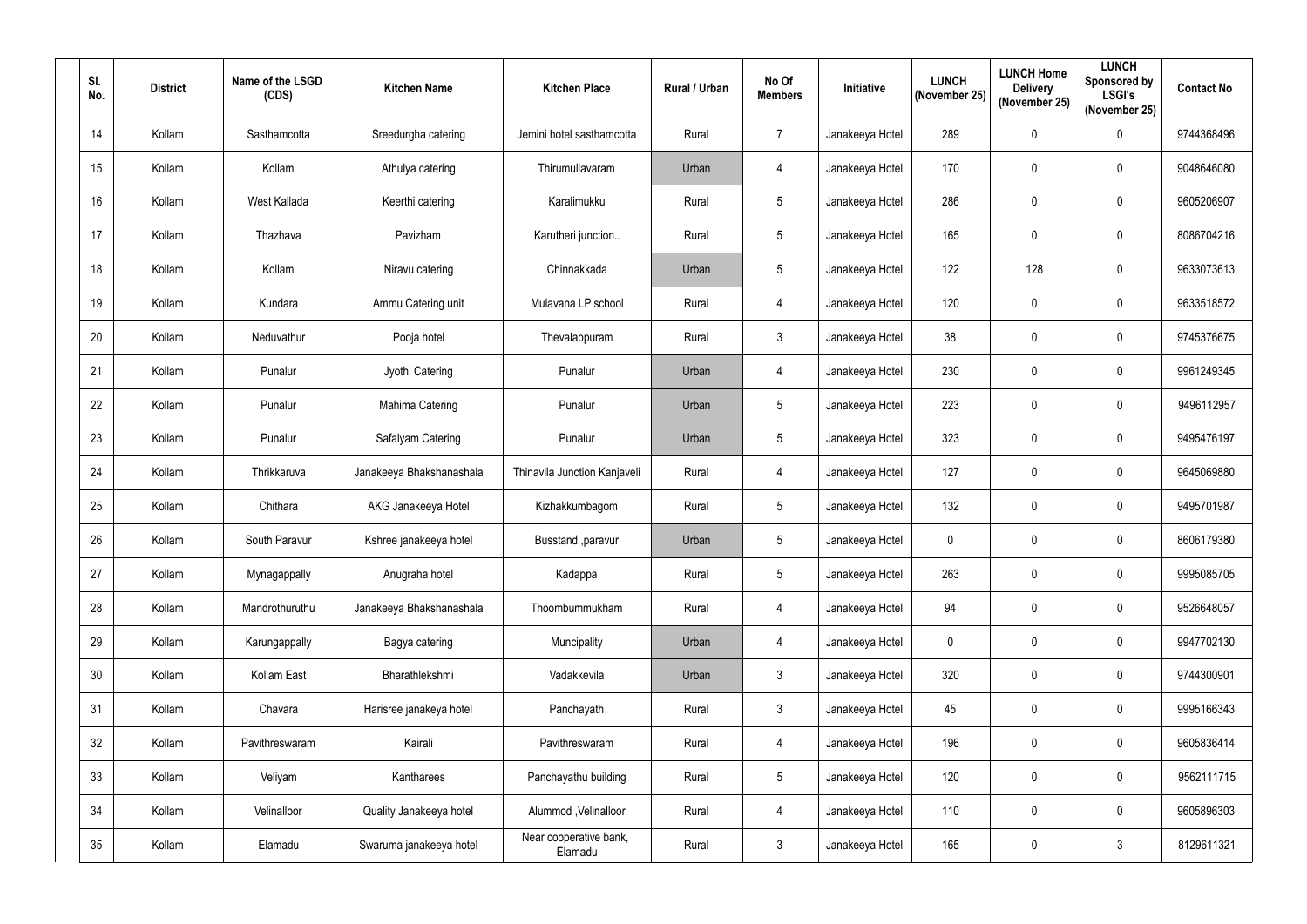| Sl. No. | District | Name of the LSGD (CDS) | Kitchen Name | Kitchen Place | Rural / Urban | No Of Members | Initiative | LUNCH (November 25) | LUNCH Home Delivery (November 25) | LUNCH Sponsored by LSGI's (November 25) | Contact No |
|---|---|---|---|---|---|---|---|---|---|---|---|
| 14 | Kollam | Sasthamcotta | Sreedurgha catering | Jemini hotel sasthamcotta | Rural | 7 | Janakeeya Hotel | 289 | 0 | 0 | 9744368496 |
| 15 | Kollam | Kollam | Athulya catering | Thirumullavaram | Urban | 4 | Janakeeya Hotel | 170 | 0 | 0 | 9048646080 |
| 16 | Kollam | West Kallada | Keerthi catering | Karalimukku | Rural | 5 | Janakeeya Hotel | 286 | 0 | 0 | 9605206907 |
| 17 | Kollam | Thazhava | Pavizham | Karutheri junction.. | Rural | 5 | Janakeeya Hotel | 165 | 0 | 0 | 8086704216 |
| 18 | Kollam | Kollam | Niravu catering | Chinnakkada | Urban | 5 | Janakeeya Hotel | 122 | 128 | 0 | 9633073613 |
| 19 | Kollam | Kundara | Ammu Catering unit | Mulavana LP school | Rural | 4 | Janakeeya Hotel | 120 | 0 | 0 | 9633518572 |
| 20 | Kollam | Neduvathur | Pooja hotel | Thevalappuram | Rural | 3 | Janakeeya Hotel | 38 | 0 | 0 | 9745376675 |
| 21 | Kollam | Punalur | Jyothi Catering | Punalur | Urban | 4 | Janakeeya Hotel | 230 | 0 | 0 | 9961249345 |
| 22 | Kollam | Punalur | Mahima Catering | Punalur | Urban | 5 | Janakeeya Hotel | 223 | 0 | 0 | 9496112957 |
| 23 | Kollam | Punalur | Safalyam Catering | Punalur | Urban | 5 | Janakeeya Hotel | 323 | 0 | 0 | 9495476197 |
| 24 | Kollam | Thrikkaruva | Janakeeya Bhakshanashala | Thinavila Junction Kanjaveli | Rural | 4 | Janakeeya Hotel | 127 | 0 | 0 | 9645069880 |
| 25 | Kollam | Chithara | AKG Janakeeya Hotel | Kizhakkumbagom | Rural | 5 | Janakeeya Hotel | 132 | 0 | 0 | 9495701987 |
| 26 | Kollam | South Paravur | Kshree janakeeya hotel | Busstand ,paravur | Urban | 5 | Janakeeya Hotel | 0 | 0 | 0 | 8606179380 |
| 27 | Kollam | Mynagappally | Anugraha hotel | Kadappa | Rural | 5 | Janakeeya Hotel | 263 | 0 | 0 | 9995085705 |
| 28 | Kollam | Mandrothuruthu | Janakeeya Bhakshanashala | Thoombummukham | Rural | 4 | Janakeeya Hotel | 94 | 0 | 0 | 9526648057 |
| 29 | Kollam | Karungappally | Bagya catering | Muncipality | Urban | 4 | Janakeeya Hotel | 0 | 0 | 0 | 9947702130 |
| 30 | Kollam | Kollam East | Bharathlekshmi | Vadakkevila | Urban | 3 | Janakeeya Hotel | 320 | 0 | 0 | 9744300901 |
| 31 | Kollam | Chavara | Harisree janakeya hotel | Panchayath | Rural | 3 | Janakeeya Hotel | 45 | 0 | 0 | 9995166343 |
| 32 | Kollam | Pavithreswaram | Kairali | Pavithreswaram | Rural | 4 | Janakeeya Hotel | 196 | 0 | 0 | 9605836414 |
| 33 | Kollam | Veliyam | Kantharees | Panchayathu building | Rural | 5 | Janakeeya Hotel | 120 | 0 | 0 | 9562111715 |
| 34 | Kollam | Velinalloor | Quality Janakeeya hotel | Alummod ,Velinalloor | Rural | 4 | Janakeeya Hotel | 110 | 0 | 0 | 9605896303 |
| 35 | Kollam | Elamadu | Swaruma janakeeya hotel | Near cooperative bank, Elamadu | Rural | 3 | Janakeeya Hotel | 165 | 0 | 3 | 8129611321 |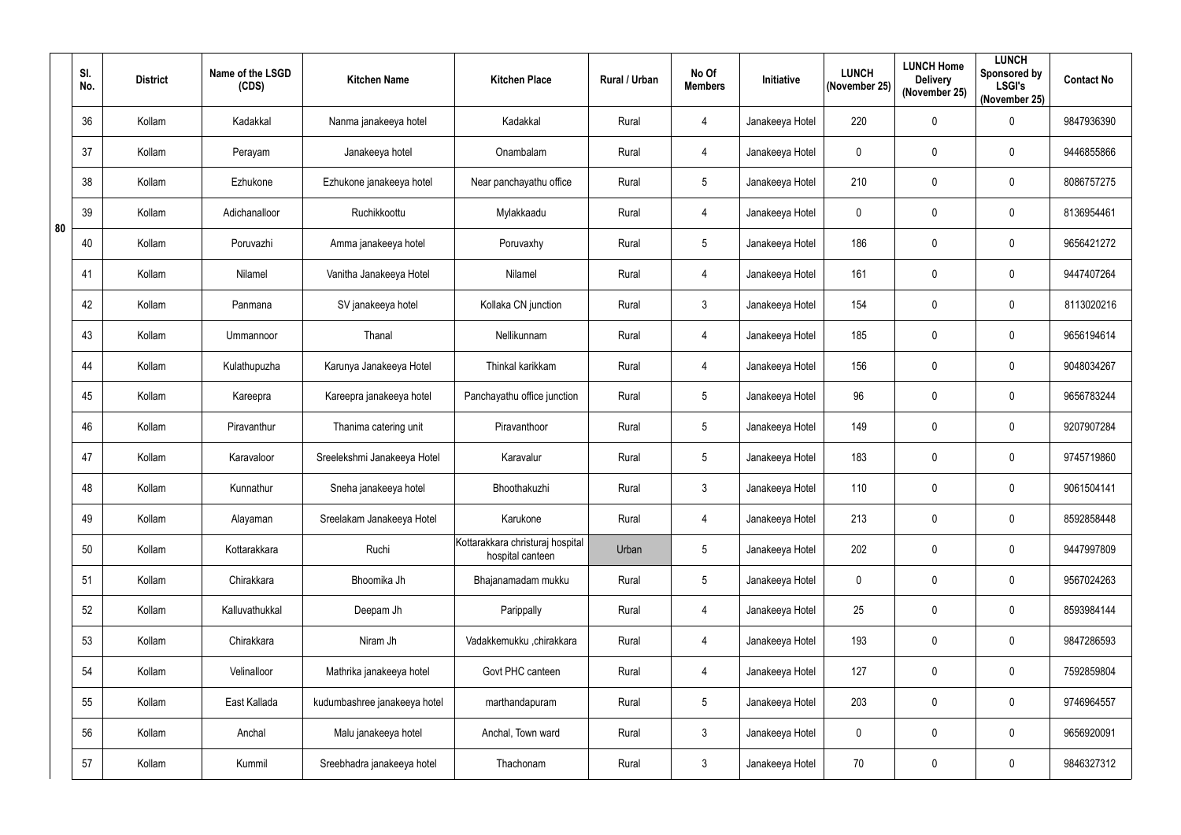| | Sl. No. | District | Name of the LSGD (CDS) | Kitchen Name | Kitchen Place | Rural / Urban | No Of Members | Initiative | LUNCH (November 25) | LUNCH Home Delivery (November 25) | LUNCH Sponsored by LSGI's (November 25) | Contact No |
|---|---|---|---|---|---|---|---|---|---|---|---|---|
| 80 | 36 | Kollam | Kadakkal | Nanma janakeeya hotel | Kadakkal | Rural | 4 | Janakeeya Hotel | 220 | 0 | 0 | 9847936390 |
| | 37 | Kollam | Perayam | Janakeeya hotel | Onambalam | Rural | 4 | Janakeeya Hotel | 0 | 0 | 0 | 9446855866 |
| | 38 | Kollam | Ezhukone | Ezhukone janakeeya hotel | Near panchayathu office | Rural | 5 | Janakeeya Hotel | 210 | 0 | 0 | 8086757275 |
| | 39 | Kollam | Adichanalloor | Ruchikkoottu | Mylakkaadu | Rural | 4 | Janakeeya Hotel | 0 | 0 | 0 | 8136954461 |
| | 40 | Kollam | Poruvazhi | Amma janakeeya hotel | Poruvaxhy | Rural | 5 | Janakeeya Hotel | 186 | 0 | 0 | 9656421272 |
| | 41 | Kollam | Nilamel | Vanitha Janakeeya Hotel | Nilamel | Rural | 4 | Janakeeya Hotel | 161 | 0 | 0 | 9447407264 |
| | 42 | Kollam | Panmana | SV janakeeya hotel | Kollaka CN junction | Rural | 3 | Janakeeya Hotel | 154 | 0 | 0 | 8113020216 |
| | 43 | Kollam | Ummannoor | Thanal | Nellikunnam | Rural | 4 | Janakeeya Hotel | 185 | 0 | 0 | 9656194614 |
| | 44 | Kollam | Kulathupuzha | Karunya Janakeeya Hotel | Thinkal karikkam | Rural | 4 | Janakeeya Hotel | 156 | 0 | 0 | 9048034267 |
| | 45 | Kollam | Kareepra | Kareepra janakeeya hotel | Panchayathu office junction | Rural | 5 | Janakeeya Hotel | 96 | 0 | 0 | 9656783244 |
| | 46 | Kollam | Piravanthur | Thanima catering unit | Piravanthoor | Rural | 5 | Janakeeya Hotel | 149 | 0 | 0 | 9207907284 |
| | 47 | Kollam | Karavaloor | Sreelekshmi Janakeeya Hotel | Karavalur | Rural | 5 | Janakeeya Hotel | 183 | 0 | 0 | 9745719860 |
| | 48 | Kollam | Kunnathur | Sneha janakeeya hotel | Bhoothakuzhi | Rural | 3 | Janakeeya Hotel | 110 | 0 | 0 | 9061504141 |
| | 49 | Kollam | Alayaman | Sreelakam Janakeeya Hotel | Karukone | Rural | 4 | Janakeeya Hotel | 213 | 0 | 0 | 8592858448 |
| | 50 | Kollam | Kottarakkara | Ruchi | Kottarakkara christuraj hospital hospital canteen | Urban | 5 | Janakeeya Hotel | 202 | 0 | 0 | 9447997809 |
| | 51 | Kollam | Chirakkara | Bhoomika Jh | Bhajanamadam mukku | Rural | 5 | Janakeeya Hotel | 0 | 0 | 0 | 9567024263 |
| | 52 | Kollam | Kalluvathukkal | Deepam Jh | Parippally | Rural | 4 | Janakeeya Hotel | 25 | 0 | 0 | 8593984144 |
| | 53 | Kollam | Chirakkara | Niram Jh | Vadakkemukku ,chirakkara | Rural | 4 | Janakeeya Hotel | 193 | 0 | 0 | 9847286593 |
| | 54 | Kollam | Velinalloor | Mathrika janakeeya hotel | Govt PHC canteen | Rural | 4 | Janakeeya Hotel | 127 | 0 | 0 | 7592859804 |
| | 55 | Kollam | East Kallada | kudumbashree janakeeya hotel | marthandapuram | Rural | 5 | Janakeeya Hotel | 203 | 0 | 0 | 9746964557 |
| | 56 | Kollam | Anchal | Malu janakeeya hotel | Anchal, Town ward | Rural | 3 | Janakeeya Hotel | 0 | 0 | 0 | 9656920091 |
| | 57 | Kollam | Kummil | Sreebhadra janakeeya hotel | Thachonam | Rural | 3 | Janakeeya Hotel | 70 | 0 | 0 | 9846327312 |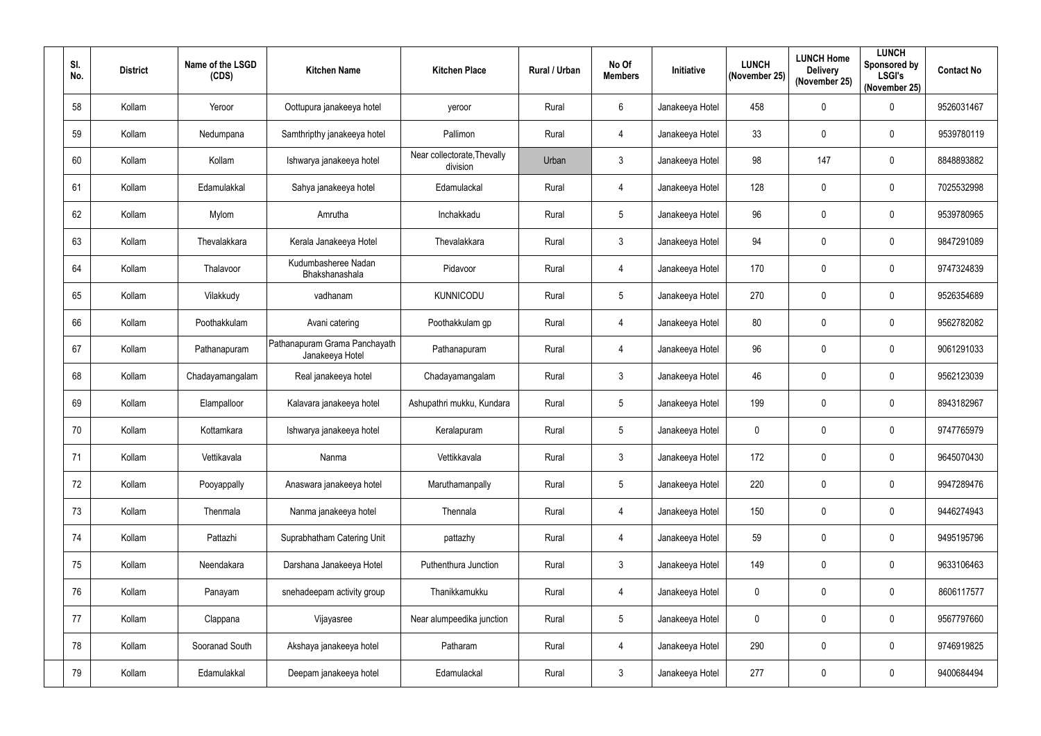| Sl. No. | District | Name of the LSGD (CDS) | Kitchen Name | Kitchen Place | Rural / Urban | No Of Members | Initiative | LUNCH (November 25) | LUNCH Home Delivery (November 25) | LUNCH Sponsored by LSGI's (November 25) | Contact No |
|---|---|---|---|---|---|---|---|---|---|---|---|
| 58 | Kollam | Yeroor | Oottupura janakeeya hotel | yeroor | Rural | 6 | Janakeeya Hotel | 458 | 0 | 0 | 9526031467 |
| 59 | Kollam | Nedumpana | Samthripthy janakeeya hotel | Pallimon | Rural | 4 | Janakeeya Hotel | 33 | 0 | 0 | 9539780119 |
| 60 | Kollam | Kollam | Ishwarya janakeeya hotel | Near collectorate,Thevally division | Urban | 3 | Janakeeya Hotel | 98 | 147 | 0 | 8848893882 |
| 61 | Kollam | Edamulakkal | Sahya janakeeya hotel | Edamulackal | Rural | 4 | Janakeeya Hotel | 128 | 0 | 0 | 7025532998 |
| 62 | Kollam | Mylom | Amrutha | Inchakkadu | Rural | 5 | Janakeeya Hotel | 96 | 0 | 0 | 9539780965 |
| 63 | Kollam | Thevalakkara | Kerala Janakeeya Hotel | Thevalakkara | Rural | 3 | Janakeeya Hotel | 94 | 0 | 0 | 9847291089 |
| 64 | Kollam | Thalavoor | Kudumbasheree Nadan Bhakshanashala | Pidavoor | Rural | 4 | Janakeeya Hotel | 170 | 0 | 0 | 9747324839 |
| 65 | Kollam | Vilakkudy | vadhanam | KUNNICODU | Rural | 5 | Janakeeya Hotel | 270 | 0 | 0 | 9526354689 |
| 66 | Kollam | Poothakkulam | Avani catering | Poothakkulam gp | Rural | 4 | Janakeeya Hotel | 80 | 0 | 0 | 9562782082 |
| 67 | Kollam | Pathanapuram | Pathanapuram Grama Panchayath Janakeeya Hotel | Pathanapuram | Rural | 4 | Janakeeya Hotel | 96 | 0 | 0 | 9061291033 |
| 68 | Kollam | Chadayamangalam | Real janakeeya hotel | Chadayamangalam | Rural | 3 | Janakeeya Hotel | 46 | 0 | 0 | 9562123039 |
| 69 | Kollam | Elampalloor | Kalavara janakeeya hotel | Ashupathri mukku, Kundara | Rural | 5 | Janakeeya Hotel | 199 | 0 | 0 | 8943182967 |
| 70 | Kollam | Kottamkara | Ishwarya janakeeya hotel | Keralapuram | Rural | 5 | Janakeeya Hotel | 0 | 0 | 0 | 9747765979 |
| 71 | Kollam | Vettikavala | Nanma | Vettikkavala | Rural | 3 | Janakeeya Hotel | 172 | 0 | 0 | 9645070430 |
| 72 | Kollam | Pooyappally | Anaswara janakeeya hotel | Maruthamanpally | Rural | 5 | Janakeeya Hotel | 220 | 0 | 0 | 9947289476 |
| 73 | Kollam | Thenmala | Nanma janakeeya hotel | Thennala | Rural | 4 | Janakeeya Hotel | 150 | 0 | 0 | 9446274943 |
| 74 | Kollam | Pattazhi | Suprabhatham Catering Unit | pattazhy | Rural | 4 | Janakeeya Hotel | 59 | 0 | 0 | 9495195796 |
| 75 | Kollam | Neendakara | Darshana Janakeeya Hotel | Puthenthura Junction | Rural | 3 | Janakeeya Hotel | 149 | 0 | 0 | 9633106463 |
| 76 | Kollam | Panayam | snehadeepam activity group | Thanikkamukku | Rural | 4 | Janakeeya Hotel | 0 | 0 | 0 | 8606117577 |
| 77 | Kollam | Clappana | Vijayasree | Near alumpeedika junction | Rural | 5 | Janakeeya Hotel | 0 | 0 | 0 | 9567797660 |
| 78 | Kollam | Sooranad South | Akshaya janakeeya hotel | Patharam | Rural | 4 | Janakeeya Hotel | 290 | 0 | 0 | 9746919825 |
| 79 | Kollam | Edamulakkal | Deepam janakeeya hotel | Edamulackal | Rural | 3 | Janakeeya Hotel | 277 | 0 | 0 | 9400684494 |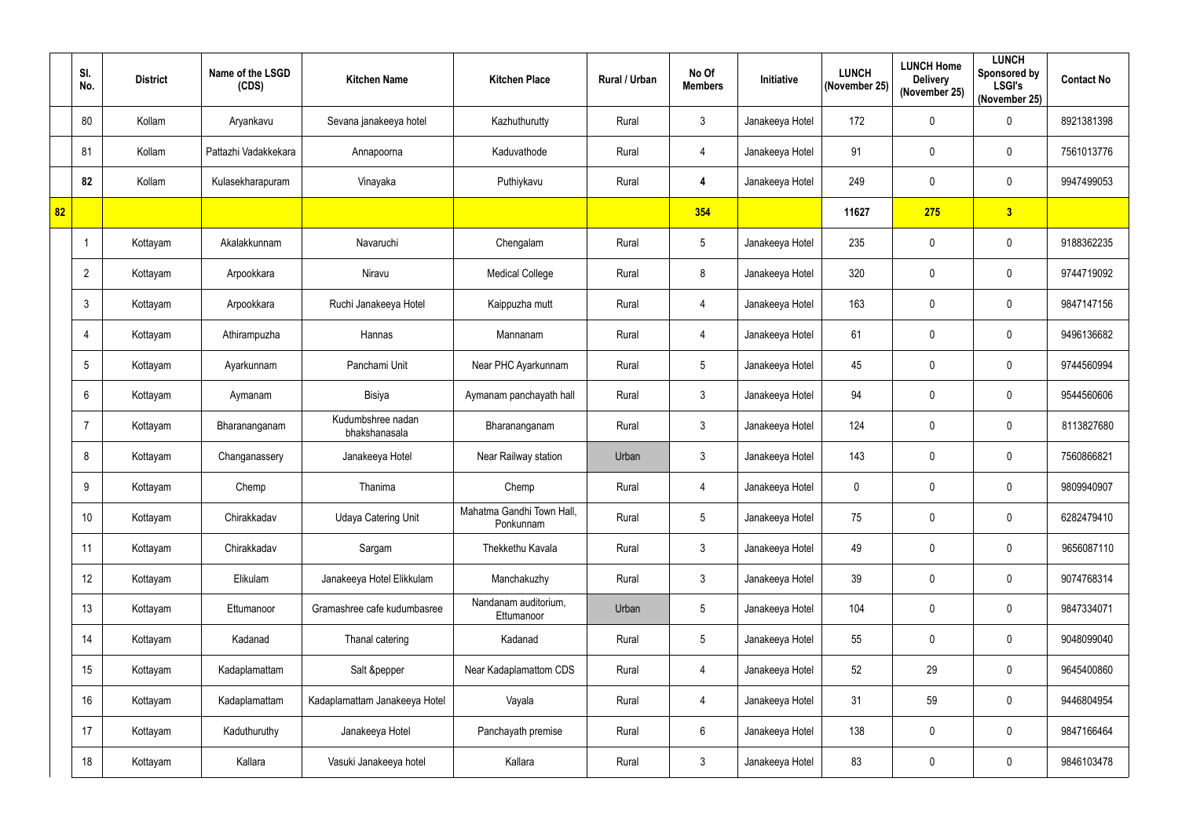|  | Sl. No. | District | Name of the LSGD (CDS) | Kitchen Name | Kitchen Place | Rural / Urban | No Of Members | Initiative | LUNCH (November 25) | LUNCH Home Delivery (November 25) | LUNCH Sponsored by LSGI's (November 25) | Contact No |
|---|---|---|---|---|---|---|---|---|---|---|---|---|
|  | 80 | Kollam | Aryankavu | Sevana janakeeya hotel | Kazhuthurutty | Rural | 3 | Janakeeya Hotel | 172 | 0 | 0 | 8921381398 |
|  | 81 | Kollam | Pattazhi Vadakkekara | Annapoorna | Kaduvathode | Rural | 4 | Janakeeya Hotel | 91 | 0 | 0 | 7561013776 |
|  | **82** | Kollam | Kulasekharapuram | Vinayaka | Puthiykavu | Rural | **4** | Janakeeya Hotel | 249 | 0 | 0 | 9947499053 |
| **82** |  |  |  |  |  |  | **354** |  | **11627** | **275** | **3** |  |
|  | 1 | Kottayam | Akalakkunnam | Navaruchi | Chengalam | Rural | 5 | Janakeeya Hotel | 235 | 0 | 0 | 9188362235 |
|  | 2 | Kottayam | Arpookkara | Niravu | Medical College | Rural | 8 | Janakeeya Hotel | 320 | 0 | 0 | 9744719092 |
|  | 3 | Kottayam | Arpookkara | Ruchi Janakeeya Hotel | Kaippuzha mutt | Rural | 4 | Janakeeya Hotel | 163 | 0 | 0 | 9847147156 |
|  | 4 | Kottayam | Athirampuzha | Hannas | Mannanam | Rural | 4 | Janakeeya Hotel | 61 | 0 | 0 | 9496136682 |
|  | 5 | Kottayam | Ayarkunnam | Panchami Unit | Near PHC Ayarkunnam | Rural | 5 | Janakeeya Hotel | 45 | 0 | 0 | 9744560994 |
|  | 6 | Kottayam | Aymanam | Bisiya | Aymanam panchayath hall | Rural | 3 | Janakeeya Hotel | 94 | 0 | 0 | 9544560606 |
|  | 7 | Kottayam | Bharananganam | Kudumbshree nadan bhakshanasala | Bharananganam | Rural | 3 | Janakeeya Hotel | 124 | 0 | 0 | 8113827680 |
|  | 8 | Kottayam | Changanassery | Janakeeya Hotel | Near Railway station | Urban | 3 | Janakeeya Hotel | 143 | 0 | 0 | 7560866821 |
|  | 9 | Kottayam | Chemp | Thanima | Chemp | Rural | 4 | Janakeeya Hotel | 0 | 0 | 0 | 9809940907 |
|  | 10 | Kottayam | Chirakkadav | Udaya Catering Unit | Mahatma Gandhi Town Hall, Ponkunnam | Rural | 5 | Janakeeya Hotel | 75 | 0 | 0 | 6282479410 |
|  | 11 | Kottayam | Chirakkadav | Sargam | Thekkethu Kavala | Rural | 3 | Janakeeya Hotel | 49 | 0 | 0 | 9656087110 |
|  | 12 | Kottayam | Elikulam | Janakeeya Hotel Elikkulam | Manchakuzhy | Rural | 3 | Janakeeya Hotel | 39 | 0 | 0 | 9074768314 |
|  | 13 | Kottayam | Ettumanoor | Gramashree cafe kudumbasree | Nandanam auditorium, Ettumanoor | Urban | 5 | Janakeeya Hotel | 104 | 0 | 0 | 9847334071 |
|  | 14 | Kottayam | Kadanad | Thanal catering | Kadanad | Rural | 5 | Janakeeya Hotel | 55 | 0 | 0 | 9048099040 |
|  | 15 | Kottayam | Kadaplamattam | Salt &pepper | Near Kadaplamattom CDS | Rural | 4 | Janakeeya Hotel | 52 | 29 | 0 | 9645400860 |
|  | 16 | Kottayam | Kadaplamattam | Kadaplamattam Janakeeya Hotel | Vayala | Rural | 4 | Janakeeya Hotel | 31 | 59 | 0 | 9446804954 |
|  | 17 | Kottayam | Kaduthuruthy | Janakeeya Hotel | Panchayath premise | Rural | 6 | Janakeeya Hotel | 138 | 0 | 0 | 9847166464 |
|  | 18 | Kottayam | Kallara | Vasuki Janakeeya hotel | Kallara | Rural | 3 | Janakeeya Hotel | 83 | 0 | 0 | 9846103478 |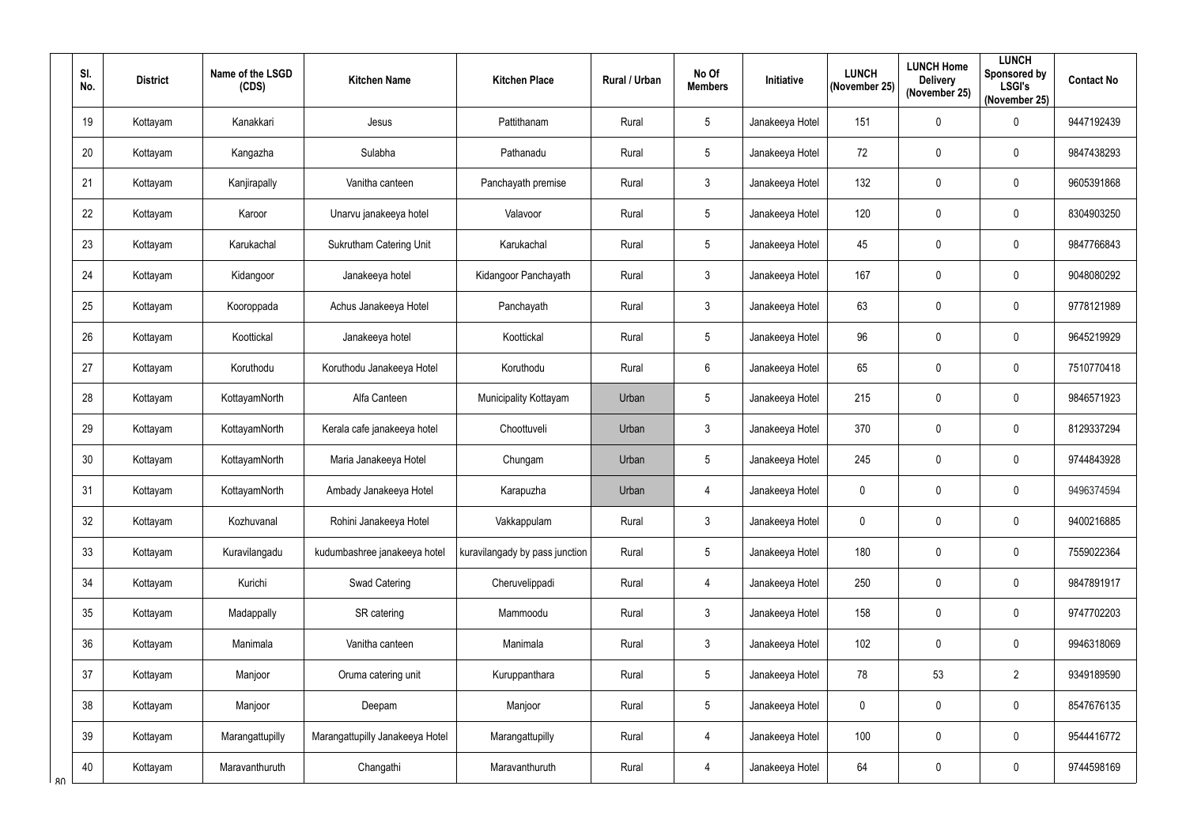| Sl. No. | District | Name of the LSGD (CDS) | Kitchen Name | Kitchen Place | Rural / Urban | No Of Members | Initiative | LUNCH (November 25) | LUNCH Home Delivery (November 25) | LUNCH Sponsored by LSGI's (November 25) | Contact No |
|---|---|---|---|---|---|---|---|---|---|---|---|
| 19 | Kottayam | Kanakkari | Jesus | Pattithanam | Rural | 5 | Janakeeya Hotel | 151 | 0 | 0 | 9447192439 |
| 20 | Kottayam | Kangazha | Sulabha | Pathanadu | Rural | 5 | Janakeeya Hotel | 72 | 0 | 0 | 9847438293 |
| 21 | Kottayam | Kanjirapally | Vanitha canteen | Panchayath premise | Rural | 3 | Janakeeya Hotel | 132 | 0 | 0 | 9605391868 |
| 22 | Kottayam | Karoor | Unarvu janakeeya hotel | Valavoor | Rural | 5 | Janakeeya Hotel | 120 | 0 | 0 | 8304903250 |
| 23 | Kottayam | Karukachal | Sukrutham Catering Unit | Karukachal | Rural | 5 | Janakeeya Hotel | 45 | 0 | 0 | 9847766843 |
| 24 | Kottayam | Kidangoor | Janakeeya hotel | Kidangoor Panchayath | Rural | 3 | Janakeeya Hotel | 167 | 0 | 0 | 9048080292 |
| 25 | Kottayam | Kooroppada | Achus Janakeeya Hotel | Panchayath | Rural | 3 | Janakeeya Hotel | 63 | 0 | 0 | 9778121989 |
| 26 | Kottayam | Koottickal | Janakeeya hotel | Koottickal | Rural | 5 | Janakeeya Hotel | 96 | 0 | 0 | 9645219929 |
| 27 | Kottayam | Koruthodu | Koruthodu Janakeeya Hotel | Koruthodu | Rural | 6 | Janakeeya Hotel | 65 | 0 | 0 | 7510770418 |
| 28 | Kottayam | KottayamNorth | Alfa Canteen | Municipality Kottayam | Urban | 5 | Janakeeya Hotel | 215 | 0 | 0 | 9846571923 |
| 29 | Kottayam | KottayamNorth | Kerala cafe janakeeya hotel | Choottuveli | Urban | 3 | Janakeeya Hotel | 370 | 0 | 0 | 8129337294 |
| 30 | Kottayam | KottayamNorth | Maria Janakeeya Hotel | Chungam | Urban | 5 | Janakeeya Hotel | 245 | 0 | 0 | 9744843928 |
| 31 | Kottayam | KottayamNorth | Ambady Janakeeya Hotel | Karapuzha | Urban | 4 | Janakeeya Hotel | 0 | 0 | 0 | 9496374594 |
| 32 | Kottayam | Kozhuvanal | Rohini Janakeeya Hotel | Vakkappulam | Rural | 3 | Janakeeya Hotel | 0 | 0 | 0 | 9400216885 |
| 33 | Kottayam | Kuravilangadu | kudumbashree janakeeya hotel | kuravilangady by pass junction | Rural | 5 | Janakeeya Hotel | 180 | 0 | 0 | 7559022364 |
| 34 | Kottayam | Kurichi | Swad Catering | Cheruvelippadi | Rural | 4 | Janakeeya Hotel | 250 | 0 | 0 | 9847891917 |
| 35 | Kottayam | Madappally | SR catering | Mammoodu | Rural | 3 | Janakeeya Hotel | 158 | 0 | 0 | 9747702203 |
| 36 | Kottayam | Manimala | Vanitha canteen | Manimala | Rural | 3 | Janakeeya Hotel | 102 | 0 | 0 | 9946318069 |
| 37 | Kottayam | Manjoor | Oruma catering unit | Kuruppanthara | Rural | 5 | Janakeeya Hotel | 78 | 53 | 2 | 9349189590 |
| 38 | Kottayam | Manjoor | Deepam | Manjoor | Rural | 5 | Janakeeya Hotel | 0 | 0 | 0 | 8547676135 |
| 39 | Kottayam | Marangattupilly | Marangattupilly Janakeeya Hotel | Marangattupilly | Rural | 4 | Janakeeya Hotel | 100 | 0 | 0 | 9544416772 |
| 40 | Kottayam | Maravanthuruth | Changathi | Maravanthuruth | Rural | 4 | Janakeeya Hotel | 64 | 0 | 0 | 9744598169 |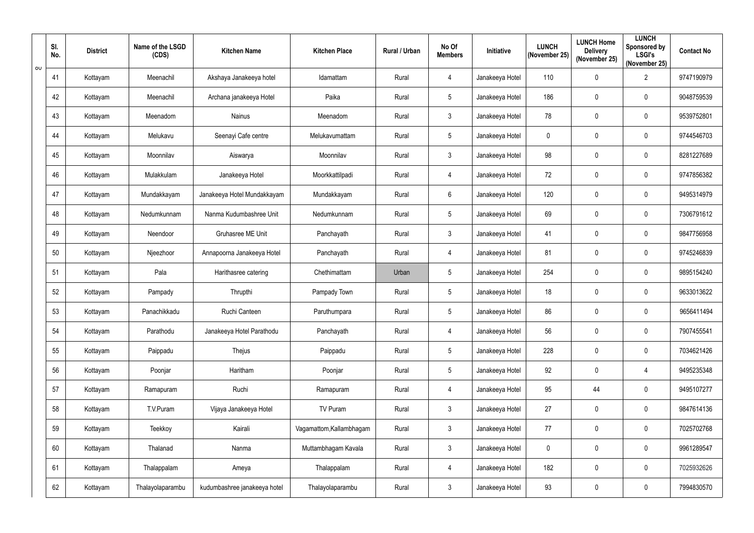| Sl. No. | District | Name of the LSGD (CDS) | Kitchen Name | Kitchen Place | Rural / Urban | No Of Members | Initiative | LUNCH (November 25) | LUNCH Home Delivery (November 25) | LUNCH Sponsored by LSGI's (November 25) | Contact No |
|---|---|---|---|---|---|---|---|---|---|---|---|
| 41 | Kottayam | Meenachil | Akshaya Janakeeya hotel | Idamattam | Rural | 4 | Janakeeya Hotel | 110 | 0 | 2 | 9747190979 |
| 42 | Kottayam | Meenachil | Archana janakeeya Hotel | Paika | Rural | 5 | Janakeeya Hotel | 186 | 0 | 0 | 9048759539 |
| 43 | Kottayam | Meenadom | Nainus | Meenadom | Rural | 3 | Janakeeya Hotel | 78 | 0 | 0 | 9539752801 |
| 44 | Kottayam | Melukavu | Seenayi Cafe centre | Melukavumattam | Rural | 5 | Janakeeya Hotel | 0 | 0 | 0 | 9744546703 |
| 45 | Kottayam | Moonnilav | Aiswarya | Moonnilav | Rural | 3 | Janakeeya Hotel | 98 | 0 | 0 | 8281227689 |
| 46 | Kottayam | Mulakkulam | Janakeeya Hotel | Moorkkattilpadi | Rural | 4 | Janakeeya Hotel | 72 | 0 | 0 | 9747856382 |
| 47 | Kottayam | Mundakkayam | Janakeeya Hotel Mundakkayam | Mundakkayam | Rural | 6 | Janakeeya Hotel | 120 | 0 | 0 | 9495314979 |
| 48 | Kottayam | Nedumkunnam | Nanma Kudumbashree Unit | Nedumkunnam | Rural | 5 | Janakeeya Hotel | 69 | 0 | 0 | 7306791612 |
| 49 | Kottayam | Neendoor | Gruhasree ME Unit | Panchayath | Rural | 3 | Janakeeya Hotel | 41 | 0 | 0 | 9847756958 |
| 50 | Kottayam | Njeezhoor | Annapoorna Janakeeya Hotel | Panchayath | Rural | 4 | Janakeeya Hotel | 81 | 0 | 0 | 9745246839 |
| 51 | Kottayam | Pala | Harithasree catering | Chethimattam | Urban | 5 | Janakeeya Hotel | 254 | 0 | 0 | 9895154240 |
| 52 | Kottayam | Pampady | Thrupthi | Pampady Town | Rural | 5 | Janakeeya Hotel | 18 | 0 | 0 | 9633013622 |
| 53 | Kottayam | Panachikkadu | Ruchi Canteen | Paruthumpara | Rural | 5 | Janakeeya Hotel | 86 | 0 | 0 | 9656411494 |
| 54 | Kottayam | Parathodu | Janakeeya Hotel Parathodu | Panchayath | Rural | 4 | Janakeeya Hotel | 56 | 0 | 0 | 7907455541 |
| 55 | Kottayam | Paippadu | Thejus | Paippadu | Rural | 5 | Janakeeya Hotel | 228 | 0 | 0 | 7034621426 |
| 56 | Kottayam | Poonjar | Haritham | Poonjar | Rural | 5 | Janakeeya Hotel | 92 | 0 | 4 | 9495235348 |
| 57 | Kottayam | Ramapuram | Ruchi | Ramapuram | Rural | 4 | Janakeeya Hotel | 95 | 44 | 0 | 9495107277 |
| 58 | Kottayam | T.V.Puram | Vijaya Janakeeya Hotel | TV Puram | Rural | 3 | Janakeeya Hotel | 27 | 0 | 0 | 9847614136 |
| 59 | Kottayam | Teekkoy | Kairali | Vagamattom,Kallambhagam | Rural | 3 | Janakeeya Hotel | 77 | 0 | 0 | 7025702768 |
| 60 | Kottayam | Thalanad | Nanma | Muttambhagam Kavala | Rural | 3 | Janakeeya Hotel | 0 | 0 | 0 | 9961289547 |
| 61 | Kottayam | Thalappalam | Ameya | Thalappalam | Rural | 4 | Janakeeya Hotel | 182 | 0 | 0 | 7025932626 |
| 62 | Kottayam | Thalayolaparambu | kudumbashree janakeeya hotel | Thalayolaparambu | Rural | 3 | Janakeeya Hotel | 93 | 0 | 0 | 7994830570 |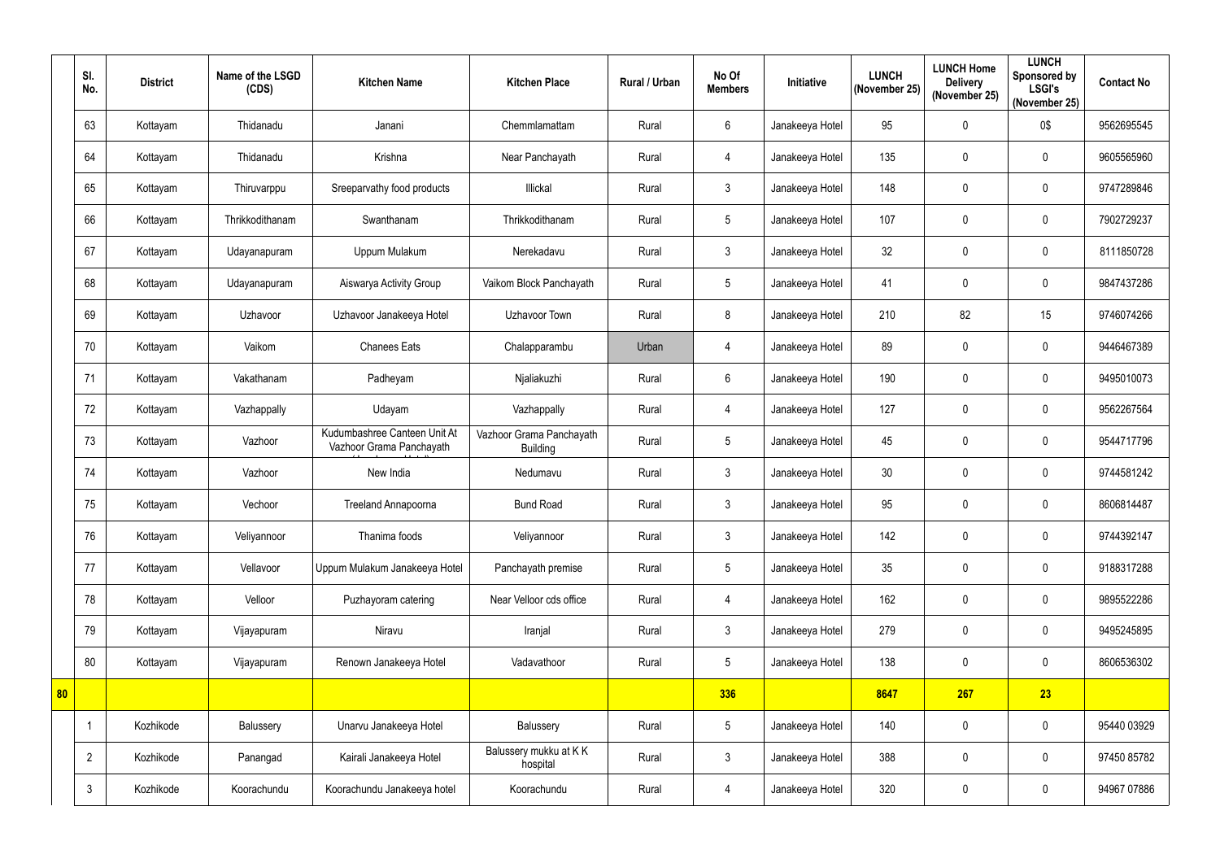|  | Sl. No. | District | Name of the LSGD (CDS) | Kitchen Name | Kitchen Place | Rural / Urban | No Of Members | Initiative | LUNCH (November 25) | LUNCH Home Delivery (November 25) | LUNCH Sponsored by LSGI's (November 25) | Contact No |
|---|---|---|---|---|---|---|---|---|---|---|---|---|
|  | 63 | Kottayam | Thidanadu | Janani | Chemmlamattam | Rural | 6 | Janakeeya Hotel | 95 | 0 | 0$ | 9562695545 |
|  | 64 | Kottayam | Thidanadu | Krishna | Near Panchayath | Rural | 4 | Janakeeya Hotel | 135 | 0 | 0 | 9605565960 |
|  | 65 | Kottayam | Thiruvarppu | Sreeparvathy food products | Illickal | Rural | 3 | Janakeeya Hotel | 148 | 0 | 0 | 9747289846 |
|  | 66 | Kottayam | Thrikkodithanam | Swanthanam | Thrikkodithanam | Rural | 5 | Janakeeya Hotel | 107 | 0 | 0 | 7902729237 |
|  | 67 | Kottayam | Udayanapuram | Uppum Mulakum | Nerekadavu | Rural | 3 | Janakeeya Hotel | 32 | 0 | 0 | 8111850728 |
|  | 68 | Kottayam | Udayanapuram | Aiswarya Activity Group | Vaikom Block Panchayath | Rural | 5 | Janakeeya Hotel | 41 | 0 | 0 | 9847437286 |
|  | 69 | Kottayam | Uzhavoor | Uzhavoor Janakeeya Hotel | Uzhavoor Town | Rural | 8 | Janakeeya Hotel | 210 | 82 | 15 | 9746074266 |
|  | 70 | Kottayam | Vaikom | Chanees Eats | Chalapparambu | Urban | 4 | Janakeeya Hotel | 89 | 0 | 0 | 9446467389 |
|  | 71 | Kottayam | Vakathanam | Padheyam | Njaliakuzhi | Rural | 6 | Janakeeya Hotel | 190 | 0 | 0 | 9495010073 |
|  | 72 | Kottayam | Vazhappally | Udayam | Vazhappally | Rural | 4 | Janakeeya Hotel | 127 | 0 | 0 | 9562267564 |
|  | 73 | Kottayam | Vazhoor | Kudumbashree Canteen Unit At Vazhoor Grama Panchayath | Vazhoor Grama Panchayath Building | Rural | 5 | Janakeeya Hotel | 45 | 0 | 0 | 9544717796 |
|  | 74 | Kottayam | Vazhoor | New India | Nedumavu | Rural | 3 | Janakeeya Hotel | 30 | 0 | 0 | 9744581242 |
|  | 75 | Kottayam | Vechoor | Treeland Annapoorna | Bund Road | Rural | 3 | Janakeeya Hotel | 95 | 0 | 0 | 8606814487 |
|  | 76 | Kottayam | Veliyannoor | Thanima foods | Veliyannoor | Rural | 3 | Janakeeya Hotel | 142 | 0 | 0 | 9744392147 |
|  | 77 | Kottayam | Vellavoor | Uppum Mulakum Janakeeya Hotel | Panchayath premise | Rural | 5 | Janakeeya Hotel | 35 | 0 | 0 | 9188317288 |
|  | 78 | Kottayam | Velloor | Puzhayoram catering | Near Velloor cds office | Rural | 4 | Janakeeya Hotel | 162 | 0 | 0 | 9895522286 |
|  | 79 | Kottayam | Vijayapuram | Niravu | Iranjal | Rural | 3 | Janakeeya Hotel | 279 | 0 | 0 | 9495245895 |
|  | 80 | Kottayam | Vijayapuram | Renown Janakeeya Hotel | Vadavathoor | Rural | 5 | Janakeeya Hotel | 138 | 0 | 0 | 8606536302 |
| **80** |  |  |  |  |  |  | **336** |  | **8647** | **267** | **23** |  |
|  | 1 | Kozhikode | Balussery | Unarvu Janakeeya Hotel | Balussery | Rural | 5 | Janakeeya Hotel | 140 | 0 | 0 | 95440 03929 |
|  | 2 | Kozhikode | Panangad | Kairali Janakeeya Hotel | Balussery mukku at K K hospital | Rural | 3 | Janakeeya Hotel | 388 | 0 | 0 | 97450 85782 |
|  | 3 | Kozhikode | Koorachundu | Koorachundu Janakeeya hotel | Koorachundu | Rural | 4 | Janakeeya Hotel | 320 | 0 | 0 | 94967 07886 |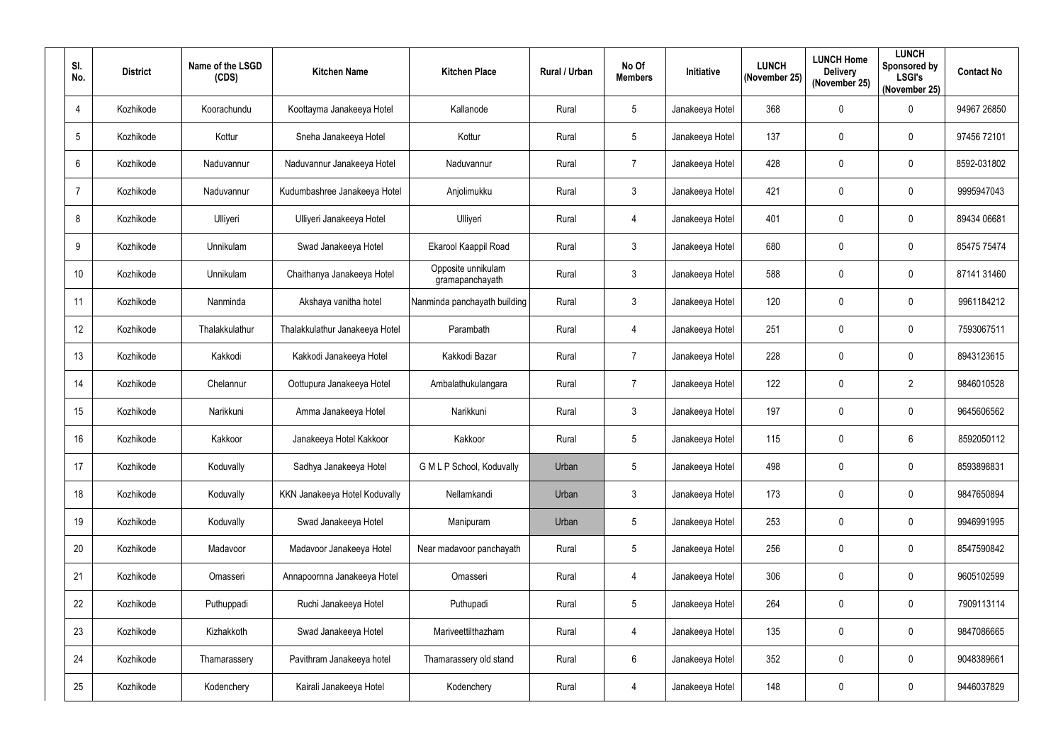| Sl. No. | District | Name of the LSGD (CDS) | Kitchen Name | Kitchen Place | Rural / Urban | No Of Members | Initiative | LUNCH (November 25) | LUNCH Home Delivery (November 25) | LUNCH Sponsored by LSGI's (November 25) | Contact No |
|---|---|---|---|---|---|---|---|---|---|---|---|
| 4 | Kozhikode | Koorachundu | Koottayma Janakeeya Hotel | Kallanode | Rural | 5 | Janakeeya Hotel | 368 | 0 | 0 | 94967 26850 |
| 5 | Kozhikode | Kottur | Sneha Janakeeya Hotel | Kottur | Rural | 5 | Janakeeya Hotel | 137 | 0 | 0 | 97456 72101 |
| 6 | Kozhikode | Naduvannur | Naduvannur Janakeeya Hotel | Naduvannur | Rural | 7 | Janakeeya Hotel | 428 | 0 | 0 | 8592-031802 |
| 7 | Kozhikode | Naduvannur | Kudumbashree Janakeeya Hotel | Anjolimukku | Rural | 3 | Janakeeya Hotel | 421 | 0 | 0 | 9995947043 |
| 8 | Kozhikode | Ulliyeri | Ulliyeri Janakeeya Hotel | Ulliyeri | Rural | 4 | Janakeeya Hotel | 401 | 0 | 0 | 89434 06681 |
| 9 | Kozhikode | Unnikulam | Swad Janakeeya Hotel | Ekarool Kaappil Road | Rural | 3 | Janakeeya Hotel | 680 | 0 | 0 | 85475 75474 |
| 10 | Kozhikode | Unnikulam | Chaithanya Janakeeya Hotel | Opposite unnikulam gramapanchayath | Rural | 3 | Janakeeya Hotel | 588 | 0 | 0 | 87141 31460 |
| 11 | Kozhikode | Nanminda | Akshaya vanitha hotel | Nanminda panchayath building | Rural | 3 | Janakeeya Hotel | 120 | 0 | 0 | 9961184212 |
| 12 | Kozhikode | Thalakkulathur | Thalakkulathur Janakeeya Hotel | Parambath | Rural | 4 | Janakeeya Hotel | 251 | 0 | 0 | 7593067511 |
| 13 | Kozhikode | Kakkodi | Kakkodi Janakeeya Hotel | Kakkodi Bazar | Rural | 7 | Janakeeya Hotel | 228 | 0 | 0 | 8943123615 |
| 14 | Kozhikode | Chelannur | Oottupura Janakeeya Hotel | Ambalathukulangara | Rural | 7 | Janakeeya Hotel | 122 | 0 | 2 | 9846010528 |
| 15 | Kozhikode | Narikkuni | Amma Janakeeya Hotel | Narikkuni | Rural | 3 | Janakeeya Hotel | 197 | 0 | 0 | 9645606562 |
| 16 | Kozhikode | Kakkoor | Janakeeya Hotel Kakkoor | Kakkoor | Rural | 5 | Janakeeya Hotel | 115 | 0 | 6 | 8592050112 |
| 17 | Kozhikode | Koduvally | Sadhya Janakeeya Hotel | G M L P School, Koduvally | Urban | 5 | Janakeeya Hotel | 498 | 0 | 0 | 8593898831 |
| 18 | Kozhikode | Koduvally | KKN Janakeeya Hotel Koduvally | Nellamkandi | Urban | 3 | Janakeeya Hotel | 173 | 0 | 0 | 9847650894 |
| 19 | Kozhikode | Koduvally | Swad Janakeeya Hotel | Manipuram | Urban | 5 | Janakeeya Hotel | 253 | 0 | 0 | 9946991995 |
| 20 | Kozhikode | Madavoor | Madavoor Janakeeya Hotel | Near madavoor panchayath | Rural | 5 | Janakeeya Hotel | 256 | 0 | 0 | 8547590842 |
| 21 | Kozhikode | Omasseri | Annapoornna Janakeeya Hotel | Omasseri | Rural | 4 | Janakeeya Hotel | 306 | 0 | 0 | 9605102599 |
| 22 | Kozhikode | Puthuppadi | Ruchi Janakeeya Hotel | Puthupadi | Rural | 5 | Janakeeya Hotel | 264 | 0 | 0 | 7909113114 |
| 23 | Kozhikode | Kizhakkoth | Swad Janakeeya Hotel | Mariveettilthazham | Rural | 4 | Janakeeya Hotel | 135 | 0 | 0 | 9847086665 |
| 24 | Kozhikode | Thamarassery | Pavithram Janakeeya hotel | Thamarassery old stand | Rural | 6 | Janakeeya Hotel | 352 | 0 | 0 | 9048389661 |
| 25 | Kozhikode | Kodenchery | Kairali Janakeeya Hotel | Kodenchery | Rural | 4 | Janakeeya Hotel | 148 | 0 | 0 | 9446037829 |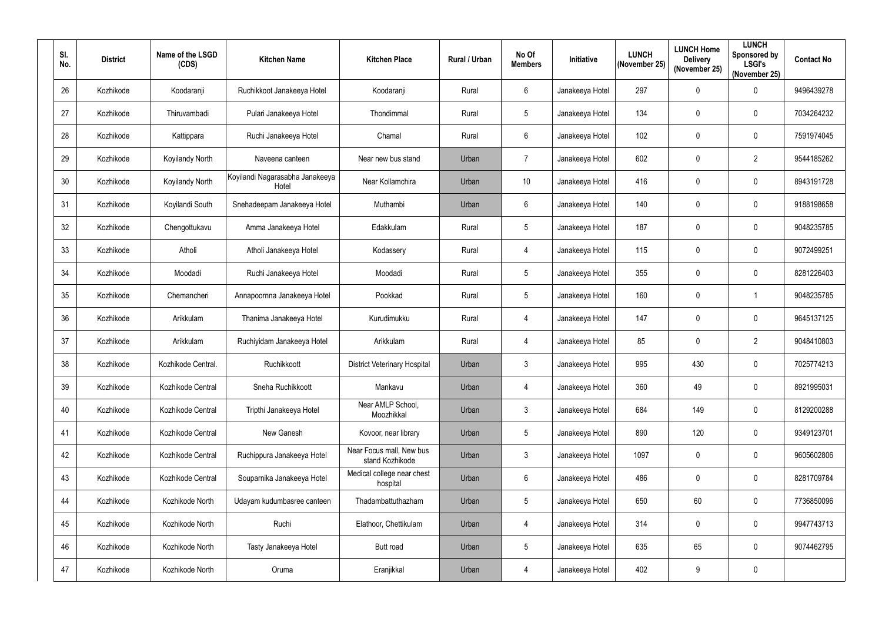| Sl. No. | District | Name of the LSGD (CDS) | Kitchen Name | Kitchen Place | Rural / Urban | No Of Members | Initiative | LUNCH (November 25) | LUNCH Home Delivery (November 25) | LUNCH Sponsored by LSGI's (November 25) | Contact No |
|---|---|---|---|---|---|---|---|---|---|---|---|
| 26 | Kozhikode | Koodaranji | Ruchikkoot Janakeeya Hotel | Koodaranji | Rural | 6 | Janakeeya Hotel | 297 | 0 | 0 | 9496439278 |
| 27 | Kozhikode | Thiruvambadi | Pulari Janakeeya Hotel | Thondimmal | Rural | 5 | Janakeeya Hotel | 134 | 0 | 0 | 7034264232 |
| 28 | Kozhikode | Kattippara | Ruchi Janakeeya Hotel | Chamal | Rural | 6 | Janakeeya Hotel | 102 | 0 | 0 | 7591974045 |
| 29 | Kozhikode | Koyilandy North | Naveena canteen | Near new bus stand | Urban | 7 | Janakeeya Hotel | 602 | 0 | 2 | 9544185262 |
| 30 | Kozhikode | Koyilandy North | Koyilandi Nagarasabha Janakeeya Hotel | Near Kollamchira | Urban | 10 | Janakeeya Hotel | 416 | 0 | 0 | 8943191728 |
| 31 | Kozhikode | Koyilandi South | Snehadeepam Janakeeya Hotel | Muthambi | Urban | 6 | Janakeeya Hotel | 140 | 0 | 0 | 9188198658 |
| 32 | Kozhikode | Chengottukavu | Amma Janakeeya Hotel | Edakkulam | Rural | 5 | Janakeeya Hotel | 187 | 0 | 0 | 9048235785 |
| 33 | Kozhikode | Atholi | Atholi Janakeeya Hotel | Kodassery | Rural | 4 | Janakeeya Hotel | 115 | 0 | 0 | 9072499251 |
| 34 | Kozhikode | Moodadi | Ruchi Janakeeya Hotel | Moodadi | Rural | 5 | Janakeeya Hotel | 355 | 0 | 0 | 8281226403 |
| 35 | Kozhikode | Chemancheri | Annapoornna Janakeeya Hotel | Pookkad | Rural | 5 | Janakeeya Hotel | 160 | 0 | 1 | 9048235785 |
| 36 | Kozhikode | Arikkulam | Thanima Janakeeya Hotel | Kurudimukku | Rural | 4 | Janakeeya Hotel | 147 | 0 | 0 | 9645137125 |
| 37 | Kozhikode | Arikkulam | Ruchiyidam Janakeeya Hotel | Arikkulam | Rural | 4 | Janakeeya Hotel | 85 | 0 | 2 | 9048410803 |
| 38 | Kozhikode | Kozhikode Central. | Ruchikkoott | District Veterinary Hospital | Urban | 3 | Janakeeya Hotel | 995 | 430 | 0 | 7025774213 |
| 39 | Kozhikode | Kozhikode Central | Sneha Ruchikkoott | Mankavu | Urban | 4 | Janakeeya Hotel | 360 | 49 | 0 | 8921995031 |
| 40 | Kozhikode | Kozhikode Central | Tripthi Janakeeya Hotel | Near AMLP School, Moozhikkal | Urban | 3 | Janakeeya Hotel | 684 | 149 | 0 | 8129200288 |
| 41 | Kozhikode | Kozhikode Central | New Ganesh | Kovoor, near library | Urban | 5 | Janakeeya Hotel | 890 | 120 | 0 | 9349123701 |
| 42 | Kozhikode | Kozhikode Central | Ruchippura Janakeeya Hotel | Near Focus mall, New bus stand Kozhikode | Urban | 3 | Janakeeya Hotel | 1097 | 0 | 0 | 9605602806 |
| 43 | Kozhikode | Kozhikode Central | Souparnika Janakeeya Hotel | Medical college near chest hospital | Urban | 6 | Janakeeya Hotel | 486 | 0 | 0 | 8281709784 |
| 44 | Kozhikode | Kozhikode North | Udayam kudumbasree canteen | Thadambattuthazham | Urban | 5 | Janakeeya Hotel | 650 | 60 | 0 | 7736850096 |
| 45 | Kozhikode | Kozhikode North | Ruchi | Elathoor, Chettikulam | Urban | 4 | Janakeeya Hotel | 314 | 0 | 0 | 9947743713 |
| 46 | Kozhikode | Kozhikode North | Tasty Janakeeya Hotel | Butt road | Urban | 5 | Janakeeya Hotel | 635 | 65 | 0 | 9074462795 |
| 47 | Kozhikode | Kozhikode North | Oruma | Eranjikkal | Urban | 4 | Janakeeya Hotel | 402 | 9 | 0 | |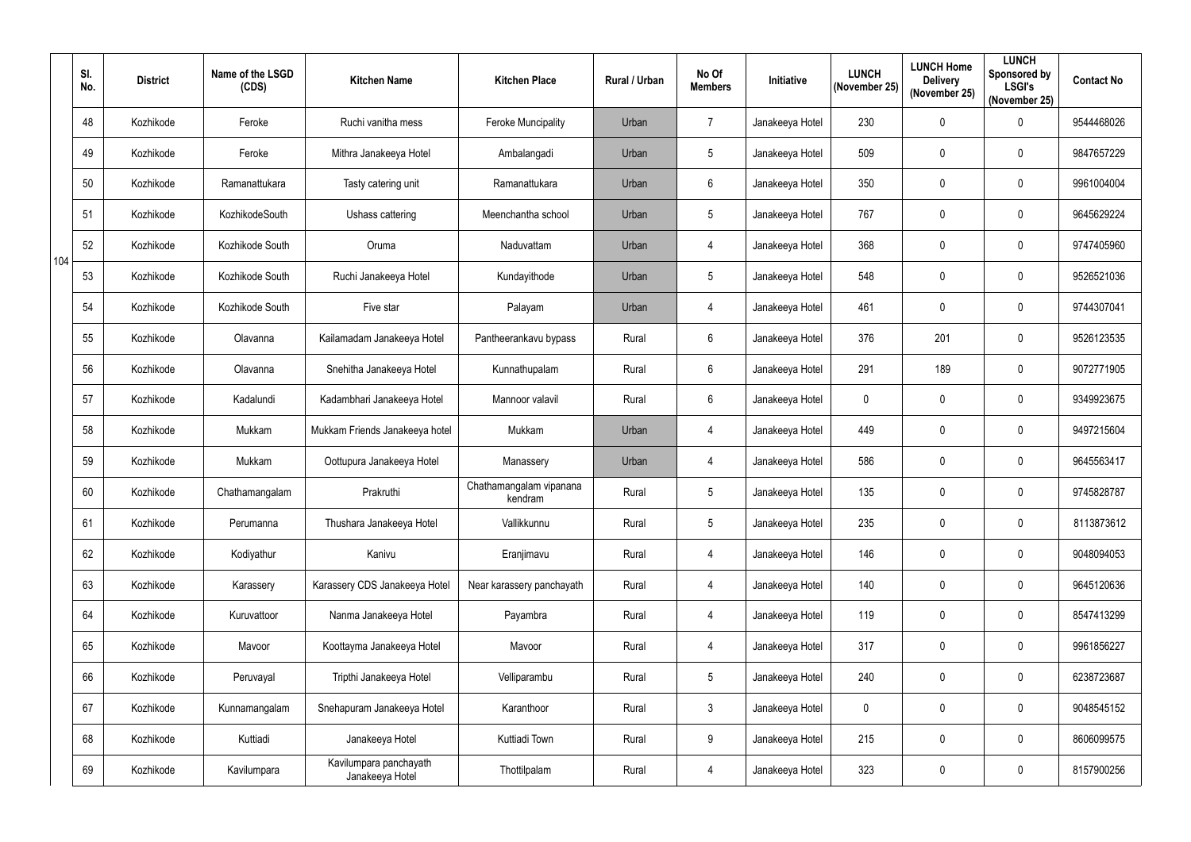| Sl. No. | District | Name of the LSGD (CDS) | Kitchen Name | Kitchen Place | Rural / Urban | No Of Members | Initiative | LUNCH (November 25) | LUNCH Home Delivery (November 25) | LUNCH Sponsored by LSGI's (November 25) | Contact No |
|---|---|---|---|---|---|---|---|---|---|---|---|
| 48 | Kozhikode | Feroke | Ruchi vanitha mess | Feroke Muncipality | Urban | 7 | Janakeeya Hotel | 230 | 0 | 0 | 9544468026 |
| 49 | Kozhikode | Feroke | Mithra Janakeeya Hotel | Ambalangadi | Urban | 5 | Janakeeya Hotel | 509 | 0 | 0 | 9847657229 |
| 50 | Kozhikode | Ramanattukara | Tasty catering unit | Ramanattukara | Urban | 6 | Janakeeya Hotel | 350 | 0 | 0 | 9961004004 |
| 51 | Kozhikode | KozhikodeSouth | Ushass cattering | Meenchantha school | Urban | 5 | Janakeeya Hotel | 767 | 0 | 0 | 9645629224 |
| 52 | Kozhikode | Kozhikode South | Oruma | Naduvattam | Urban | 4 | Janakeeya Hotel | 368 | 0 | 0 | 9747405960 |
| 53 | Kozhikode | Kozhikode South | Ruchi Janakeeya Hotel | Kundayithode | Urban | 5 | Janakeeya Hotel | 548 | 0 | 0 | 9526521036 |
| 54 | Kozhikode | Kozhikode South | Five star | Palayam | Urban | 4 | Janakeeya Hotel | 461 | 0 | 0 | 9744307041 |
| 55 | Kozhikode | Olavanna | Kailamadam Janakeeya Hotel | Pantheerankavu bypass | Rural | 6 | Janakeeya Hotel | 376 | 201 | 0 | 9526123535 |
| 56 | Kozhikode | Olavanna | Snehitha Janakeeya Hotel | Kunnathupalam | Rural | 6 | Janakeeya Hotel | 291 | 189 | 0 | 9072771905 |
| 57 | Kozhikode | Kadalundi | Kadambhari Janakeeya Hotel | Mannoor valavil | Rural | 6 | Janakeeya Hotel | 0 | 0 | 0 | 9349923675 |
| 58 | Kozhikode | Mukkam | Mukkam Friends Janakeeya hotel | Mukkam | Urban | 4 | Janakeeya Hotel | 449 | 0 | 0 | 9497215604 |
| 59 | Kozhikode | Mukkam | Oottupura Janakeeya Hotel | Manassery | Urban | 4 | Janakeeya Hotel | 586 | 0 | 0 | 9645563417 |
| 60 | Kozhikode | Chathamangalam | Prakruthi | Chathamangalam vipanana kendram | Rural | 5 | Janakeeya Hotel | 135 | 0 | 0 | 9745828787 |
| 61 | Kozhikode | Perumanna | Thushara Janakeeya Hotel | Vallikkunnu | Rural | 5 | Janakeeya Hotel | 235 | 0 | 0 | 8113873612 |
| 62 | Kozhikode | Kodiyathur | Kanivu | Eranjimavu | Rural | 4 | Janakeeya Hotel | 146 | 0 | 0 | 9048094053 |
| 63 | Kozhikode | Karassery | Karassery CDS Janakeeya Hotel | Near karassery panchayath | Rural | 4 | Janakeeya Hotel | 140 | 0 | 0 | 9645120636 |
| 64 | Kozhikode | Kuruvattoor | Nanma Janakeeya Hotel | Payambra | Rural | 4 | Janakeeya Hotel | 119 | 0 | 0 | 8547413299 |
| 65 | Kozhikode | Mavoor | Koottayma Janakeeya Hotel | Mavoor | Rural | 4 | Janakeeya Hotel | 317 | 0 | 0 | 9961856227 |
| 66 | Kozhikode | Peruvayal | Tripthi Janakeeya Hotel | Velliparambu | Rural | 5 | Janakeeya Hotel | 240 | 0 | 0 | 6238723687 |
| 67 | Kozhikode | Kunnamangalam | Snehapuram Janakeeya Hotel | Karanthoor | Rural | 3 | Janakeeya Hotel | 0 | 0 | 0 | 9048545152 |
| 68 | Kozhikode | Kuttiadi | Janakeeya Hotel | Kuttiadi Town | Rural | 9 | Janakeeya Hotel | 215 | 0 | 0 | 8606099575 |
| 69 | Kozhikode | Kavilumpara | Kavilumpara panchayath Janakeeya Hotel | Thottilpalam | Rural | 4 | Janakeeya Hotel | 323 | 0 | 0 | 8157900256 |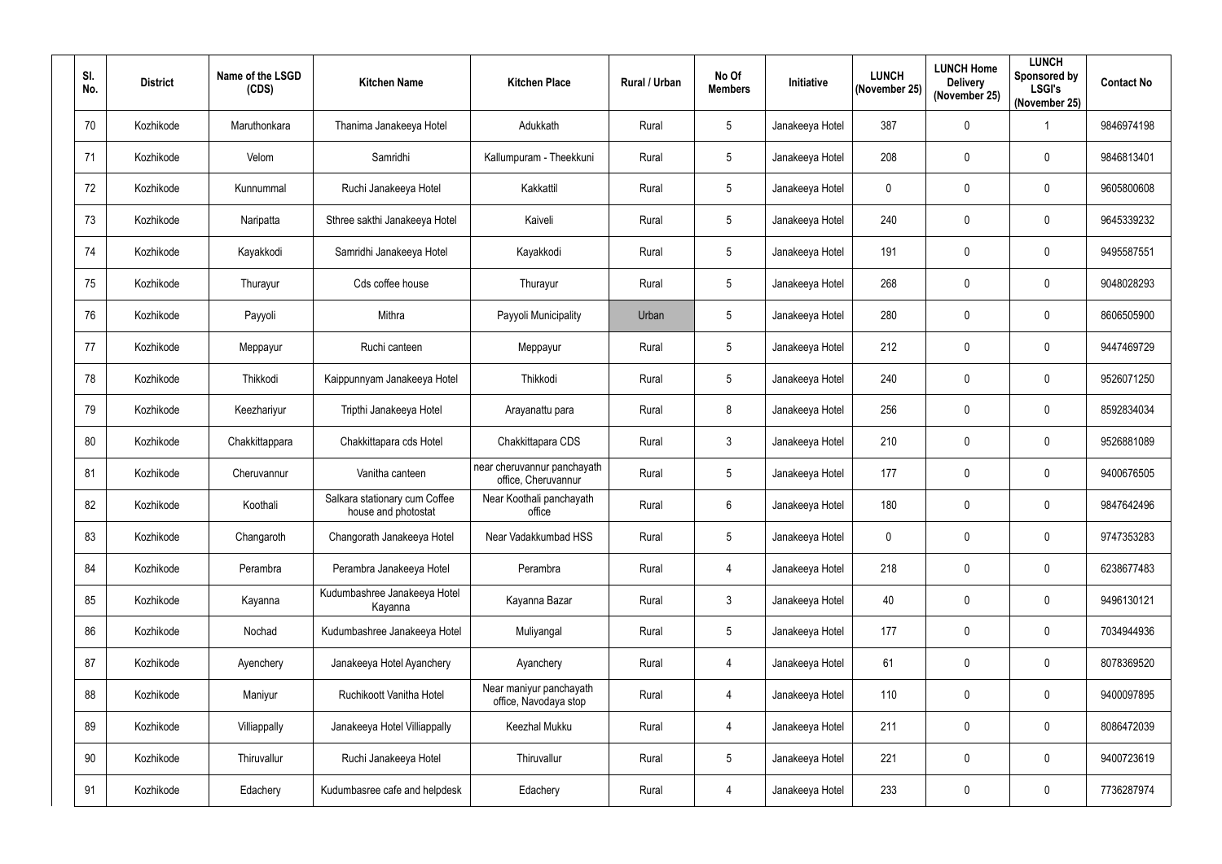| Sl. No. | District | Name of the LSGD (CDS) | Kitchen Name | Kitchen Place | Rural / Urban | No Of Members | Initiative | LUNCH (November 25) | LUNCH Home Delivery (November 25) | LUNCH Sponsored by LSGI's (November 25) | Contact No |
|---|---|---|---|---|---|---|---|---|---|---|---|
| 70 | Kozhikode | Maruthonkara | Thanima Janakeeya Hotel | Adukkath | Rural | 5 | Janakeeya Hotel | 387 | 0 | 1 | 9846974198 |
| 71 | Kozhikode | Velom | Samridhi | Kallumpuram - Theekkuni | Rural | 5 | Janakeeya Hotel | 208 | 0 | 0 | 9846813401 |
| 72 | Kozhikode | Kunnummal | Ruchi Janakeeya Hotel | Kakkattil | Rural | 5 | Janakeeya Hotel | 0 | 0 | 0 | 9605800608 |
| 73 | Kozhikode | Naripatta | Sthree sakthi Janakeeya Hotel | Kaiveli | Rural | 5 | Janakeeya Hotel | 240 | 0 | 0 | 9645339232 |
| 74 | Kozhikode | Kayakkodi | Samridhi Janakeeya Hotel | Kayakkodi | Rural | 5 | Janakeeya Hotel | 191 | 0 | 0 | 9495587551 |
| 75 | Kozhikode | Thurayur | Cds coffee house | Thurayur | Rural | 5 | Janakeeya Hotel | 268 | 0 | 0 | 9048028293 |
| 76 | Kozhikode | Payyoli | Mithra | Payyoli Municipality | Urban | 5 | Janakeeya Hotel | 280 | 0 | 0 | 8606505900 |
| 77 | Kozhikode | Meppayur | Ruchi canteen | Meppayur | Rural | 5 | Janakeeya Hotel | 212 | 0 | 0 | 9447469729 |
| 78 | Kozhikode | Thikkodi | Kaippunnyam Janakeeya Hotel | Thikkodi | Rural | 5 | Janakeeya Hotel | 240 | 0 | 0 | 9526071250 |
| 79 | Kozhikode | Keezhariyur | Tripthi Janakeeya Hotel | Arayanattu para | Rural | 8 | Janakeeya Hotel | 256 | 0 | 0 | 8592834034 |
| 80 | Kozhikode | Chakkittappara | Chakkittapara cds Hotel | Chakkittapara CDS | Rural | 3 | Janakeeya Hotel | 210 | 0 | 0 | 9526881089 |
| 81 | Kozhikode | Cheruvannur | Vanitha canteen | near cheruvannur panchayath office, Cheruvannur | Rural | 5 | Janakeeya Hotel | 177 | 0 | 0 | 9400676505 |
| 82 | Kozhikode | Koothali | Salkara stationary cum Coffee house and photostat | Near Koothali panchayath office | Rural | 6 | Janakeeya Hotel | 180 | 0 | 0 | 9847642496 |
| 83 | Kozhikode | Changaroth | Changorath Janakeeya Hotel | Near Vadakkumbad HSS | Rural | 5 | Janakeeya Hotel | 0 | 0 | 0 | 9747353283 |
| 84 | Kozhikode | Perambra | Perambra Janakeeya Hotel | Perambra | Rural | 4 | Janakeeya Hotel | 218 | 0 | 0 | 6238677483 |
| 85 | Kozhikode | Kayanna | Kudumbashree Janakeeya Hotel Kayanna | Kayanna Bazar | Rural | 3 | Janakeeya Hotel | 40 | 0 | 0 | 9496130121 |
| 86 | Kozhikode | Nochad | Kudumbashree Janakeeya Hotel | Muliyangal | Rural | 5 | Janakeeya Hotel | 177 | 0 | 0 | 7034944936 |
| 87 | Kozhikode | Ayenchery | Janakeeya Hotel Ayanchery | Ayanchery | Rural | 4 | Janakeeya Hotel | 61 | 0 | 0 | 8078369520 |
| 88 | Kozhikode | Maniyur | Ruchikoott Vanitha Hotel | Near maniyur panchayath office, Navodaya stop | Rural | 4 | Janakeeya Hotel | 110 | 0 | 0 | 9400097895 |
| 89 | Kozhikode | Villiappally | Janakeeya Hotel Villiappally | Keezhal Mukku | Rural | 4 | Janakeeya Hotel | 211 | 0 | 0 | 8086472039 |
| 90 | Kozhikode | Thiruvallur | Ruchi Janakeeya Hotel | Thiruvallur | Rural | 5 | Janakeeya Hotel | 221 | 0 | 0 | 9400723619 |
| 91 | Kozhikode | Edachery | Kudumbasree cafe and helpdesk | Edachery | Rural | 4 | Janakeeya Hotel | 233 | 0 | 0 | 7736287974 |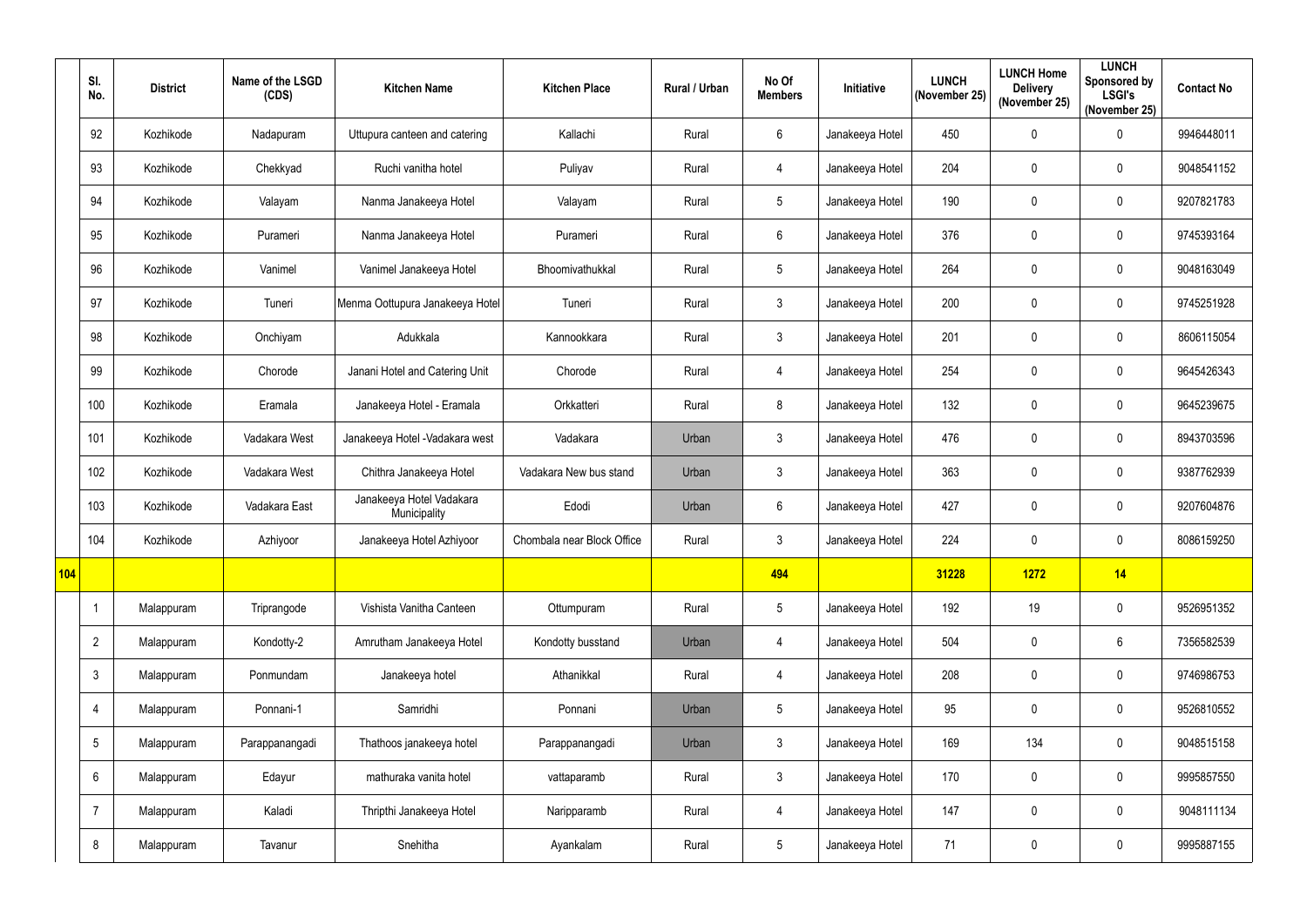| | Sl. No. | District | Name of the LSGD (CDS) | Kitchen Name | Kitchen Place | Rural / Urban | No Of Members | Initiative | LUNCH (November 25) | LUNCH Home Delivery (November 25) | LUNCH Sponsored by LSGI's (November 25) | Contact No |
|---|---|---|---|---|---|---|---|---|---|---|---|---|
| | 92 | Kozhikode | Nadapuram | Uttupura canteen and catering | Kallachi | Rural | 6 | Janakeeya Hotel | 450 | 0 | 0 | 9946448011 |
| | 93 | Kozhikode | Chekkyad | Ruchi vanitha hotel | Puliyav | Rural | 4 | Janakeeya Hotel | 204 | 0 | 0 | 9048541152 |
| | 94 | Kozhikode | Valayam | Nanma Janakeeya Hotel | Valayam | Rural | 5 | Janakeeya Hotel | 190 | 0 | 0 | 9207821783 |
| | 95 | Kozhikode | Purameri | Nanma Janakeeya Hotel | Purameri | Rural | 6 | Janakeeya Hotel | 376 | 0 | 0 | 9745393164 |
| | 96 | Kozhikode | Vanimel | Vanimel Janakeeya Hotel | Bhoomivathukkal | Rural | 5 | Janakeeya Hotel | 264 | 0 | 0 | 9048163049 |
| | 97 | Kozhikode | Tuneri | Menma Oottupura Janakeeya Hotel | Tuneri | Rural | 3 | Janakeeya Hotel | 200 | 0 | 0 | 9745251928 |
| | 98 | Kozhikode | Onchiyam | Adukkala | Kannookkara | Rural | 3 | Janakeeya Hotel | 201 | 0 | 0 | 8606115054 |
| | 99 | Kozhikode | Chorode | Janani Hotel and Catering Unit | Chorode | Rural | 4 | Janakeeya Hotel | 254 | 0 | 0 | 9645426343 |
| | 100 | Kozhikode | Eramala | Janakeeya Hotel - Eramala | Orkkatteri | Rural | 8 | Janakeeya Hotel | 132 | 0 | 0 | 9645239675 |
| | 101 | Kozhikode | Vadakara West | Janakeeya Hotel -Vadakara west | Vadakara | Urban | 3 | Janakeeya Hotel | 476 | 0 | 0 | 8943703596 |
| | 102 | Kozhikode | Vadakara West | Chithra Janakeeya Hotel | Vadakara New bus stand | Urban | 3 | Janakeeya Hotel | 363 | 0 | 0 | 9387762939 |
| | 103 | Kozhikode | Vadakara East | Janakeeya Hotel Vadakara Municipality | Edodi | Urban | 6 | Janakeeya Hotel | 427 | 0 | 0 | 9207604876 |
| | 104 | Kozhikode | Azhiyoor | Janakeeya Hotel Azhiyoor | Chombala near Block Office | Rural | 3 | Janakeeya Hotel | 224 | 0 | 0 | 8086159250 |
| **104** | | | | | | | **494** | | **31228** | **1272** | **14** | |
| | 1 | Malappuram | Triprangode | Vishista Vanitha Canteen | Ottumpuram | Rural | 5 | Janakeeya Hotel | 192 | 19 | 0 | 9526951352 |
| | 2 | Malappuram | Kondotty-2 | Amrutham Janakeeya Hotel | Kondotty busstand | Urban | 4 | Janakeeya Hotel | 504 | 0 | 6 | 7356582539 |
| | 3 | Malappuram | Ponmundam | Janakeeya hotel | Athanikkal | Rural | 4 | Janakeeya Hotel | 208 | 0 | 0 | 9746986753 |
| | 4 | Malappuram | Ponnani-1 | Samridhi | Ponnani | Urban | 5 | Janakeeya Hotel | 95 | 0 | 0 | 9526810552 |
| | 5 | Malappuram | Parappanangadi | Thathoos janakeeya hotel | Parappanangadi | Urban | 3 | Janakeeya Hotel | 169 | 134 | 0 | 9048515158 |
| | 6 | Malappuram | Edayur | mathuraka vanita hotel | vattaparamb | Rural | 3 | Janakeeya Hotel | 170 | 0 | 0 | 9995857550 |
| | 7 | Malappuram | Kaladi | Thripthi Janakeeya Hotel | Naripparamb | Rural | 4 | Janakeeya Hotel | 147 | 0 | 0 | 9048111134 |
| | 8 | Malappuram | Tavanur | Snehitha | Ayankalam | Rural | 5 | Janakeeya Hotel | 71 | 0 | 0 | 9995887155 |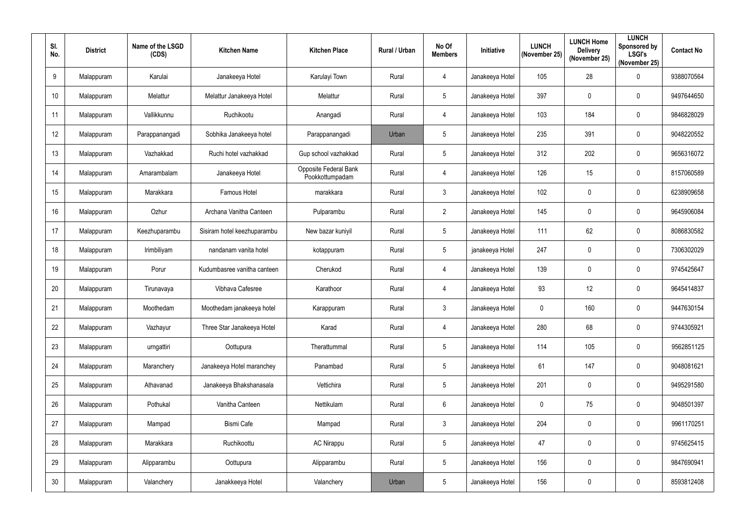| Sl. No. | District | Name of the LSGD (CDS) | Kitchen Name | Kitchen Place | Rural / Urban | No Of Members | Initiative | LUNCH (November 25) | LUNCH Home Delivery (November 25) | LUNCH Sponsored by LSGI's (November 25) | Contact No |
|---|---|---|---|---|---|---|---|---|---|---|---|
| 9 | Malappuram | Karulai | Janakeeya Hotel | Karulayi Town | Rural | 4 | Janakeeya Hotel | 105 | 28 | 0 | 9388070564 |
| 10 | Malappuram | Melattur | Melattur Janakeeya Hotel | Melattur | Rural | 5 | Janakeeya Hotel | 397 | 0 | 0 | 9497644650 |
| 11 | Malappuram | Vallikkunnu | Ruchikootu | Anangadi | Rural | 4 | Janakeeya Hotel | 103 | 184 | 0 | 9846828029 |
| 12 | Malappuram | Parappanangadi | Sobhika Janakeeya hotel | Parappanangadi | Urban | 5 | Janakeeya Hotel | 235 | 391 | 0 | 9048220552 |
| 13 | Malappuram | Vazhakkad | Ruchi hotel vazhakkad | Gup school vazhakkad | Rural | 5 | Janakeeya Hotel | 312 | 202 | 0 | 9656316072 |
| 14 | Malappuram | Amarambalam | Janakeeya Hotel | Opposite Federal Bank Pookkottumpadam | Rural | 4 | Janakeeya Hotel | 126 | 15 | 0 | 8157060589 |
| 15 | Malappuram | Marakkara | Famous Hotel | marakkara | Rural | 3 | Janakeeya Hotel | 102 | 0 | 0 | 6238909658 |
| 16 | Malappuram | Ozhur | Archana Vanitha Canteen | Pulparambu | Rural | 2 | Janakeeya Hotel | 145 | 0 | 0 | 9645906084 |
| 17 | Malappuram | Keezhuparambu | Sisiram hotel keezhuparambu | New bazar kuniyil | Rural | 5 | Janakeeya Hotel | 111 | 62 | 0 | 8086830582 |
| 18 | Malappuram | Irimbiliyam | nandanam vanita hotel | kotappuram | Rural | 5 | janakeeya Hotel | 247 | 0 | 0 | 7306302029 |
| 19 | Malappuram | Porur | Kudumbasree vanitha canteen | Cherukod | Rural | 4 | Janakeeya Hotel | 139 | 0 | 0 | 9745425647 |
| 20 | Malappuram | Tirunavaya | Vibhava Cafesree | Karathoor | Rural | 4 | Janakeeya Hotel | 93 | 12 | 0 | 9645414837 |
| 21 | Malappuram | Moothedam | Moothedam janakeeya hotel | Karappuram | Rural | 3 | Janakeeya Hotel | 0 | 160 | 0 | 9447630154 |
| 22 | Malappuram | Vazhayur | Three Star Janakeeya Hotel | Karad | Rural | 4 | Janakeeya Hotel | 280 | 68 | 0 | 9744305921 |
| 23 | Malappuram | urngattiri | Oottupura | Therattummal | Rural | 5 | Janakeeya Hotel | 114 | 105 | 0 | 9562851125 |
| 24 | Malappuram | Maranchery | Janakeeya Hotel maranchey | Panambad | Rural | 5 | Janakeeya Hotel | 61 | 147 | 0 | 9048081621 |
| 25 | Malappuram | Athavanad | Janakeeya Bhakshanasala | Vettichira | Rural | 5 | Janakeeya Hotel | 201 | 0 | 0 | 9495291580 |
| 26 | Malappuram | Pothukal | Vanitha Canteen | Nettikulam | Rural | 6 | Janakeeya Hotel | 0 | 75 | 0 | 9048501397 |
| 27 | Malappuram | Mampad | Bismi Cafe | Mampad | Rural | 3 | Janakeeya Hotel | 204 | 0 | 0 | 9961170251 |
| 28 | Malappuram | Marakkara | Ruchikoottu | AC Nirappu | Rural | 5 | Janakeeya Hotel | 47 | 0 | 0 | 9745625415 |
| 29 | Malappuram | Alipparambu | Oottupura | Alipparambu | Rural | 5 | Janakeeya Hotel | 156 | 0 | 0 | 9847690941 |
| 30 | Malappuram | Valanchery | Janakkeeya Hotel | Valanchery | Urban | 5 | Janakeeya Hotel | 156 | 0 | 0 | 8593812408 |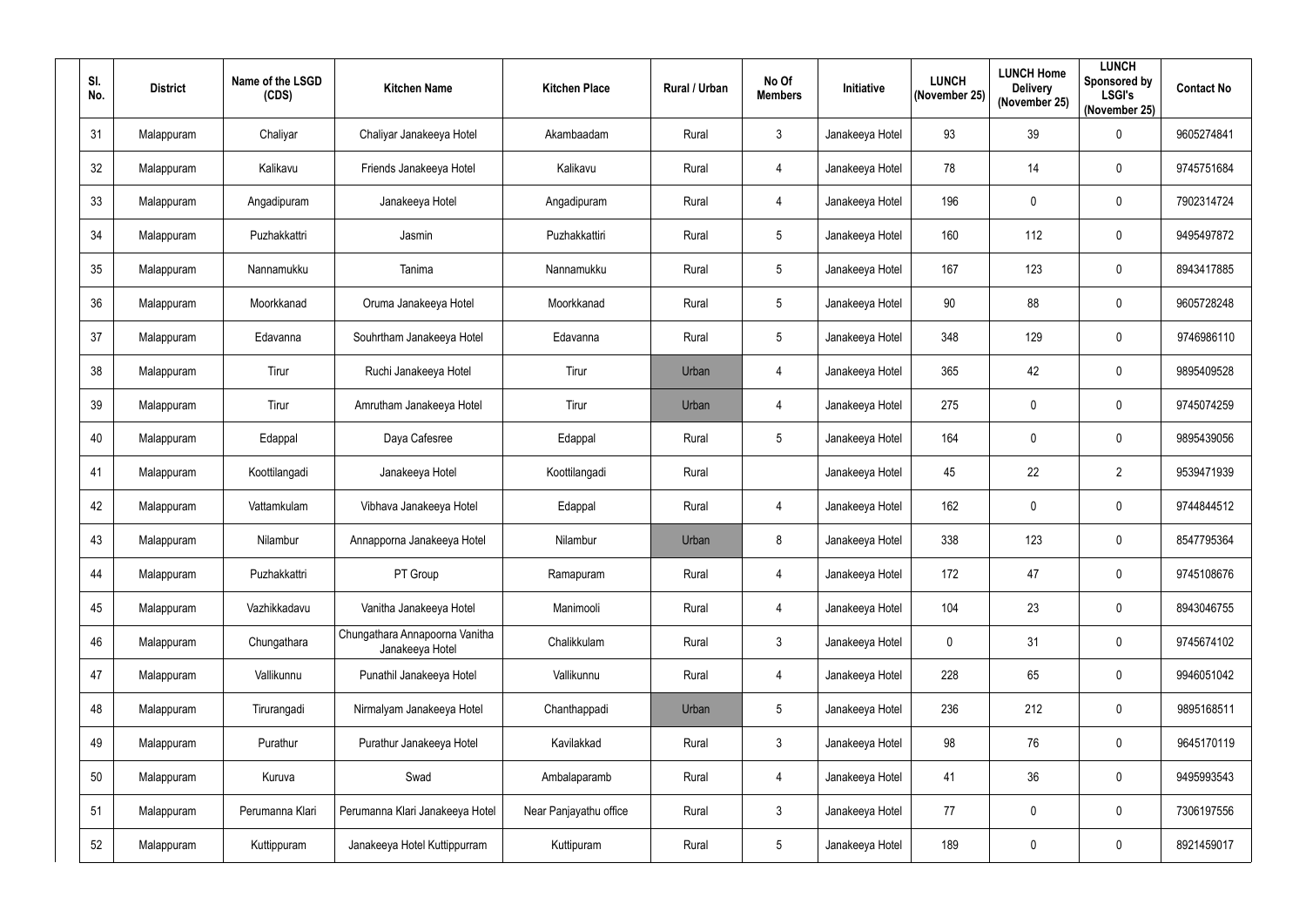| Sl. No. | District | Name of the LSGD (CDS) | Kitchen Name | Kitchen Place | Rural / Urban | No Of Members | Initiative | LUNCH (November 25) | LUNCH Home Delivery (November 25) | LUNCH Sponsored by LSGI's (November 25) | Contact No |
|---|---|---|---|---|---|---|---|---|---|---|---|
| 31 | Malappuram | Chaliyar | Chaliyar Janakeeya Hotel | Akambaadam | Rural | 3 | Janakeeya Hotel | 93 | 39 | 0 | 9605274841 |
| 32 | Malappuram | Kalikavu | Friends Janakeeya Hotel | Kalikavu | Rural | 4 | Janakeeya Hotel | 78 | 14 | 0 | 9745751684 |
| 33 | Malappuram | Angadipuram | Janakeeya Hotel | Angadipuram | Rural | 4 | Janakeeya Hotel | 196 | 0 | 0 | 7902314724 |
| 34 | Malappuram | Puzhakkattri | Jasmin | Puzhakkattiri | Rural | 5 | Janakeeya Hotel | 160 | 112 | 0 | 9495497872 |
| 35 | Malappuram | Nannamukku | Tanima | Nannamukku | Rural | 5 | Janakeeya Hotel | 167 | 123 | 0 | 8943417885 |
| 36 | Malappuram | Moorkkanad | Oruma Janakeeya Hotel | Moorkkanad | Rural | 5 | Janakeeya Hotel | 90 | 88 | 0 | 9605728248 |
| 37 | Malappuram | Edavanna | Souhrtham Janakeeya Hotel | Edavanna | Rural | 5 | Janakeeya Hotel | 348 | 129 | 0 | 9746986110 |
| 38 | Malappuram | Tirur | Ruchi Janakeeya Hotel | Tirur | Urban | 4 | Janakeeya Hotel | 365 | 42 | 0 | 9895409528 |
| 39 | Malappuram | Tirur | Amrutham Janakeeya Hotel | Tirur | Urban | 4 | Janakeeya Hotel | 275 | 0 | 0 | 9745074259 |
| 40 | Malappuram | Edappal | Daya Cafesree | Edappal | Rural | 5 | Janakeeya Hotel | 164 | 0 | 0 | 9895439056 |
| 41 | Malappuram | Koottilangadi | Janakeeya Hotel | Koottilangadi | Rural | | Janakeeya Hotel | 45 | 22 | 2 | 9539471939 |
| 42 | Malappuram | Vattamkulam | Vibhava Janakeeya Hotel | Edappal | Rural | 4 | Janakeeya Hotel | 162 | 0 | 0 | 9744844512 |
| 43 | Malappuram | Nilambur | Annapporna Janakeeya Hotel | Nilambur | Urban | 8 | Janakeeya Hotel | 338 | 123 | 0 | 8547795364 |
| 44 | Malappuram | Puzhakkattri | PT Group | Ramapuram | Rural | 4 | Janakeeya Hotel | 172 | 47 | 0 | 9745108676 |
| 45 | Malappuram | Vazhikkadavu | Vanitha Janakeeya Hotel | Manimooli | Rural | 4 | Janakeeya Hotel | 104 | 23 | 0 | 8943046755 |
| 46 | Malappuram | Chungathara | Chungathara Annapoorna Vanitha Janakeeya Hotel | Chalikkulam | Rural | 3 | Janakeeya Hotel | 0 | 31 | 0 | 9745674102 |
| 47 | Malappuram | Vallikunnu | Punathil Janakeeya Hotel | Vallikunnu | Rural | 4 | Janakeeya Hotel | 228 | 65 | 0 | 9946051042 |
| 48 | Malappuram | Tirurangadi | Nirmalyam Janakeeya Hotel | Chanthappadi | Urban | 5 | Janakeeya Hotel | 236 | 212 | 0 | 9895168511 |
| 49 | Malappuram | Purathur | Purathur Janakeeya Hotel | Kavilakkad | Rural | 3 | Janakeeya Hotel | 98 | 76 | 0 | 9645170119 |
| 50 | Malappuram | Kuruva | Swad | Ambalaparamb | Rural | 4 | Janakeeya Hotel | 41 | 36 | 0 | 9495993543 |
| 51 | Malappuram | Perumanna Klari | Perumanna Klari Janakeeya Hotel | Near Panjayathu office | Rural | 3 | Janakeeya Hotel | 77 | 0 | 0 | 7306197556 |
| 52 | Malappuram | Kuttippuram | Janakeeya Hotel Kuttippurram | Kuttipuram | Rural | 5 | Janakeeya Hotel | 189 | 0 | 0 | 8921459017 |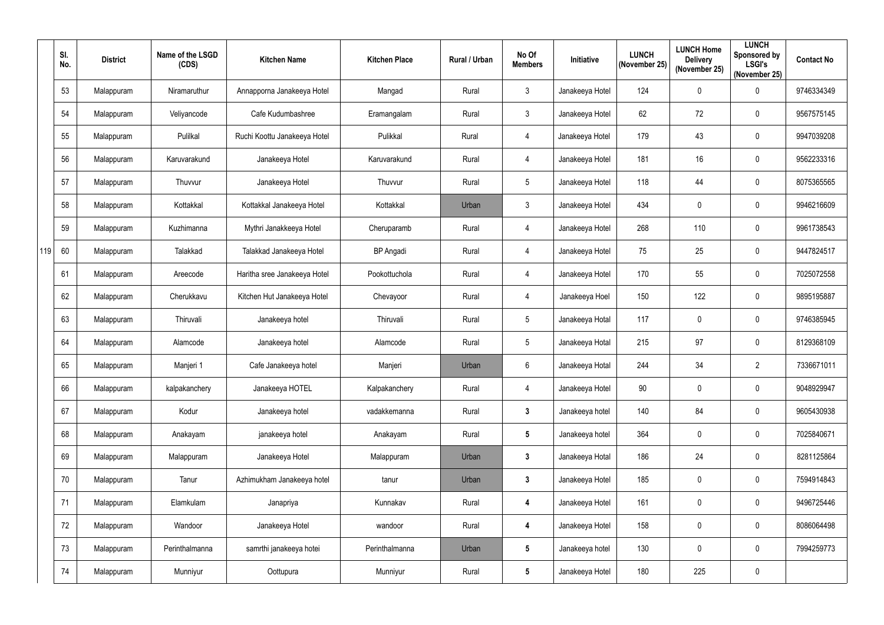| | Sl. No. | District | Name of the LSGD (CDS) | Kitchen Name | Kitchen Place | Rural / Urban | No Of Members | Initiative | LUNCH (November 25) | LUNCH Home Delivery (November 25) | LUNCH Sponsored by LSGI's (November 25) | Contact No |
|---|---|---|---|---|---|---|---|---|---|---|---|---|
| | 53 | Malappuram | Niramaruthur | Annapporna Janakeeya Hotel | Mangad | Rural | 3 | Janakeeya Hotel | 124 | 0 | 0 | 9746334349 |
| | 54 | Malappuram | Veliyancode | Cafe Kudumbashree | Eramangalam | Rural | 3 | Janakeeya Hotel | 62 | 72 | 0 | 9567575145 |
| | 55 | Malappuram | Pulilkal | Ruchi Koottu Janakeeya Hotel | Pulikkal | Rural | 4 | Janakeeya Hotel | 179 | 43 | 0 | 9947039208 |
| | 56 | Malappuram | Karuvarakund | Janakeeya Hotel | Karuvarakund | Rural | 4 | Janakeeya Hotel | 181 | 16 | 0 | 9562233316 |
| | 57 | Malappuram | Thuvvur | Janakeeya Hotel | Thuvvur | Rural | 5 | Janakeeya Hotel | 118 | 44 | 0 | 8075365565 |
| | 58 | Malappuram | Kottakkal | Kottakkal Janakeeya Hotel | Kottakkal | Urban | 3 | Janakeeya Hotel | 434 | 0 | 0 | 9946216609 |
| | 59 | Malappuram | Kuzhimanna | Mythri Janakkeeya Hotel | Cheruparamb | Rural | 4 | Janakeeya Hotel | 268 | 110 | 0 | 9961738543 |
| 119 | 60 | Malappuram | Talakkad | Talakkad Janakeeya Hotel | BP Angadi | Rural | 4 | Janakeeya Hotel | 75 | 25 | 0 | 9447824517 |
| | 61 | Malappuram | Areecode | Haritha sree Janakeeya Hotel | Pookottuchola | Rural | 4 | Janakeeya Hotel | 170 | 55 | 0 | 7025072558 |
| | 62 | Malappuram | Cherukkavu | Kitchen Hut Janakeeya Hotel | Chevayoor | Rural | 4 | Janakeeya Hoel | 150 | 122 | 0 | 9895195887 |
| | 63 | Malappuram | Thiruvali | Janakeeya hotel | Thiruvali | Rural | 5 | Janakeeya Hotal | 117 | 0 | 0 | 9746385945 |
| | 64 | Malappuram | Alamcode | Janakeeya hotel | Alamcode | Rural | 5 | Janakeeya Hotal | 215 | 97 | 0 | 8129368109 |
| | 65 | Malappuram | Manjeri 1 | Cafe Janakeeya hotel | Manjeri | Urban | 6 | Janakeeya Hotal | 244 | 34 | 2 | 7336671011 |
| | 66 | Malappuram | kalpakanchery | Janakeeya HOTEL | Kalpakanchery | Rural | 4 | Janakeeya Hotel | 90 | 0 | 0 | 9048929947 |
| | 67 | Malappuram | Kodur | Janakeeya hotel | vadakkemanna | Rural | **3** | Janakeeya hotel | 140 | 84 | 0 | 9605430938 |
| | 68 | Malappuram | Anakayam | janakeeya hotel | Anakayam | Rural | **5** | Janakeeya hotel | 364 | 0 | 0 | 7025840671 |
| | 69 | Malappuram | Malappuram | Janakeeya Hotel | Malappuram | Urban | **3** | Janakeeya Hotal | 186 | 24 | 0 | 8281125864 |
| | 70 | Malappuram | Tanur | Azhimukham Janakeeya hotel | tanur | Urban | **3** | Janakeeya Hotel | 185 | 0 | 0 | 7594914843 |
| | 71 | Malappuram | Elamkulam | Janapriya | Kunnakav | Rural | **4** | Janakeeya Hotel | 161 | 0 | 0 | 9496725446 |
| | 72 | Malappuram | Wandoor | Janakeeya Hotel | wandoor | Rural | **4** | Janakeeya Hotel | 158 | 0 | 0 | 8086064498 |
| | 73 | Malappuram | Perinthalmanna | samrthi janakeeya hotei | Perinthalmanna | Urban | **5** | Janakeeya hotel | 130 | 0 | 0 | 7994259773 |
| | 74 | Malappuram | Munniyur | Oottupura | Munniyur | Rural | **5** | Janakeeya Hotel | 180 | 225 | 0 | |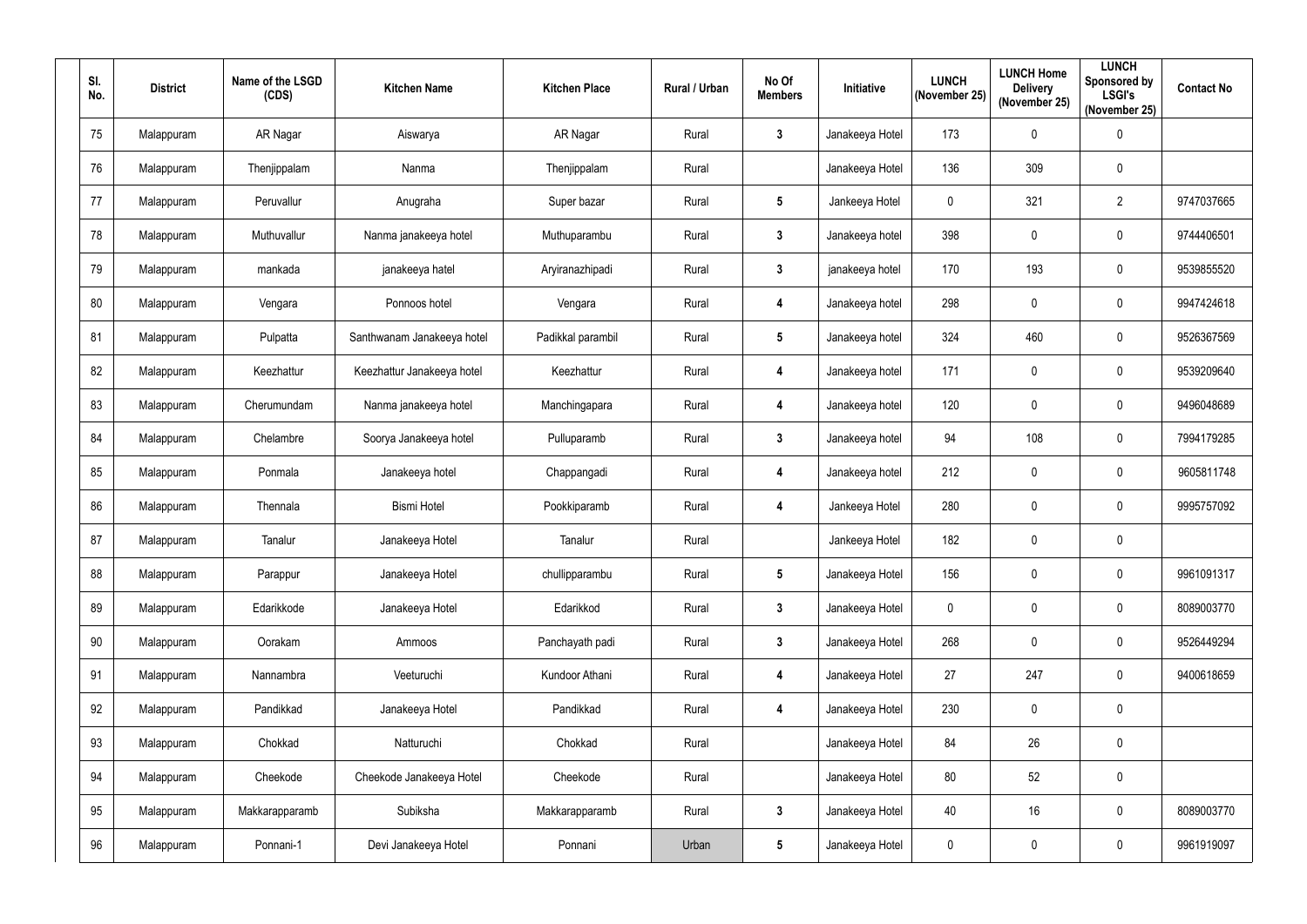| Sl. No. | District | Name of the LSGD (CDS) | Kitchen Name | Kitchen Place | Rural / Urban | No Of Members | Initiative | LUNCH (November 25) | LUNCH Home Delivery (November 25) | LUNCH Sponsored by LSGI's (November 25) | Contact No |
|---|---|---|---|---|---|---|---|---|---|---|---|
| 75 | Malappuram | AR Nagar | Aiswarya | AR Nagar | Rural | 3 | Janakeeya Hotel | 173 | 0 | 0 | |
| 76 | Malappuram | Thenjippalam | Nanma | Thenjippalam | Rural | | Janakeeya Hotel | 136 | 309 | 0 | |
| 77 | Malappuram | Peruvallur | Anugraha | Super bazar | Rural | 5 | Jankeeya Hotel | 0 | 321 | 2 | 9747037665 |
| 78 | Malappuram | Muthuvallur | Nanma janakeeya hotel | Muthuparambu | Rural | 3 | Janakeeya hotel | 398 | 0 | 0 | 9744406501 |
| 79 | Malappuram | mankada | janakeeya hatel | Aryiranazhipadi | Rural | 3 | janakeeya hotel | 170 | 193 | 0 | 9539855520 |
| 80 | Malappuram | Vengara | Ponnoos hotel | Vengara | Rural | 4 | Janakeeya hotel | 298 | 0 | 0 | 9947424618 |
| 81 | Malappuram | Pulpatta | Santhwanam Janakeeya hotel | Padikkal parambil | Rural | 5 | Janakeeya hotel | 324 | 460 | 0 | 9526367569 |
| 82 | Malappuram | Keezhattur | Keezhattur Janakeeya hotel | Keezhattur | Rural | 4 | Janakeeya hotel | 171 | 0 | 0 | 9539209640 |
| 83 | Malappuram | Cherumundam | Nanma janakeeya hotel | Manchingapara | Rural | 4 | Janakeeya hotel | 120 | 0 | 0 | 9496048689 |
| 84 | Malappuram | Chelambre | Soorya Janakeeya hotel | Pulluparamb | Rural | 3 | Janakeeya hotel | 94 | 108 | 0 | 7994179285 |
| 85 | Malappuram | Ponmala | Janakeeya hotel | Chappangadi | Rural | 4 | Janakeeya hotel | 212 | 0 | 0 | 9605811748 |
| 86 | Malappuram | Thennala | Bismi Hotel | Pookkiparamb | Rural | 4 | Jankeeya Hotel | 280 | 0 | 0 | 9995757092 |
| 87 | Malappuram | Tanalur | Janakeeya Hotel | Tanalur | Rural | | Jankeeya Hotel | 182 | 0 | 0 | |
| 88 | Malappuram | Parappur | Janakeeya Hotel | chullipparambu | Rural | 5 | Janakeeya Hotel | 156 | 0 | 0 | 9961091317 |
| 89 | Malappuram | Edarikkode | Janakeeya Hotel | Edarikkod | Rural | 3 | Janakeeya Hotel | 0 | 0 | 0 | 8089003770 |
| 90 | Malappuram | Oorakam | Ammoos | Panchayath padi | Rural | 3 | Janakeeya Hotel | 268 | 0 | 0 | 9526449294 |
| 91 | Malappuram | Nannambra | Veeturuchi | Kundoor Athani | Rural | 4 | Janakeeya Hotel | 27 | 247 | 0 | 9400618659 |
| 92 | Malappuram | Pandikkad | Janakeeya Hotel | Pandikkad | Rural | 4 | Janakeeya Hotel | 230 | 0 | 0 | |
| 93 | Malappuram | Chokkad | Natturuchi | Chokkad | Rural | | Janakeeya Hotel | 84 | 26 | 0 | |
| 94 | Malappuram | Cheekode | Cheekode Janakeeya Hotel | Cheekode | Rural | | Janakeeya Hotel | 80 | 52 | 0 | |
| 95 | Malappuram | Makkarapparamb | Subiksha | Makkarapparamb | Rural | 3 | Janakeeya Hotel | 40 | 16 | 0 | 8089003770 |
| 96 | Malappuram | Ponnani-1 | Devi Janakeeya Hotel | Ponnani | Urban | 5 | Janakeeya Hotel | 0 | 0 | 0 | 9961919097 |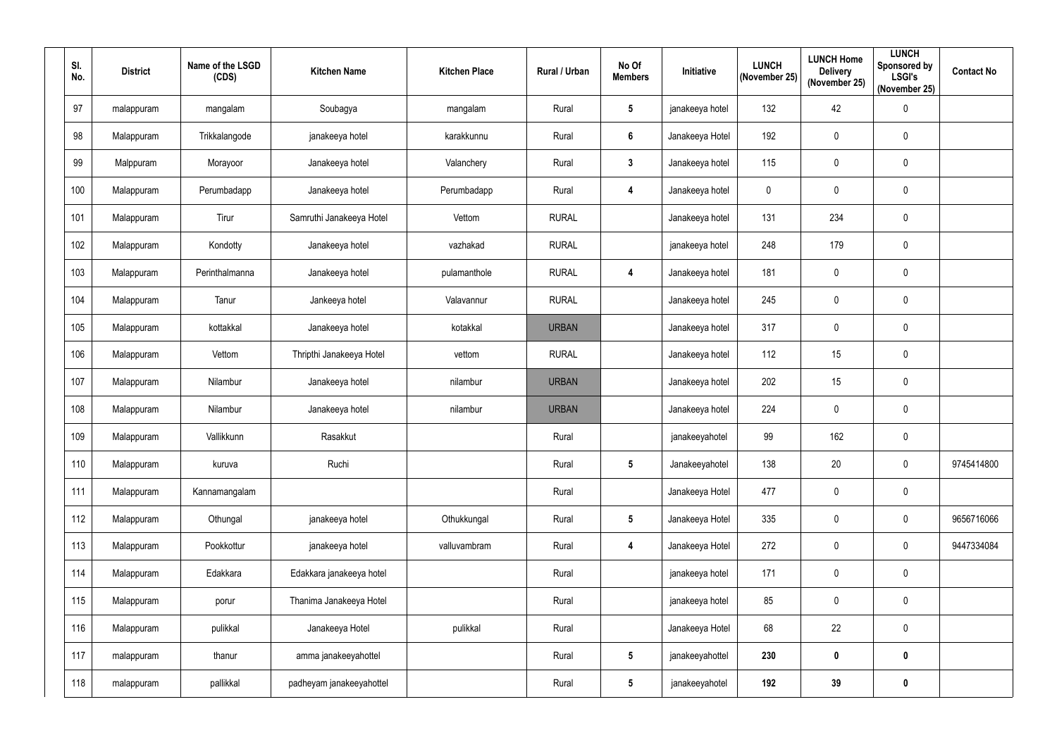| Sl. No. | District | Name of the LSGD (CDS) | Kitchen Name | Kitchen Place | Rural / Urban | No Of Members | Initiative | LUNCH (November 25) | LUNCH Home Delivery (November 25) | LUNCH Sponsored by LSGI's (November 25) | Contact No |
|---|---|---|---|---|---|---|---|---|---|---|---|
| 97 | malappuram | mangalam | Soubagya | mangalam | Rural | **5** | janakeeya hotel | 132 | 42 | 0 | |
| 98 | Malappuram | Trikkalangode | janakeeya hotel | karakkunnu | Rural | **6** | Janakeeya Hotel | 192 | 0 | 0 | |
| 99 | Malppuram | Morayoor | Janakeeya hotel | Valanchery | Rural | **3** | Janakeeya hotel | 115 | 0 | 0 | |
| 100 | Malappuram | Perumbadapp | Janakeeya hotel | Perumbadapp | Rural | **4** | Janakeeya hotel | 0 | 0 | 0 | |
| 101 | Malappuram | Tirur | Samruthi Janakeeya Hotel | Vettom | RURAL | | Janakeeya hotel | 131 | 234 | 0 | |
| 102 | Malappuram | Kondotty | Janakeeya hotel | vazhakad | RURAL | | janakeeya hotel | 248 | 179 | 0 | |
| 103 | Malappuram | Perinthalmanna | Janakeeya hotel | pulamanthole | RURAL | **4** | Janakeeya hotel | 181 | 0 | 0 | |
| 104 | Malappuram | Tanur | Jankeeya hotel | Valavannur | RURAL | | Janakeeya hotel | 245 | 0 | 0 | |
| 105 | Malappuram | kottakkal | Janakeeya hotel | kotakkal | URBAN | | Janakeeya hotel | 317 | 0 | 0 | |
| 106 | Malappuram | Vettom | Thripthi Janakeeya Hotel | vettom | RURAL | | Janakeeya hotel | 112 | 15 | 0 | |
| 107 | Malappuram | Nilambur | Janakeeya hotel | nilambur | URBAN | | Janakeeya hotel | 202 | 15 | 0 | |
| 108 | Malappuram | Nilambur | Janakeeya hotel | nilambur | URBAN | | Janakeeya hotel | 224 | 0 | 0 | |
| 109 | Malappuram | Vallikkunn | Rasakkut | | Rural | | janakeeyahotel | 99 | 162 | 0 | |
| 110 | Malappuram | kuruva | Ruchi | | Rural | **5** | Janakeeyahotel | 138 | 20 | 0 | 9745414800 |
| 111 | Malappuram | Kannamangalam | | | Rural | | Janakeeya Hotel | 477 | 0 | 0 | |
| 112 | Malappuram | Othungal | janakeeya hotel | Othukkungal | Rural | **5** | Janakeeya Hotel | 335 | 0 | 0 | 9656716066 |
| 113 | Malappuram | Pookkottur | janakeeya hotel | valluvambram | Rural | **4** | Janakeeya Hotel | 272 | 0 | 0 | 9447334084 |
| 114 | Malappuram | Edakkara | Edakkara janakeeya hotel | | Rural | | janakeeya hotel | 171 | 0 | 0 | |
| 115 | Malappuram | porur | Thanima Janakeeya Hotel | | Rural | | janakeeya hotel | 85 | 0 | 0 | |
| 116 | Malappuram | pulikkal | Janakeeya Hotel | pulikkal | Rural | | Janakeeya Hotel | 68 | 22 | 0 | |
| 117 | malappuram | thanur | amma janakeeyahottel | | Rural | **5** | janakeeyahottel | **230** | **0** | **0** | |
| 118 | malappuram | pallikkal | padheyam janakeeyahottel | | Rural | **5** | janakeeyahotel | **192** | **39** | **0** | |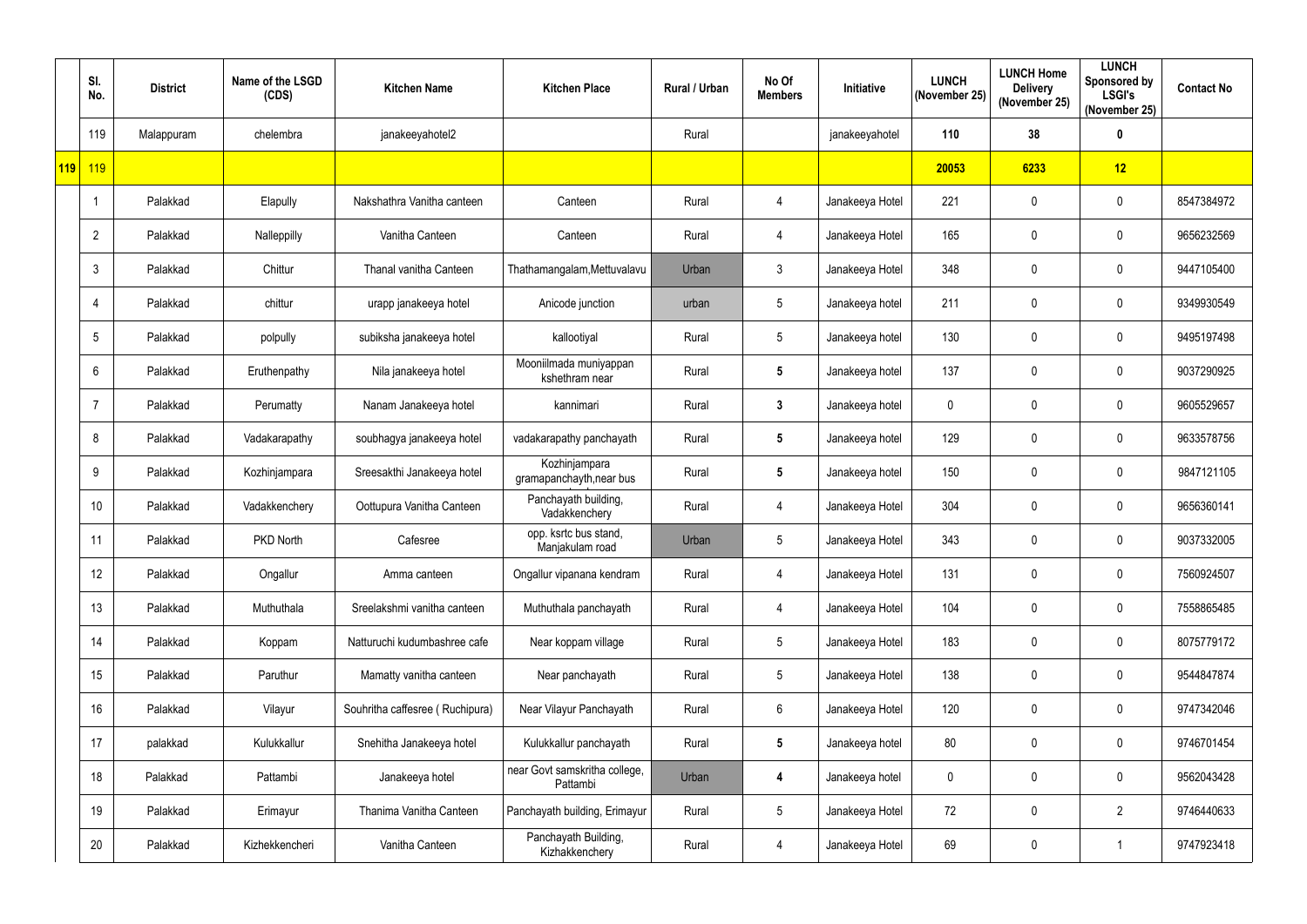| | Sl. No. | District | Name of the LSGD (CDS) | Kitchen Name | Kitchen Place | Rural / Urban | No Of Members | Initiative | LUNCH (November 25) | LUNCH Home Delivery (November 25) | LUNCH Sponsored by LSGI's (November 25) | Contact No |
|---|---|---|---|---|---|---|---|---|---|---|---|---|
| | 119 | Malappuram | chelembra | janakeeyahotel2 | | Rural | | janakeeyahotel | 110 | 38 | 0 | |
| 119 | 119 | | | | | | | | 20053 | 6233 | 12 | |
| | 1 | Palakkad | Elapully | Nakshathra Vanitha canteen | Canteen | Rural | 4 | Janakeeya Hotel | 221 | 0 | 0 | 8547384972 |
| | 2 | Palakkad | Nalleppilly | Vanitha Canteen | Canteen | Rural | 4 | Janakeeya Hotel | 165 | 0 | 0 | 9656232569 |
| | 3 | Palakkad | Chittur | Thanal vanitha Canteen | Thathamangalam,Mettuvalavu | Urban | 3 | Janakeeya Hotel | 348 | 0 | 0 | 9447105400 |
| | 4 | Palakkad | chittur | urapp janakeeya hotel | Anicode junction | urban | 5 | Janakeeya hotel | 211 | 0 | 0 | 9349930549 |
| | 5 | Palakkad | polpully | subiksha janakeeya hotel | kallootiyal | Rural | 5 | Janakeeya hotel | 130 | 0 | 0 | 9495197498 |
| | 6 | Palakkad | Eruthenpathy | Nila janakeeya hotel | Mooniilmada muniyappan kshethram near | Rural | 5 | Janakeeya hotel | 137 | 0 | 0 | 9037290925 |
| | 7 | Palakkad | Perumatty | Nanam Janakeeya hotel | kannimari | Rural | 3 | Janakeeya hotel | 0 | 0 | 0 | 9605529657 |
| | 8 | Palakkad | Vadakarapathy | soubhagya janakeeya hotel | vadakarapathy panchayath | Rural | 5 | Janakeeya hotel | 129 | 0 | 0 | 9633578756 |
| | 9 | Palakkad | Kozhinjampara | Sreesakthi Janakeeya hotel | Kozhinjampara gramapanchayth,near bus | Rural | 5 | Janakeeya hotel | 150 | 0 | 0 | 9847121105 |
| | 10 | Palakkad | Vadakkenchery | Oottupura Vanitha Canteen | Panchayath building, Vadakkenchery | Rural | 4 | Janakeeya Hotel | 304 | 0 | 0 | 9656360141 |
| | 11 | Palakkad | PKD North | Cafesree | opp. ksrtc bus stand, Manjakulam road | Urban | 5 | Janakeeya Hotel | 343 | 0 | 0 | 9037332005 |
| | 12 | Palakkad | Ongallur | Amma canteen | Ongallur vipanana kendram | Rural | 4 | Janakeeya Hotel | 131 | 0 | 0 | 7560924507 |
| | 13 | Palakkad | Muthuthala | Sreelakshmi vanitha canteen | Muthuthala panchayath | Rural | 4 | Janakeeya Hotel | 104 | 0 | 0 | 7558865485 |
| | 14 | Palakkad | Koppam | Natturuchi kudumbashree cafe | Near koppam village | Rural | 5 | Janakeeya Hotel | 183 | 0 | 0 | 8075779172 |
| | 15 | Palakkad | Paruthur | Mamatty vanitha canteen | Near panchayath | Rural | 5 | Janakeeya Hotel | 138 | 0 | 0 | 9544847874 |
| | 16 | Palakkad | Vilayur | Souhritha caffesree ( Ruchipura) | Near Vilayur Panchayath | Rural | 6 | Janakeeya Hotel | 120 | 0 | 0 | 9747342046 |
| | 17 | palakkad | Kulukkallur | Snehitha Janakeeya hotel | Kulukkallur panchayath | Rural | 5 | Janakeeya hotel | 80 | 0 | 0 | 9746701454 |
| | 18 | Palakkad | Pattambi | Janakeeya hotel | near Govt samskritha college, Pattambi | Urban | 4 | Janakeeya hotel | 0 | 0 | 0 | 9562043428 |
| | 19 | Palakkad | Erimayur | Thanima Vanitha Canteen | Panchayath building, Erimayur | Rural | 5 | Janakeeya Hotel | 72 | 0 | 2 | 9746440633 |
| | 20 | Palakkad | Kizhekkencheri | Vanitha Canteen | Panchayath Building, Kizhakkenchery | Rural | 4 | Janakeeya Hotel | 69 | 0 | 1 | 9747923418 |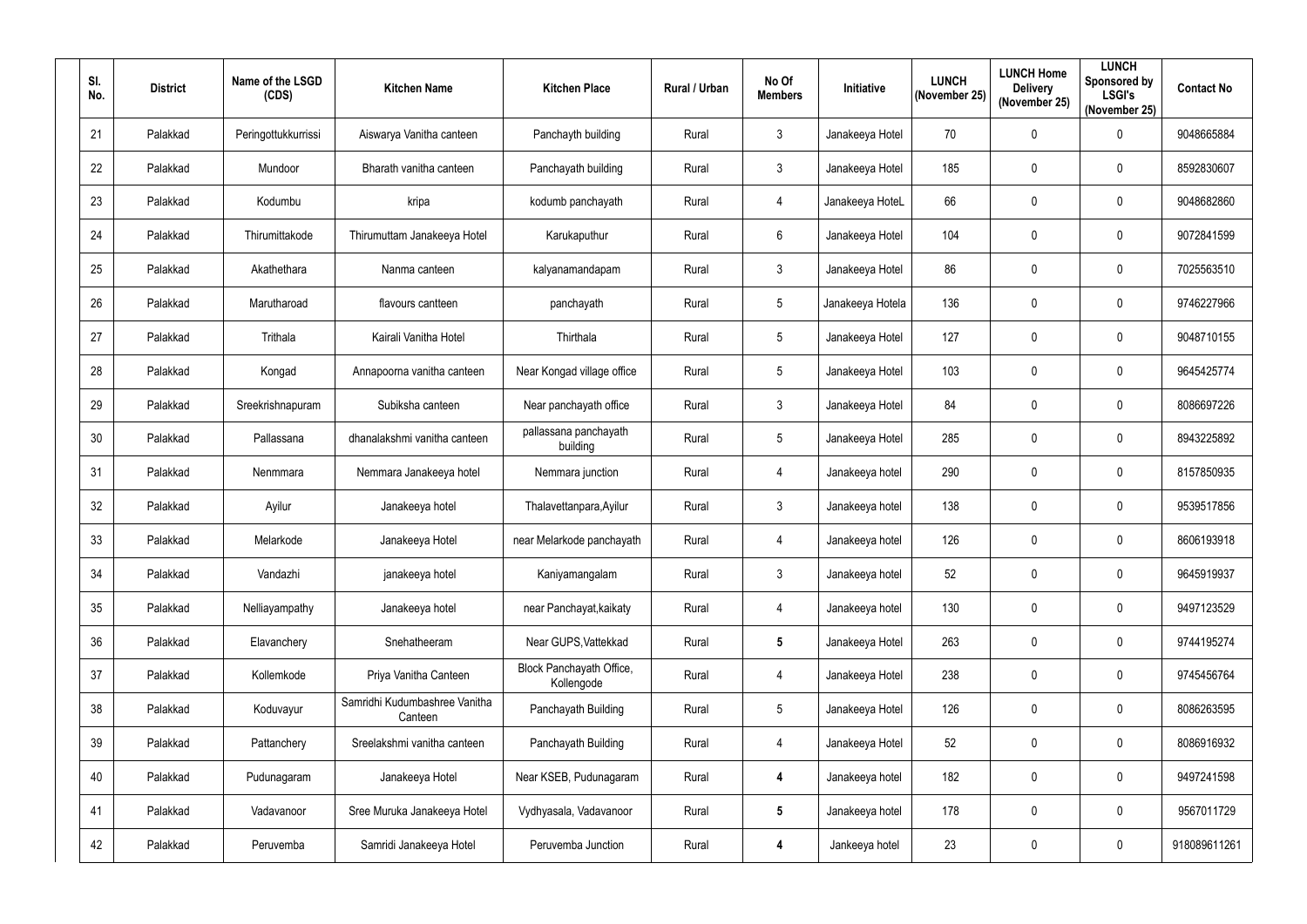| Sl. No. | District | Name of the LSGD (CDS) | Kitchen Name | Kitchen Place | Rural / Urban | No Of Members | Initiative | LUNCH (November 25) | LUNCH Home Delivery (November 25) | LUNCH Sponsored by LSGI's (November 25) | Contact No |
|---|---|---|---|---|---|---|---|---|---|---|---|
| 21 | Palakkad | Peringottukkurrissi | Aiswarya Vanitha canteen | Panchayth building | Rural | 3 | Janakeeya Hotel | 70 | 0 | 0 | 9048665884 |
| 22 | Palakkad | Mundoor | Bharath vanitha canteen | Panchayath building | Rural | 3 | Janakeeya Hotel | 185 | 0 | 0 | 8592830607 |
| 23 | Palakkad | Kodumbu | kripa | kodumb panchayath | Rural | 4 | Janakeeya HoteL | 66 | 0 | 0 | 9048682860 |
| 24 | Palakkad | Thirumittakode | Thirumuttam Janakeeya Hotel | Karukaputhur | Rural | 6 | Janakeeya Hotel | 104 | 0 | 0 | 9072841599 |
| 25 | Palakkad | Akathethara | Nanma canteen | kalyanamandapam | Rural | 3 | Janakeeya Hotel | 86 | 0 | 0 | 7025563510 |
| 26 | Palakkad | Marutharoad | flavours cantteen | panchayath | Rural | 5 | Janakeeya Hotela | 136 | 0 | 0 | 9746227966 |
| 27 | Palakkad | Trithala | Kairali Vanitha Hotel | Thirthala | Rural | 5 | Janakeeya Hotel | 127 | 0 | 0 | 9048710155 |
| 28 | Palakkad | Kongad | Annapoorna vanitha canteen | Near Kongad village office | Rural | 5 | Janakeeya Hotel | 103 | 0 | 0 | 9645425774 |
| 29 | Palakkad | Sreekrishnapuram | Subiksha canteen | Near panchayath office | Rural | 3 | Janakeeya Hotel | 84 | 0 | 0 | 8086697226 |
| 30 | Palakkad | Pallassana | dhanalakshmi vanitha canteen | pallassana panchayath building | Rural | 5 | Janakeeya Hotel | 285 | 0 | 0 | 8943225892 |
| 31 | Palakkad | Nenmmara | Nemmara Janakeeya hotel | Nemmara junction | Rural | 4 | Janakeeya hotel | 290 | 0 | 0 | 8157850935 |
| 32 | Palakkad | Ayilur | Janakeeya hotel | Thalavettanpara,Ayilur | Rural | 3 | Janakeeya hotel | 138 | 0 | 0 | 9539517856 |
| 33 | Palakkad | Melarkode | Janakeeya Hotel | near Melarkode panchayath | Rural | 4 | Janakeeya hotel | 126 | 0 | 0 | 8606193918 |
| 34 | Palakkad | Vandazhi | janakeeya hotel | Kaniyamangalam | Rural | 3 | Janakeeya hotel | 52 | 0 | 0 | 9645919937 |
| 35 | Palakkad | Nelliayampathy | Janakeeya hotel | near Panchayat,kaikaty | Rural | 4 | Janakeeya hotel | 130 | 0 | 0 | 9497123529 |
| 36 | Palakkad | Elavanchery | Snehatheeram | Near GUPS,Vattekkad | Rural | **5** | Janakeeya Hotel | 263 | 0 | 0 | 9744195274 |
| 37 | Palakkad | Kollemkode | Priya Vanitha Canteen | Block Panchayath Office, Kollengode | Rural | 4 | Janakeeya Hotel | 238 | 0 | 0 | 9745456764 |
| 38 | Palakkad | Koduvayur | Samridhi Kudumbashree Vanitha Canteen | Panchayath Building | Rural | 5 | Janakeeya Hotel | 126 | 0 | 0 | 8086263595 |
| 39 | Palakkad | Pattanchery | Sreelakshmi vanitha canteen | Panchayath Building | Rural | 4 | Janakeeya Hotel | 52 | 0 | 0 | 8086916932 |
| 40 | Palakkad | Pudunagaram | Janakeeya Hotel | Near KSEB, Pudunagaram | Rural | **4** | Janakeeya hotel | 182 | 0 | 0 | 9497241598 |
| 41 | Palakkad | Vadavanoor | Sree Muruka Janakeeya Hotel | Vydhyasala, Vadavanoor | Rural | **5** | Janakeeya hotel | 178 | 0 | 0 | 9567011729 |
| 42 | Palakkad | Peruvemba | Samridi Janakeeya Hotel | Peruvemba Junction | Rural | **4** | Jankeeya hotel | 23 | 0 | 0 | 918089611261 |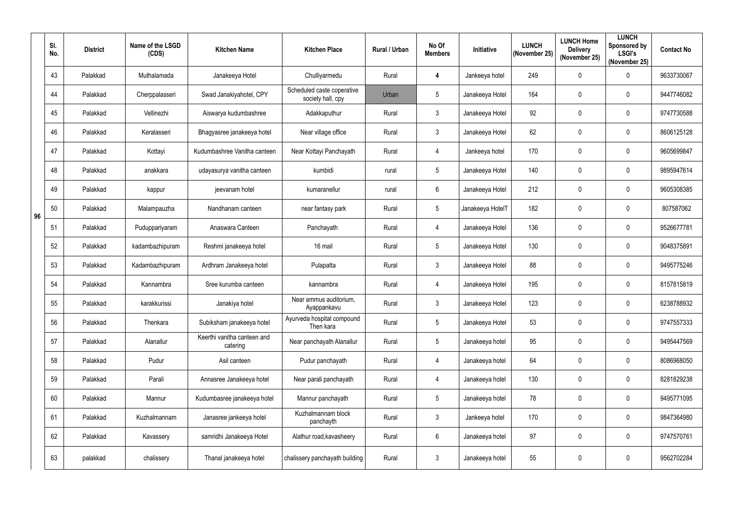|  | Sl. No. | District | Name of the LSGD (CDS) | Kitchen Name | Kitchen Place | Rural / Urban | No Of Members | Initiative | LUNCH (November 25) | LUNCH Home Delivery (November 25) | LUNCH Sponsored by LSGI's (November 25) | Contact No |
|---|---|---|---|---|---|---|---|---|---|---|---|---|
| 96 | 43 | Palakkad | Muthalamada | Janakeeya Hotel | Chulliyarmedu | Rural | 4 | Jankeeya hotel | 249 | 0 | 0 | 9633730067 |
|  | 44 | Palakkad | Cherppalasseri | Swad Janakiyahotel, CPY | Scheduled caste coperative society hall, cpy | Urban | 5 | Janakeeya Hotel | 164 | 0 | 0 | 9447746082 |
|  | 45 | Palakkad | Vellinezhi | Aiswarya kudumbashree | Adakkaputhur | Rural | 3 | Janakeeya Hotel | 92 | 0 | 0 | 9747730588 |
|  | 46 | Palakkad | Keralasseri | Bhagyasree janakeeya hotel | Near village office | Rural | 3 | Janakeeya Hotel | 62 | 0 | 0 | 8606125128 |
|  | 47 | Palakkad | Kottayi | Kudumbashree Vanitha canteen | Near Kottayi Panchayath | Rural | 4 | Jankeeya hotel | 170 | 0 | 0 | 9605699847 |
|  | 48 | Palakkad | anakkara | udayasurya vanitha canteen | kumbidi | rural | 5 | Janakeeya Hotel | 140 | 0 | 0 | 9895947614 |
|  | 49 | Palakkad | kappur | jeevanam hotel | kumaranellur | rural | 6 | Janakeeya Hotel | 212 | 0 | 0 | 9605308385 |
|  | 50 | Palakkad | Malampauzha | Nandhanam canteen | near fantasy park | Rural | 5 | Janakeeya HotelT | 182 | 0 | 0 | 807587062 |
|  | 51 | Palakkad | Puduppariyaram | Anaswara Canteen | Panchayath | Rural | 4 | Janakeeya Hotel | 136 | 0 | 0 | 9526677781 |
|  | 52 | Palakkad | kadambazhipuram | Reshmi janakeeya hotel | 16 mail | Rural | 5 | Janakeeya Hotel | 130 | 0 | 0 | 9048375891 |
|  | 53 | Palakkad | Kadambazhipuram | Ardhram Janakeeya hotel | Pulapatta | Rural | 3 | Janakeeya Hotel | 88 | 0 | 0 | 9495775246 |
|  | 54 | Palakkad | Kannambra | Sree kurumba canteen | kannambra | Rural | 4 | Janakeeya Hotel | 195 | 0 | 0 | 8157815819 |
|  | 55 | Palakkad | karakkurissi | Janakiya hotel | Near ammus auditorium, Ayappankavu | Rural | 3 | Janakeeya Hotel | 123 | 0 | 0 | 6238788932 |
|  | 56 | Palakkad | Thenkara | Subiksham janakeeya hotel | Ayurveda hospital compound Then kara | Rural | 5 | Janakeeya Hotel | 53 | 0 | 0 | 9747557333 |
|  | 57 | Palakkad | Alanallur | Keerthi vanitha canteen and catering | Near panchayath Alanallur | Rural | 5 | Janakeeya hotel | 95 | 0 | 0 | 9495447569 |
|  | 58 | Palakkad | Pudur | Asil canteen | Pudur panchayath | Rural | 4 | Janakeeya hotel | 64 | 0 | 0 | 8086968050 |
|  | 59 | Palakkad | Parali | Annasree Janakeeya hotel | Near parali panchayath | Rural | 4 | Janakeeya hotel | 130 | 0 | 0 | 8281829238 |
|  | 60 | Palakkad | Mannur | Kudumbasree janakeeya hotel | Mannur panchayath | Rural | 5 | Janakeeya hotel | 78 | 0 | 0 | 9495771095 |
|  | 61 | Palakkad | Kuzhalmannam | Janasree jankeeya hotel | Kuzhalmannam block panchayth | Rural | 3 | Jankeeya hotel | 170 | 0 | 0 | 9847364980 |
|  | 62 | Palakkad | Kavassery | samridhi Janakeeya Hotel | Alathur road,kavasheery | Rural | 6 | Janakeeya hotel | 97 | 0 | 0 | 9747570761 |
|  | 63 | palakkad | chalissery | Thanal janakeeya hotel | chalissery panchayath building | Rural | 3 | Janakeeya hotel | 55 | 0 | 0 | 9562702284 |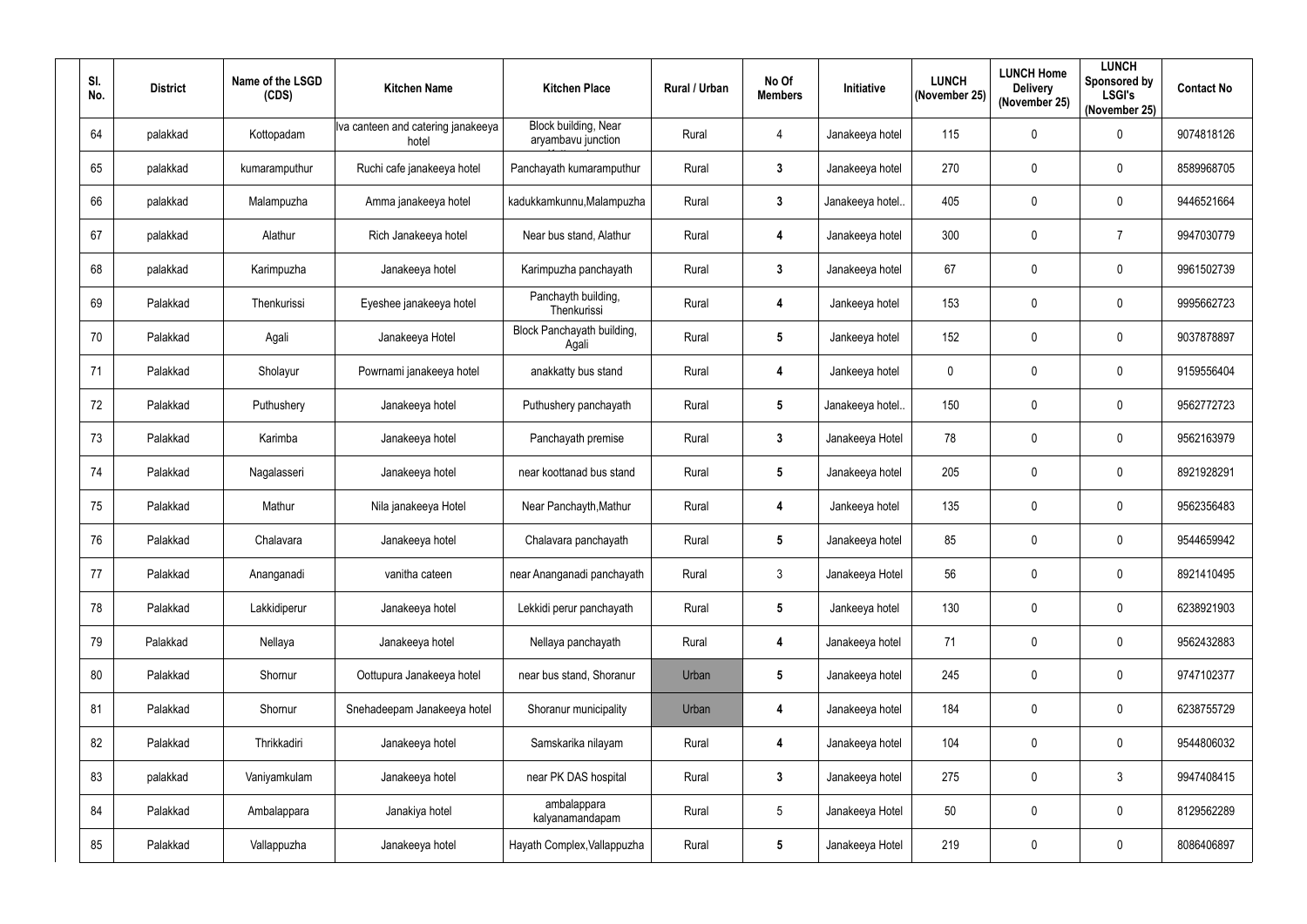| Sl. No. | District | Name of the LSGD (CDS) | Kitchen Name | Kitchen Place | Rural / Urban | No Of Members | Initiative | LUNCH (November 25) | LUNCH Home Delivery (November 25) | LUNCH Sponsored by LSGI's (November 25) | Contact No |
|---|---|---|---|---|---|---|---|---|---|---|---|
| 64 | palakkad | Kottopadam | Iva canteen and catering janakeeya hotel | Block building, Near aryambavu junction | Rural | 4 | Janakeeya hotel | 115 | 0 | 0 | 9074818126 |
| 65 | palakkad | kumaramputhur | Ruchi cafe janakeeya hotel | Panchayath kumaramputhur | Rural | 3 | Janakeeya hotel | 270 | 0 | 0 | 8589968705 |
| 66 | palakkad | Malampuzha | Amma janakeeya hotel | kadukkamkunnu,Malampuzha | Rural | 3 | Janakeeya hotel.. | 405 | 0 | 0 | 9446521664 |
| 67 | palakkad | Alathur | Rich Janakeeya hotel | Near bus stand, Alathur | Rural | 4 | Janakeeya hotel | 300 | 0 | 7 | 9947030779 |
| 68 | palakkad | Karimpuzha | Janakeeya hotel | Karimpuzha panchayath | Rural | 3 | Janakeeya hotel | 67 | 0 | 0 | 9961502739 |
| 69 | Palakkad | Thenkurissi | Eyeshee janakeeya hotel | Panchayth building, Thenkurissi | Rural | 4 | Jankeeya hotel | 153 | 0 | 0 | 9995662723 |
| 70 | Palakkad | Agali | Janakeeya Hotel | Block Panchayath building, Agali | Rural | 5 | Jankeeya hotel | 152 | 0 | 0 | 9037878897 |
| 71 | Palakkad | Sholayur | Powrnami janakeeya hotel | anakkatty bus stand | Rural | 4 | Jankeeya hotel | 0 | 0 | 0 | 9159556404 |
| 72 | Palakkad | Puthushery | Janakeeya hotel | Puthushery panchayath | Rural | 5 | Janakeeya hotel.. | 150 | 0 | 0 | 9562772723 |
| 73 | Palakkad | Karimba | Janakeeya hotel | Panchayath premise | Rural | 3 | Janakeeya Hotel | 78 | 0 | 0 | 9562163979 |
| 74 | Palakkad | Nagalasseri | Janakeeya hotel | near koottanad bus stand | Rural | 5 | Janakeeya hotel | 205 | 0 | 0 | 8921928291 |
| 75 | Palakkad | Mathur | Nila janakeeya Hotel | Near Panchayth,Mathur | Rural | 4 | Jankeeya hotel | 135 | 0 | 0 | 9562356483 |
| 76 | Palakkad | Chalavara | Janakeeya hotel | Chalavara panchayath | Rural | 5 | Janakeeya hotel | 85 | 0 | 0 | 9544659942 |
| 77 | Palakkad | Ananganadi | vanitha cateen | near Ananganadi panchayath | Rural | 3 | Janakeeya Hotel | 56 | 0 | 0 | 8921410495 |
| 78 | Palakkad | Lakkidiperur | Janakeeya hotel | Lekkidi perur panchayath | Rural | 5 | Jankeeya hotel | 130 | 0 | 0 | 6238921903 |
| 79 | Palakkad | Nellaya | Janakeeya hotel | Nellaya panchayath | Rural | 4 | Janakeeya hotel | 71 | 0 | 0 | 9562432883 |
| 80 | Palakkad | Shornur | Oottupura Janakeeya hotel | near bus stand, Shoranur | Urban | 5 | Janakeeya hotel | 245 | 0 | 0 | 9747102377 |
| 81 | Palakkad | Shornur | Snehadeepam Janakeeya hotel | Shoranur municipality | Urban | 4 | Janakeeya hotel | 184 | 0 | 0 | 6238755729 |
| 82 | Palakkad | Thrikkadiri | Janakeeya hotel | Samskarika nilayam | Rural | 4 | Janakeeya hotel | 104 | 0 | 0 | 9544806032 |
| 83 | palakkad | Vaniyamkulam | Janakeeya hotel | near PK DAS hospital | Rural | 3 | Janakeeya hotel | 275 | 0 | 3 | 9947408415 |
| 84 | Palakkad | Ambalappara | Janakiya hotel | ambalappara kalyanamandapam | Rural | 5 | Janakeeya Hotel | 50 | 0 | 0 | 8129562289 |
| 85 | Palakkad | Vallappuzha | Janakeeya hotel | Hayath Complex,Vallappuzha | Rural | 5 | Janakeeya Hotel | 219 | 0 | 0 | 8086406897 |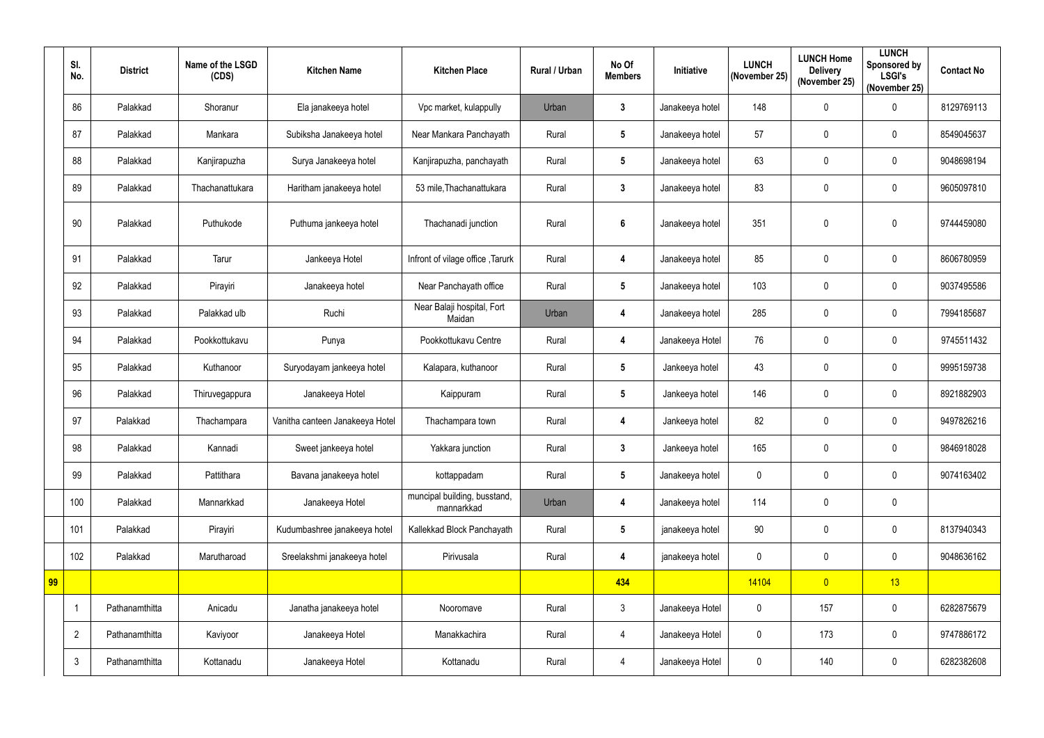| | Sl. No. | District | Name of the LSGD (CDS) | Kitchen Name | Kitchen Place | Rural / Urban | No Of Members | Initiative | LUNCH (November 25) | LUNCH Home Delivery (November 25) | LUNCH Sponsored by LSGI's (November 25) | Contact No |
|---|---|---|---|---|---|---|---|---|---|---|---|---|
| | 86 | Palakkad | Shoranur | Ela janakeeya hotel | Vpc market, kulappully | Urban | 3 | Janakeeya hotel | 148 | 0 | 0 | 8129769113 |
| | 87 | Palakkad | Mankara | Subiksha Janakeeya hotel | Near Mankara Panchayath | Rural | 5 | Janakeeya hotel | 57 | 0 | 0 | 8549045637 |
| | 88 | Palakkad | Kanjirapuzha | Surya Janakeeya hotel | Kanjirapuzha, panchayath | Rural | 5 | Janakeeya hotel | 63 | 0 | 0 | 9048698194 |
| | 89 | Palakkad | Thachanattukara | Haritham janakeeya hotel | 53 mile,Thachanattukara | Rural | 3 | Janakeeya hotel | 83 | 0 | 0 | 9605097810 |
| | 90 | Palakkad | Puthukode | Puthuma jankeeya hotel | Thachanadi junction | Rural | 6 | Janakeeya hotel | 351 | 0 | 0 | 9744459080 |
| | 91 | Palakkad | Tarur | Jankeeya Hotel | Infront of vilage office ,Tarurk | Rural | 4 | Janakeeya hotel | 85 | 0 | 0 | 8606780959 |
| | 92 | Palakkad | Pirayiri | Janakeeya hotel | Near Panchayath office | Rural | 5 | Janakeeya hotel | 103 | 0 | 0 | 9037495586 |
| | 93 | Palakkad | Palakkad ulb | Ruchi | Near Balaji hospital, Fort Maidan | Urban | 4 | Janakeeya hotel | 285 | 0 | 0 | 7994185687 |
| | 94 | Palakkad | Pookkottukavu | Punya | Pookkottukavu Centre | Rural | 4 | Janakeeya Hotel | 76 | 0 | 0 | 9745511432 |
| | 95 | Palakkad | Kuthanoor | Suryodayam jankeeya hotel | Kalapara, kuthanoor | Rural | 5 | Jankeeya hotel | 43 | 0 | 0 | 9995159738 |
| | 96 | Palakkad | Thiruvegappura | Janakeeya Hotel | Kaippuram | Rural | 5 | Jankeeya hotel | 146 | 0 | 0 | 8921882903 |
| | 97 | Palakkad | Thachampara | Vanitha canteen Janakeeya Hotel | Thachampara town | Rural | 4 | Jankeeya hotel | 82 | 0 | 0 | 9497826216 |
| | 98 | Palakkad | Kannadi | Sweet jankeeya hotel | Yakkara junction | Rural | 3 | Jankeeya hotel | 165 | 0 | 0 | 9846918028 |
| | 99 | Palakkad | Pattithara | Bavana janakeeya hotel | kottappadam | Rural | 5 | Janakeeya hotel | 0 | 0 | 0 | 9074163402 |
| | 100 | Palakkad | Mannarkkad | Janakeeya Hotel | muncipal building, busstand, mannarkkad | Urban | 4 | Janakeeya hotel | 114 | 0 | 0 | |
| | 101 | Palakkad | Pirayiri | Kudumbashree janakeeya hotel | Kallekkad Block Panchayath | Rural | 5 | janakeeya hotel | 90 | 0 | 0 | 8137940343 |
| | 102 | Palakkad | Marutharoad | Sreelakshmi janakeeya hotel | Pirivusala | Rural | 4 | janakeeya hotel | 0 | 0 | 0 | 9048636162 |
| **99** | | | | | | | **434** | | 14104 | 0 | 13 | |
| | 1 | Pathanamthitta | Anicadu | Janatha janakeeya hotel | Nooromave | Rural | 3 | Janakeeya Hotel | 0 | 157 | 0 | 6282875679 |
| | 2 | Pathanamthitta | Kaviyoor | Janakeeya Hotel | Manakkachira | Rural | 4 | Janakeeya Hotel | 0 | 173 | 0 | 9747886172 |
| | 3 | Pathanamthitta | Kottanadu | Janakeeya Hotel | Kottanadu | Rural | 4 | Janakeeya Hotel | 0 | 140 | 0 | 6282382608 |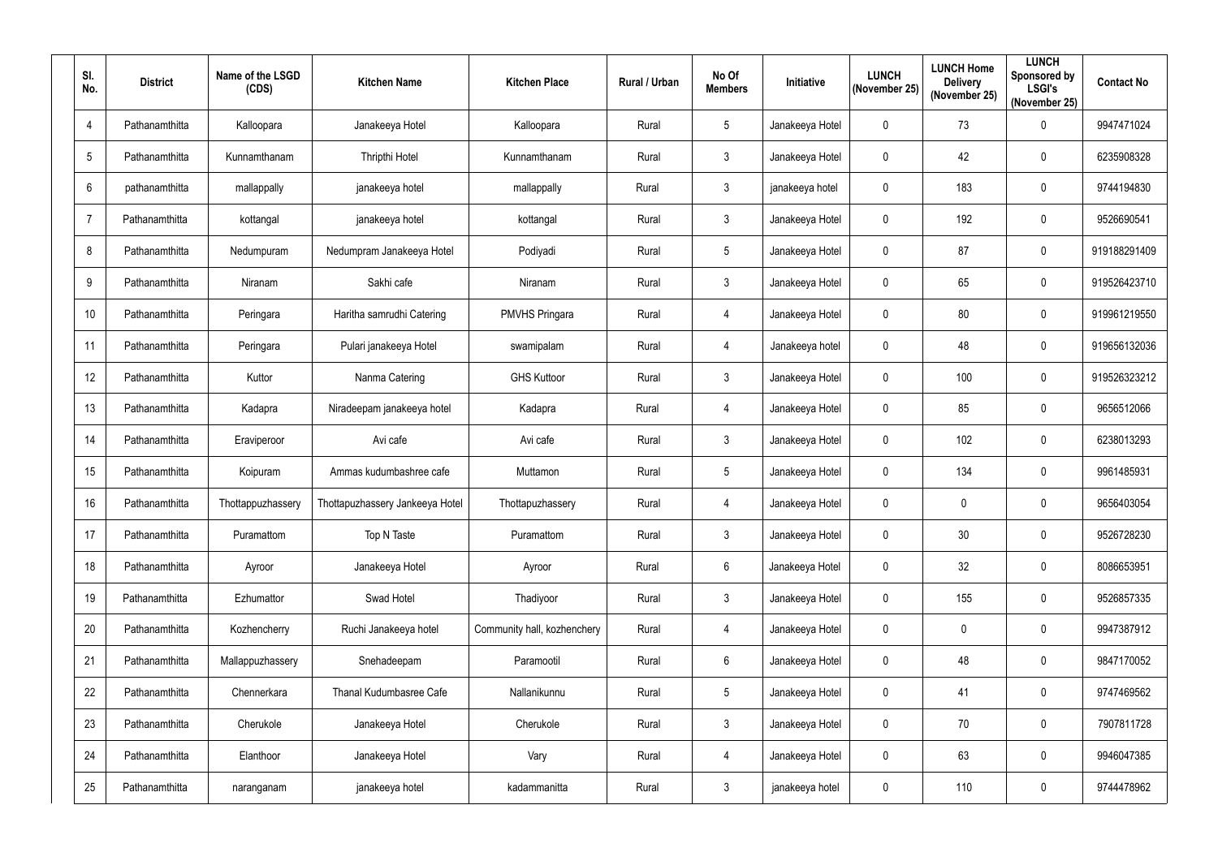| Sl. No. | District | Name of the LSGD (CDS) | Kitchen Name | Kitchen Place | Rural / Urban | No Of Members | Initiative | LUNCH (November 25) | LUNCH Home Delivery (November 25) | LUNCH Sponsored by LSGI's (November 25) | Contact No |
|---|---|---|---|---|---|---|---|---|---|---|---|
| 4 | Pathanamthitta | Kalloopara | Janakeeya Hotel | Kalloopara | Rural | 5 | Janakeeya Hotel | 0 | 73 | 0 | 9947471024 |
| 5 | Pathanamthitta | Kunnamthanam | Thripthi Hotel | Kunnamthanam | Rural | 3 | Janakeeya Hotel | 0 | 42 | 0 | 6235908328 |
| 6 | pathanamthitta | mallappally | janakeeya hotel | mallappally | Rural | 3 | janakeeya hotel | 0 | 183 | 0 | 9744194830 |
| 7 | Pathanamthitta | kottangal | janakeeya hotel | kottangal | Rural | 3 | Janakeeya Hotel | 0 | 192 | 0 | 9526690541 |
| 8 | Pathanamthitta | Nedumpuram | Nedumpram Janakeeya Hotel | Podiyadi | Rural | 5 | Janakeeya Hotel | 0 | 87 | 0 | 919188291409 |
| 9 | Pathanamthitta | Niranam | Sakhi cafe | Niranam | Rural | 3 | Janakeeya Hotel | 0 | 65 | 0 | 919526423710 |
| 10 | Pathanamthitta | Peringara | Haritha samrudhi Catering | PMVHS Pringara | Rural | 4 | Janakeeya Hotel | 0 | 80 | 0 | 919961219550 |
| 11 | Pathanamthitta | Peringara | Pulari janakeeya Hotel | swamipalam | Rural | 4 | Janakeeya hotel | 0 | 48 | 0 | 919656132036 |
| 12 | Pathanamthitta | Kuttor | Nanma Catering | GHS Kuttoor | Rural | 3 | Janakeeya Hotel | 0 | 100 | 0 | 919526323212 |
| 13 | Pathanamthitta | Kadapra | Niradeepam janakeeya hotel | Kadapra | Rural | 4 | Janakeeya Hotel | 0 | 85 | 0 | 9656512066 |
| 14 | Pathanamthitta | Eraviperoor | Avi cafe | Avi cafe | Rural | 3 | Janakeeya Hotel | 0 | 102 | 0 | 6238013293 |
| 15 | Pathanamthitta | Koipuram | Ammas kudumbashree cafe | Muttamon | Rural | 5 | Janakeeya Hotel | 0 | 134 | 0 | 9961485931 |
| 16 | Pathanamthitta | Thottappuzhassery | Thottapuzhassery Jankeeya Hotel | Thottapuzhassery | Rural | 4 | Janakeeya Hotel | 0 | 0 | 0 | 9656403054 |
| 17 | Pathanamthitta | Puramattom | Top N Taste | Puramattom | Rural | 3 | Janakeeya Hotel | 0 | 30 | 0 | 9526728230 |
| 18 | Pathanamthitta | Ayroor | Janakeeya Hotel | Ayroor | Rural | 6 | Janakeeya Hotel | 0 | 32 | 0 | 8086653951 |
| 19 | Pathanamthitta | Ezhumattor | Swad Hotel | Thadiyoor | Rural | 3 | Janakeeya Hotel | 0 | 155 | 0 | 9526857335 |
| 20 | Pathanamthitta | Kozhencherry | Ruchi Janakeeya hotel | Community hall, kozhenchery | Rural | 4 | Janakeeya Hotel | 0 | 0 | 0 | 9947387912 |
| 21 | Pathanamthitta | Mallappuzhassery | Snehadeepam | Paramootil | Rural | 6 | Janakeeya Hotel | 0 | 48 | 0 | 9847170052 |
| 22 | Pathanamthitta | Chennerkara | Thanal Kudumbasree Cafe | Nallanikunnu | Rural | 5 | Janakeeya Hotel | 0 | 41 | 0 | 9747469562 |
| 23 | Pathanamthitta | Cherukole | Janakeeya Hotel | Cherukole | Rural | 3 | Janakeeya Hotel | 0 | 70 | 0 | 7907811728 |
| 24 | Pathanamthitta | Elanthoor | Janakeeya Hotel | Vary | Rural | 4 | Janakeeya Hotel | 0 | 63 | 0 | 9946047385 |
| 25 | Pathanamthitta | naranganam | janakeeya hotel | kadammanitta | Rural | 3 | janakeeya hotel | 0 | 110 | 0 | 9744478962 |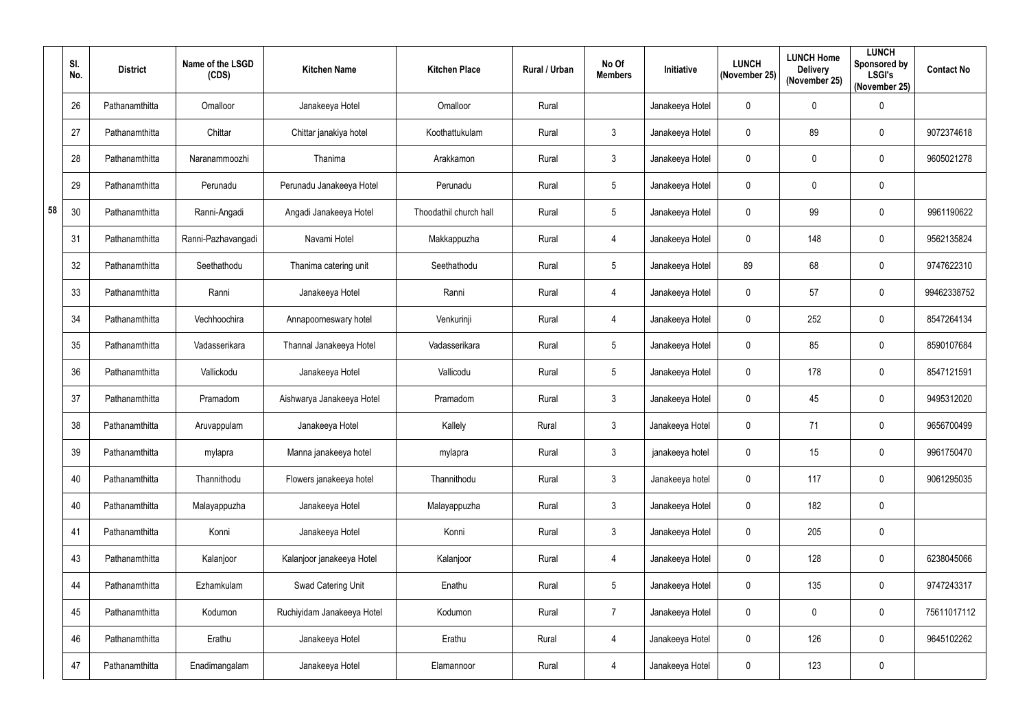| | Sl. No. | District | Name of the LSGD (CDS) | Kitchen Name | Kitchen Place | Rural / Urban | No Of Members | Initiative | LUNCH (November 25) | LUNCH Home Delivery (November 25) | LUNCH Sponsored by LSGI's (November 25) | Contact No |
|---|---|---|---|---|---|---|---|---|---|---|---|---|
| | 26 | Pathanamthitta | Omalloor | Janakeeya Hotel | Omalloor | Rural | | Janakeeya Hotel | 0 | 0 | 0 | |
| | 27 | Pathanamthitta | Chittar | Chittar janakiya hotel | Koothattukulam | Rural | 3 | Janakeeya Hotel | 0 | 89 | 0 | 9072374618 |
| | 28 | Pathanamthitta | Naranammoozhi | Thanima | Arakkamon | Rural | 3 | Janakeeya Hotel | 0 | 0 | 0 | 9605021278 |
| | 29 | Pathanamthitta | Perunadu | Perunadu Janakeeya Hotel | Perunadu | Rural | 5 | Janakeeya Hotel | 0 | 0 | 0 | |
| 58 | 30 | Pathanamthitta | Ranni-Angadi | Angadi Janakeeya Hotel | Thoodathil church hall | Rural | 5 | Janakeeya Hotel | 0 | 99 | 0 | 9961190622 |
| | 31 | Pathanamthitta | Ranni-Pazhavangadi | Navami Hotel | Makkappuzha | Rural | 4 | Janakeeya Hotel | 0 | 148 | 0 | 9562135824 |
| | 32 | Pathanamthitta | Seethathodu | Thanima catering unit | Seethathodu | Rural | 5 | Janakeeya Hotel | 89 | 68 | 0 | 9747622310 |
| | 33 | Pathanamthitta | Ranni | Janakeeya Hotel | Ranni | Rural | 4 | Janakeeya Hotel | 0 | 57 | 0 | 99462338752 |
| | 34 | Pathanamthitta | Vechhoochira | Annapoorneswary hotel | Venkurinji | Rural | 4 | Janakeeya Hotel | 0 | 252 | 0 | 8547264134 |
| | 35 | Pathanamthitta | Vadasserikara | Thannal Janakeeya Hotel | Vadasserikara | Rural | 5 | Janakeeya Hotel | 0 | 85 | 0 | 8590107684 |
| | 36 | Pathanamthitta | Vallickodu | Janakeeya Hotel | Vallicodu | Rural | 5 | Janakeeya Hotel | 0 | 178 | 0 | 8547121591 |
| | 37 | Pathanamthitta | Pramadom | Aishwarya Janakeeya Hotel | Pramadom | Rural | 3 | Janakeeya Hotel | 0 | 45 | 0 | 9495312020 |
| | 38 | Pathanamthitta | Aruvappulam | Janakeeya Hotel | Kallely | Rural | 3 | Janakeeya Hotel | 0 | 71 | 0 | 9656700499 |
| | 39 | Pathanamthitta | mylapra | Manna janakeeya hotel | mylapra | Rural | 3 | janakeeya hotel | 0 | 15 | 0 | 9961750470 |
| | 40 | Pathanamthitta | Thannithodu | Flowers janakeeya hotel | Thannithodu | Rural | 3 | Janakeeya hotel | 0 | 117 | 0 | 9061295035 |
| | 40 | Pathanamthitta | Malayappuzha | Janakeeya Hotel | Malayappuzha | Rural | 3 | Janakeeya Hotel | 0 | 182 | 0 | |
| | 41 | Pathanamthitta | Konni | Janakeeya Hotel | Konni | Rural | 3 | Janakeeya Hotel | 0 | 205 | 0 | |
| | 43 | Pathanamthitta | Kalanjoor | Kalanjoor janakeeya Hotel | Kalanjoor | Rural | 4 | Janakeeya Hotel | 0 | 128 | 0 | 6238045066 |
| | 44 | Pathanamthitta | Ezhamkulam | Swad Catering Unit | Enathu | Rural | 5 | Janakeeya Hotel | 0 | 135 | 0 | 9747243317 |
| | 45 | Pathanamthitta | Kodumon | Ruchiyidam Janakeeya Hotel | Kodumon | Rural | 7 | Janakeeya Hotel | 0 | 0 | 0 | 75611017112 |
| | 46 | Pathanamthitta | Erathu | Janakeeya Hotel | Erathu | Rural | 4 | Janakeeya Hotel | 0 | 126 | 0 | 9645102262 |
| | 47 | Pathanamthitta | Enadimangalam | Janakeeya Hotel | Elamannoor | Rural | 4 | Janakeeya Hotel | 0 | 123 | 0 | |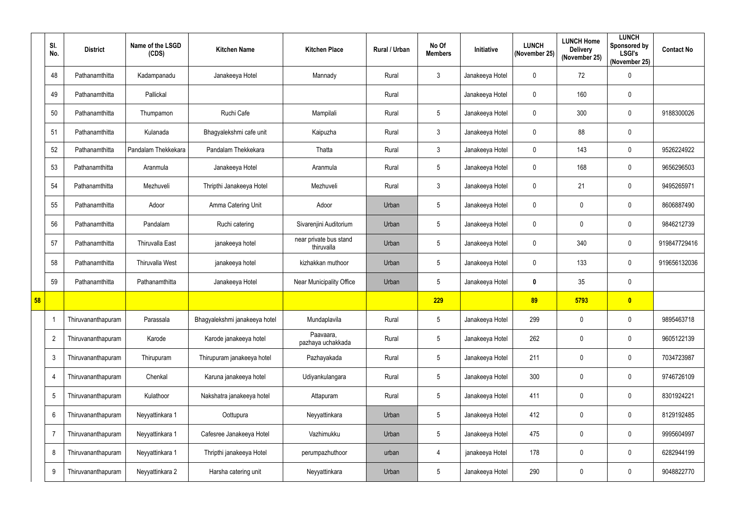| | Sl. No. | District | Name of the LSGD (CDS) | Kitchen Name | Kitchen Place | Rural / Urban | No Of Members | Initiative | LUNCH (November 25) | LUNCH Home Delivery (November 25) | LUNCH Sponsored by LSGI's (November 25) | Contact No |
|---|---|---|---|---|---|---|---|---|---|---|---|---|
| | 48 | Pathanamthitta | Kadampanadu | Janakeeya Hotel | Mannady | Rural | 3 | Janakeeya Hotel | 0 | 72 | 0 | |
| | 49 | Pathanamthitta | Pallickal | | | Rural | | Janakeeya Hotel | 0 | 160 | 0 | |
| | 50 | Pathanamthitta | Thumpamon | Ruchi Cafe | Mampilali | Rural | 5 | Janakeeya Hotel | 0 | 300 | 0 | 9188300026 |
| | 51 | Pathanamthitta | Kulanada | Bhagyalekshmi cafe unit | Kaipuzha | Rural | 3 | Janakeeya Hotel | 0 | 88 | 0 | |
| | 52 | Pathanamthitta | Pandalam Thekkekara | Pandalam Thekkekara | Thatta | Rural | 3 | Janakeeya Hotel | 0 | 143 | 0 | 9526224922 |
| | 53 | Pathanamthitta | Aranmula | Janakeeya Hotel | Aranmula | Rural | 5 | Janakeeya Hotel | 0 | 168 | 0 | 9656296503 |
| | 54 | Pathanamthitta | Mezhuveli | Thripthi Janakeeya Hotel | Mezhuveli | Rural | 3 | Janakeeya Hotel | 0 | 21 | 0 | 9495265971 |
| | 55 | Pathanamthitta | Adoor | Amma Catering Unit | Adoor | Urban | 5 | Janakeeya Hotel | 0 | 0 | 0 | 8606887490 |
| | 56 | Pathanamthitta | Pandalam | Ruchi catering | Sivarenjini Auditorium | Urban | 5 | Janakeeya Hotel | 0 | 0 | 0 | 9846212739 |
| | 57 | Pathanamthitta | Thiruvalla East | janakeeya hotel | near private bus stand thiruvalla | Urban | 5 | Janakeeya Hotel | 0 | 340 | 0 | 919847729416 |
| | 58 | Pathanamthitta | Thiruvalla West | janakeeya hotel | kizhakkan muthoor | Urban | 5 | Janakeeya Hotel | 0 | 133 | 0 | 919656132036 |
| | 59 | Pathanamthitta | Pathanamthitta | Janakeeya Hotel | Near Municipality Office | Urban | 5 | Janakeeya Hotel | **0** | 35 | 0 | |
| **58** | | | | | | | **229** | | **89** | **5793** | **0** | |
| | 1 | Thiruvananthapuram | Parassala | Bhagyalekshmi janakeeya hotel | Mundaplavila | Rural | 5 | Janakeeya Hotel | 299 | 0 | 0 | 9895463718 |
| | 2 | Thiruvananthapuram | Karode | Karode janakeeya hotel | Paavaara, pazhaya uchakkada | Rural | 5 | Janakeeya Hotel | 262 | 0 | 0 | 9605122139 |
| | 3 | Thiruvananthapuram | Thirupuram | Thirupuram janakeeya hotel | Pazhayakada | Rural | 5 | Janakeeya Hotel | 211 | 0 | 0 | 7034723987 |
| | 4 | Thiruvananthapuram | Chenkal | Karuna janakeeya hotel | Udiyankulangara | Rural | 5 | Janakeeya Hotel | 300 | 0 | 0 | 9746726109 |
| | 5 | Thiruvananthapuram | Kulathoor | Nakshatra janakeeya hotel | Attapuram | Rural | 5 | Janakeeya Hotel | 411 | 0 | 0 | 8301924221 |
| | 6 | Thiruvananthapuram | Neyyattinkara 1 | Oottupura | Neyyattinkara | Urban | 5 | Janakeeya Hotel | 412 | 0 | 0 | 8129192485 |
| | 7 | Thiruvananthapuram | Neyyattinkara 1 | Cafesree Janakeeya Hotel | Vazhimukku | Urban | 5 | Janakeeya Hotel | 475 | 0 | 0 | 9995604997 |
| | 8 | Thiruvananthapuram | Neyyattinkara 1 | Thripthi janakeeya Hotel | perumpazhuthoor | urban | 4 | janakeeya Hotel | 178 | 0 | 0 | 6282944199 |
| | 9 | Thiruvananthapuram | Neyyattinkara 2 | Harsha catering unit | Neyyattinkara | Urban | 5 | Janakeeya Hotel | 290 | 0 | 0 | 9048822770 |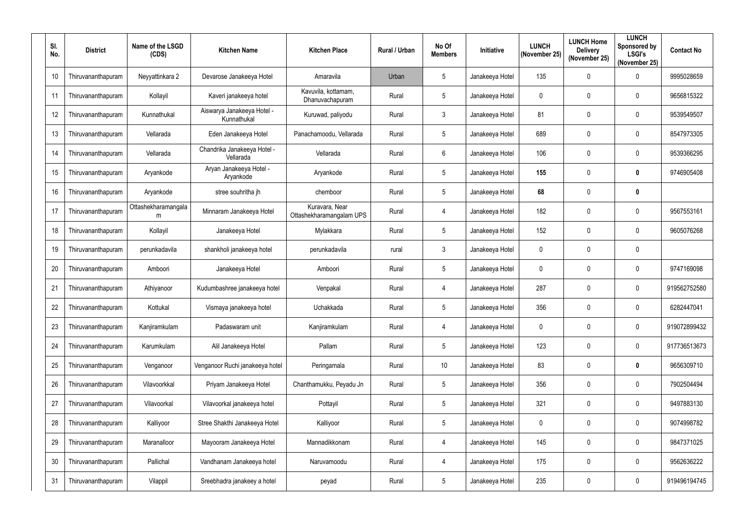| Sl. No. | District | Name of the LSGD (CDS) | Kitchen Name | Kitchen Place | Rural / Urban | No Of Members | Initiative | LUNCH (November 25) | LUNCH Home Delivery (November 25) | LUNCH Sponsored by LSGI's (November 25) | Contact No |
|---|---|---|---|---|---|---|---|---|---|---|---|
| 10 | Thiruvananthapuram | Neyyattinkara 2 | Devarose Janakeeya Hotel | Amaravila | Urban | 5 | Janakeeya Hotel | 135 | 0 | 0 | 9995028659 |
| 11 | Thiruvananthapuram | Kollayil | Kaveri janakeeya hotel | Kavuvila, kottamam, Dhanuvachapuram | Rural | 5 | Janakeeya Hotel | 0 | 0 | 0 | 9656815322 |
| 12 | Thiruvananthapuram | Kunnathukal | Aiswarya Janakeeya Hotel - Kunnathukal | Kuruwad, paliyodu | Rural | 3 | Janakeeya Hotel | 81 | 0 | 0 | 9539549507 |
| 13 | Thiruvananthapuram | Vellarada | Eden Janakeeya Hotel | Panachamoodu, Vellarada | Rural | 5 | Janakeeya Hotel | 689 | 0 | 0 | 8547973305 |
| 14 | Thiruvananthapuram | Vellarada | Chandrika Janakeeya Hotel - Vellarada | Vellarada | Rural | 6 | Janakeeya Hotel | 106 | 0 | 0 | 9539366295 |
| 15 | Thiruvananthapuram | Aryankode | Aryan Janakeeya Hotel - Aryankode | Aryankode | Rural | 5 | Janakeeya Hotel | **155** | 0 | **0** | 9746905408 |
| 16 | Thiruvananthapuram | Aryankode | stree souhritha jh | chemboor | Rural | 5 | Janakeeya Hotel | **68** | 0 | **0** | |
| 17 | Thiruvananthapuram | Ottashekharamangalam | Minnaram Janakeeya Hotel | Kuravara, Near Ottashekharamangalam UPS | Rural | 4 | Janakeeya Hotel | 182 | 0 | 0 | 9567553161 |
| 18 | Thiruvananthapuram | Kollayil | Janakeeya Hotel | Mylakkara | Rural | 5 | Janakeeya Hotel | 152 | 0 | 0 | 9605076268 |
| 19 | Thiruvananthapuram | perunkadavila | shankholi janakeeya hotel | perunkadavila | rural | 3 | Janakeeya Hotel | 0 | 0 | 0 | |
| 20 | Thiruvananthapuram | Amboori | Janakeeya Hotel | Amboori | Rural | 5 | Janakeeya Hotel | 0 | 0 | 0 | 9747169098 |
| 21 | Thiruvananthapuram | Athiyanoor | Kudumbashree janakeeya hotel | Venpakal | Rural | 4 | Janakeeya Hotel | 287 | 0 | 0 | 919562752580 |
| 22 | Thiruvananthapuram | Kottukal | Vismaya janakeeya hotel | Uchakkada | Rural | 5 | Janakeeya Hotel | 356 | 0 | 0 | 6282447041 |
| 23 | Thiruvananthapuram | Kanjiramkulam | Padaswaram unit | Kanjiramkulam | Rural | 4 | Janakeeya Hotel | 0 | 0 | 0 | 919072899432 |
| 24 | Thiruvananthapuram | Karumkulam | Alil Janakeeya Hotel | Pallam | Rural | 5 | Janakeeya Hotel | 123 | 0 | 0 | 917736513673 |
| 25 | Thiruvananthapuram | Venganoor | Venganoor Ruchi janakeeya hotel | Peringamala | Rural | 10 | Janakeeya Hotel | 83 | 0 | **0** | 9656309710 |
| 26 | Thiruvananthapuram | Vilavoorkkal | Priyam Janakeeya Hotel | Chanthamukku, Peyadu Jn | Rural | 5 | Janakeeya Hotel | 356 | 0 | 0 | 7902504494 |
| 27 | Thiruvananthapuram | Vilavoorkal | Vilavoorkal janakeeya hotel | Pottayil | Rural | 5 | Janakeeya Hotel | 321 | 0 | 0 | 9497883130 |
| 28 | Thiruvananthapuram | Kalliyoor | Stree Shakthi Janakeeya Hotel | Kalliyoor | Rural | 5 | Janakeeya Hotel | 0 | 0 | 0 | 9074998782 |
| 29 | Thiruvananthapuram | Maranalloor | Mayooram Janakeeya Hotel | Mannadikkonam | Rural | 4 | Janakeeya Hotel | 145 | 0 | 0 | 9847371025 |
| 30 | Thiruvananthapuram | Pallichal | Vandhanam Janakeeya hotel | Naruvamoodu | Rural | 4 | Janakeeya Hotel | 175 | 0 | 0 | 9562636222 |
| 31 | Thiruvananthapuram | Vilappil | Sreebhadra janakeey a hotel | peyad | Rural | 5 | Janakeeya Hotel | 235 | 0 | 0 | 919496194745 |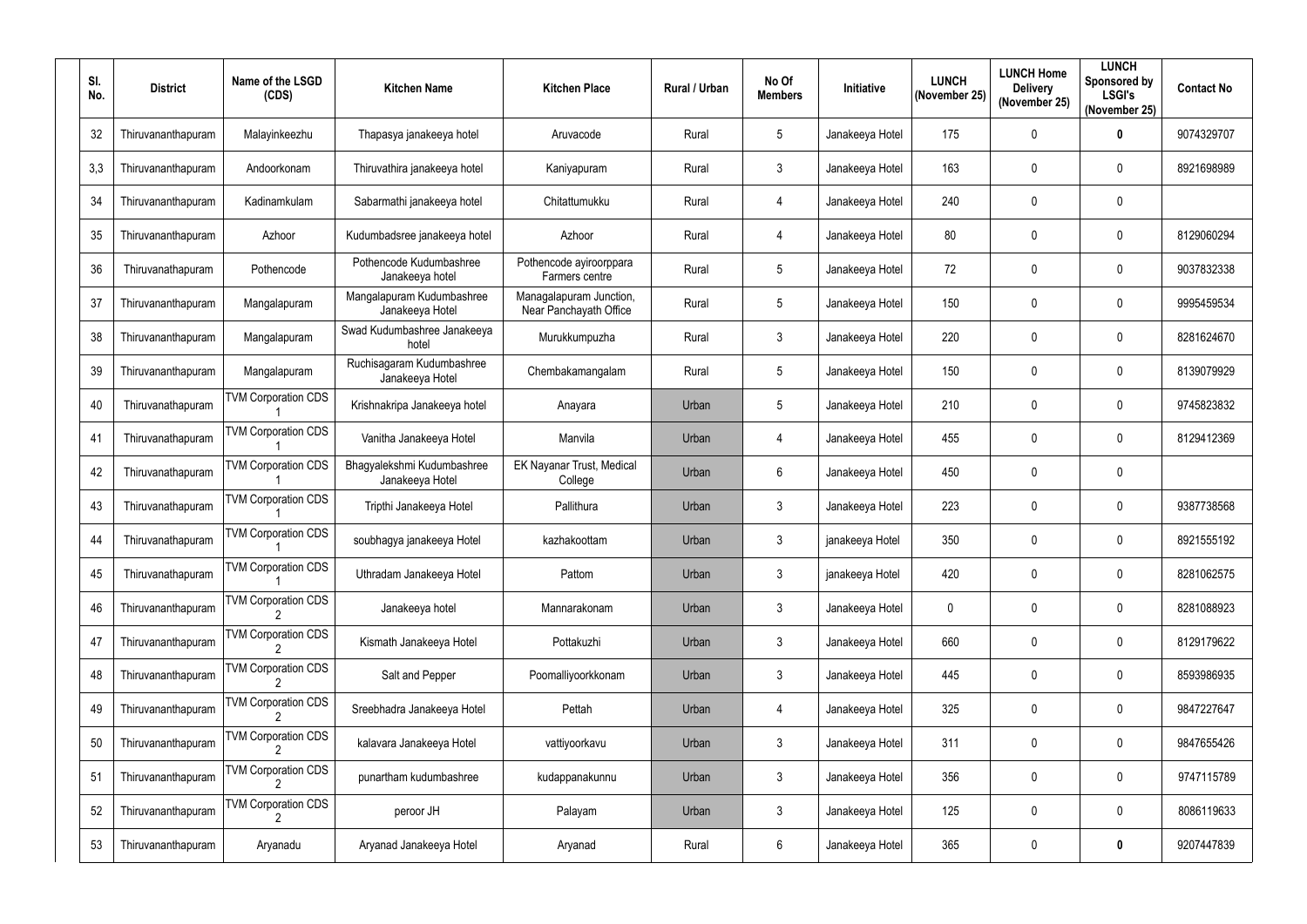| Sl. No. | District | Name of the LSGD (CDS) | Kitchen Name | Kitchen Place | Rural / Urban | No Of Members | Initiative | LUNCH (November 25) | LUNCH Home Delivery (November 25) | LUNCH Sponsored by LSGI's (November 25) | Contact No |
|---|---|---|---|---|---|---|---|---|---|---|---|
| 32 | Thiruvananthapuram | Malayinkeezhu | Thapasya janakeeya hotel | Aruvacode | Rural | 5 | Janakeeya Hotel | 175 | 0 | **0** | 9074329707 |
| 3,3 | Thiruvananthapuram | Andoorkonam | Thiruvathira janakeeya hotel | Kaniyapuram | Rural | 3 | Janakeeya Hotel | 163 | 0 | 0 | 8921698989 |
| 34 | Thiruvananthapuram | Kadinamkulam | Sabarmathi janakeeya hotel | Chitattumukku | Rural | 4 | Janakeeya Hotel | 240 | 0 | 0 | |
| 35 | Thiruvananthapuram | Azhoor | Kudumbadsree janakeeya hotel | Azhoor | Rural | 4 | Janakeeya Hotel | 80 | 0 | 0 | 8129060294 |
| 36 | Thiruvanathapuram | Pothencode | Pothencode Kudumbashree Janakeeya hotel | Pothencode ayiroorppara Farmers centre | Rural | 5 | Janakeeya Hotel | 72 | 0 | 0 | 9037832338 |
| 37 | Thiruvananthapuram | Mangalapuram | Mangalapuram Kudumbashree Janakeeya Hotel | Managalapuram Junction, Near Panchayath Office | Rural | 5 | Janakeeya Hotel | 150 | 0 | 0 | 9995459534 |
| 38 | Thiruvananthapuram | Mangalapuram | Swad Kudumbashree Janakeeya hotel | Murukkumpuzha | Rural | 3 | Janakeeya Hotel | 220 | 0 | 0 | 8281624670 |
| 39 | Thiruvananthapuram | Mangalapuram | Ruchisagaram Kudumbashree Janakeeya Hotel | Chembakamangalam | Rural | 5 | Janakeeya Hotel | 150 | 0 | 0 | 8139079929 |
| 40 | Thiruvanathapuram | TVM Corporation CDS 1 | Krishnakripa Janakeeya hotel | Anayara | Urban | 5 | Janakeeya Hotel | 210 | 0 | 0 | 9745823832 |
| 41 | Thiruvanathapuram | TVM Corporation CDS 1 | Vanitha Janakeeya Hotel | Manvila | Urban | 4 | Janakeeya Hotel | 455 | 0 | 0 | 8129412369 |
| 42 | Thiruvanathapuram | TVM Corporation CDS 1 | Bhagyalekshmi Kudumbashree Janakeeya Hotel | EK Nayanar Trust, Medical College | Urban | 6 | Janakeeya Hotel | 450 | 0 | 0 | |
| 43 | Thiruvanathapuram | TVM Corporation CDS 1 | Tripthi Janakeeya Hotel | Pallithura | Urban | 3 | Janakeeya Hotel | 223 | 0 | 0 | 9387738568 |
| 44 | Thiruvanathapuram | TVM Corporation CDS 1 | soubhagya janakeeya Hotel | kazhakoottam | Urban | 3 | janakeeya Hotel | 350 | 0 | 0 | 8921555192 |
| 45 | Thiruvanathapuram | TVM Corporation CDS 1 | Uthradam Janakeeya Hotel | Pattom | Urban | 3 | janakeeya Hotel | 420 | 0 | 0 | 8281062575 |
| 46 | Thiruvanathapuram | TVM Corporation CDS 2 | Janakeeya hotel | Mannarakonam | Urban | 3 | Janakeeya Hotel | 0 | 0 | 0 | 8281088923 |
| 47 | Thiruvanathapuram | TVM Corporation CDS 2 | Kismath Janakeeya Hotel | Pottakuzhi | Urban | 3 | Janakeeya Hotel | 660 | 0 | 0 | 8129179622 |
| 48 | Thiruvanathapuram | TVM Corporation CDS 2 | Salt and Pepper | Poomalliyoorkkonam | Urban | 3 | Janakeeya Hotel | 445 | 0 | 0 | 8593986935 |
| 49 | Thiruvanathapuram | TVM Corporation CDS 2 | Sreebhadra Janakeeya Hotel | Pettah | Urban | 4 | Janakeeya Hotel | 325 | 0 | 0 | 9847227647 |
| 50 | Thiruvanathapuram | TVM Corporation CDS 2 | kalavara Janakeeya Hotel | vattiyoorkavu | Urban | 3 | Janakeeya Hotel | 311 | 0 | 0 | 9847655426 |
| 51 | Thiruvanathapuram | TVM Corporation CDS 2 | punartham kudumbashree | kudappanakunnu | Urban | 3 | Janakeeya Hotel | 356 | 0 | 0 | 9747115789 |
| 52 | Thiruvanathapuram | TVM Corporation CDS 2 | peroor JH | Palayam | Urban | 3 | Janakeeya Hotel | 125 | 0 | 0 | 8086119633 |
| 53 | Thiruvananthapuram | Aryanadu | Aryanad Janakeeya Hotel | Aryanad | Rural | 6 | Janakeeya Hotel | 365 | 0 | **0** | 9207447839 |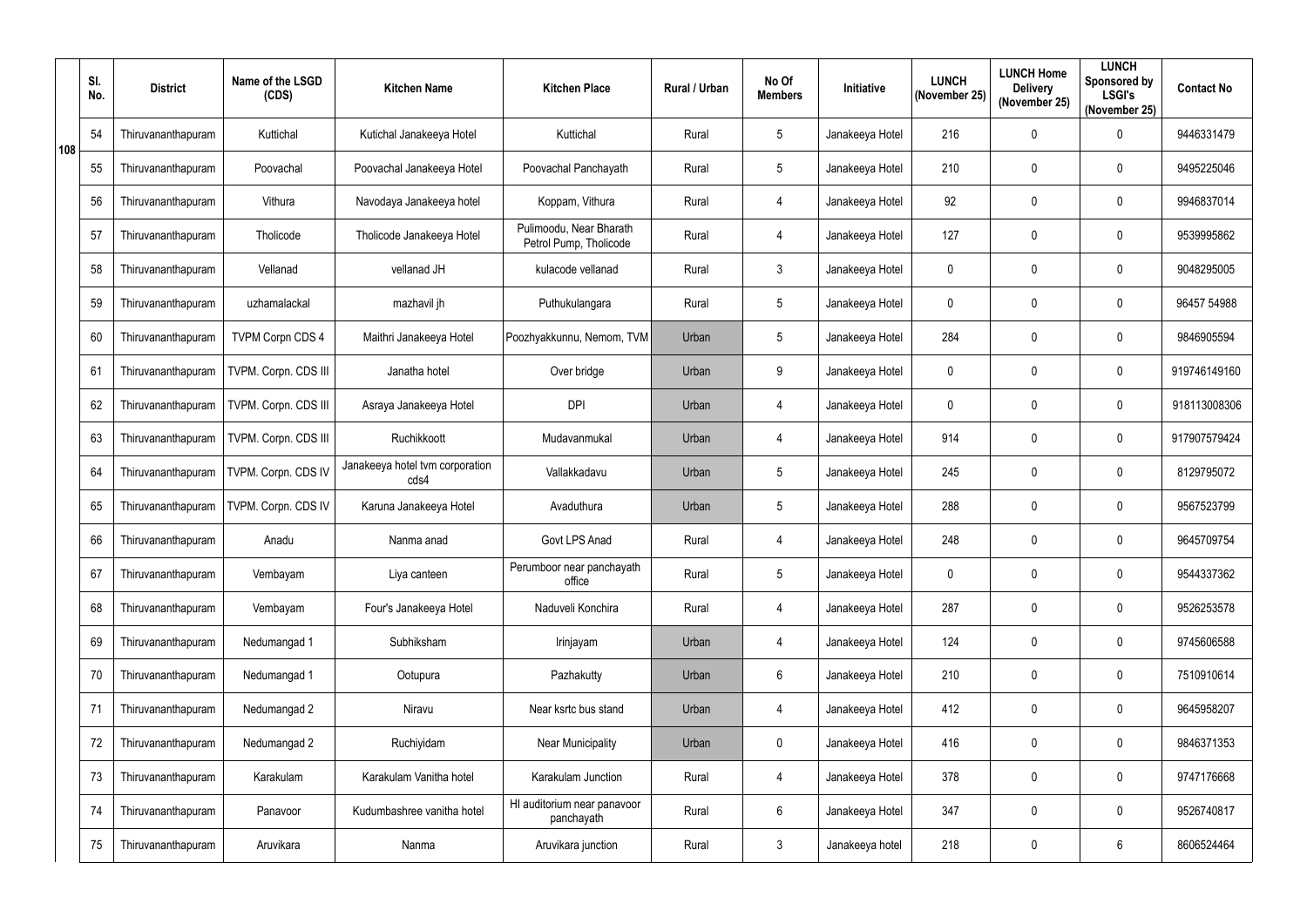| | Sl. No. | District | Name of the LSGD (CDS) | Kitchen Name | Kitchen Place | Rural / Urban | No Of Members | Initiative | LUNCH (November 25) | LUNCH Home Delivery (November 25) | LUNCH Sponsored by LSGI's (November 25) | Contact No |
|---|---|---|---|---|---|---|---|---|---|---|---|---|
| 108 | 54 | Thiruvananthapuram | Kuttichal | Kutichal Janakeeya Hotel | Kuttichal | Rural | 5 | Janakeeya Hotel | 216 | 0 | 0 | 9446331479 |
| | 55 | Thiruvananthapuram | Poovachal | Poovachal Janakeeya Hotel | Poovachal Panchayath | Rural | 5 | Janakeeya Hotel | 210 | 0 | 0 | 9495225046 |
| | 56 | Thiruvananthapuram | Vithura | Navodaya Janakeeya hotel | Koppam, Vithura | Rural | 4 | Janakeeya Hotel | 92 | 0 | 0 | 9946837014 |
| | 57 | Thiruvananthapuram | Tholicode | Tholicode Janakeeya Hotel | Pulimoodu, Near Bharath Petrol Pump, Tholicode | Rural | 4 | Janakeeya Hotel | 127 | 0 | 0 | 9539995862 |
| | 58 | Thiruvananthapuram | Vellanad | vellanad JH | kulacode vellanad | Rural | 3 | Janakeeya Hotel | 0 | 0 | 0 | 9048295005 |
| | 59 | Thiruvananthapuram | uzhamalackal | mazhavil jh | Puthukulangara | Rural | 5 | Janakeeya Hotel | 0 | 0 | 0 | 96457 54988 |
| | 60 | Thiruvananthapuram | TVPM Corpn CDS 4 | Maithri Janakeeya Hotel | Poozhyakkunnu, Nemom, TVM | Urban | 5 | Janakeeya Hotel | 284 | 0 | 0 | 9846905594 |
| | 61 | Thiruvananthapuram | TVPM. Corpn. CDS III | Janatha hotel | Over bridge | Urban | 9 | Janakeeya Hotel | 0 | 0 | 0 | 919746149160 |
| | 62 | Thiruvananthapuram | TVPM. Corpn. CDS III | Asraya Janakeeya Hotel | DPI | Urban | 4 | Janakeeya Hotel | 0 | 0 | 0 | 918113008306 |
| | 63 | Thiruvananthapuram | TVPM. Corpn. CDS III | Ruchikkoott | Mudavanmukal | Urban | 4 | Janakeeya Hotel | 914 | 0 | 0 | 917907579424 |
| | 64 | Thiruvananthapuram | TVPM. Corpn. CDS IV | Janakeeya hotel tvm corporation cds4 | Vallakkadavu | Urban | 5 | Janakeeya Hotel | 245 | 0 | 0 | 8129795072 |
| | 65 | Thiruvananthapuram | TVPM. Corpn. CDS IV | Karuna Janakeeya Hotel | Avaduthura | Urban | 5 | Janakeeya Hotel | 288 | 0 | 0 | 9567523799 |
| | 66 | Thiruvananthapuram | Anadu | Nanma anad | Govt LPS Anad | Rural | 4 | Janakeeya Hotel | 248 | 0 | 0 | 9645709754 |
| | 67 | Thiruvananthapuram | Vembayam | Liya canteen | Perumboor near panchayath office | Rural | 5 | Janakeeya Hotel | 0 | 0 | 0 | 9544337362 |
| | 68 | Thiruvananthapuram | Vembayam | Four's Janakeeya Hotel | Naduveli Konchira | Rural | 4 | Janakeeya Hotel | 287 | 0 | 0 | 9526253578 |
| | 69 | Thiruvananthapuram | Nedumangad 1 | Subhiksham | Irinjayam | Urban | 4 | Janakeeya Hotel | 124 | 0 | 0 | 9745606588 |
| | 70 | Thiruvananthapuram | Nedumangad 1 | Ootupura | Pazhakutty | Urban | 6 | Janakeeya Hotel | 210 | 0 | 0 | 7510910614 |
| | 71 | Thiruvananthapuram | Nedumangad 2 | Niravu | Near ksrtc bus stand | Urban | 4 | Janakeeya Hotel | 412 | 0 | 0 | 9645958207 |
| | 72 | Thiruvananthapuram | Nedumangad 2 | Ruchiyidam | Near Municipality | Urban | 0 | Janakeeya Hotel | 416 | 0 | 0 | 9846371353 |
| | 73 | Thiruvananthapuram | Karakulam | Karakulam Vanitha hotel | Karakulam Junction | Rural | 4 | Janakeeya Hotel | 378 | 0 | 0 | 9747176668 |
| | 74 | Thiruvananthapuram | Panavoor | Kudumbashree vanitha hotel | Hl auditorium near panavoor panchayath | Rural | 6 | Janakeeya Hotel | 347 | 0 | 0 | 9526740817 |
| | 75 | Thiruvananthapuram | Aruvikara | Nanma | Aruvikara junction | Rural | 3 | Janakeeya hotel | 218 | 0 | 6 | 8606524464 |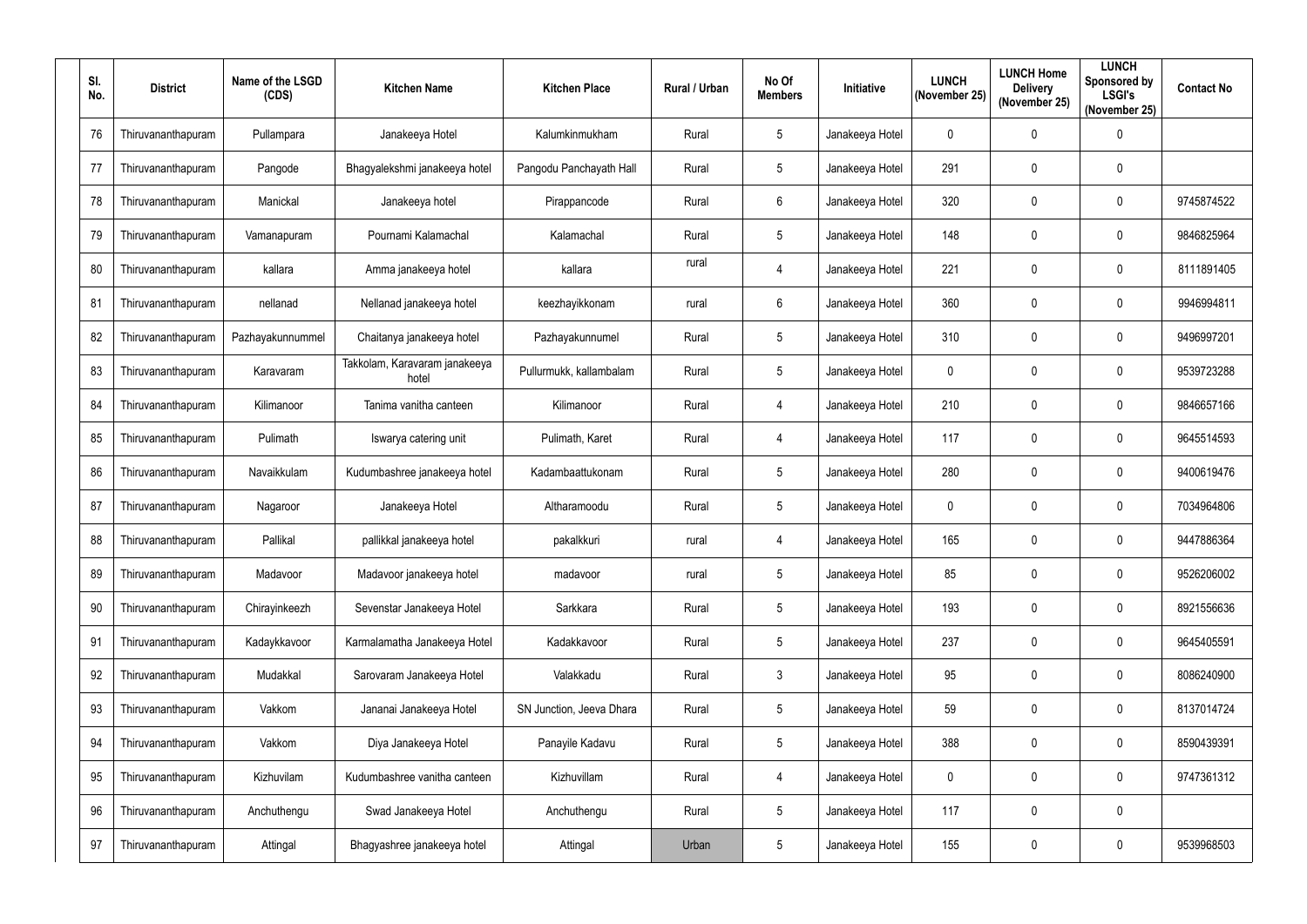| Sl. No. | District | Name of the LSGD (CDS) | Kitchen Name | Kitchen Place | Rural / Urban | No Of Members | Initiative | LUNCH (November 25) | LUNCH Home Delivery (November 25) | LUNCH Sponsored by LSGI's (November 25) | Contact No |
|---|---|---|---|---|---|---|---|---|---|---|---|
| 76 | Thiruvananthapuram | Pullampara | Janakeeya Hotel | Kalumkinmukham | Rural | 5 | Janakeeya Hotel | 0 | 0 | 0 | |
| 77 | Thiruvananthapuram | Pangode | Bhagyalekshmi janakeeya hotel | Pangodu Panchayath Hall | Rural | 5 | Janakeeya Hotel | 291 | 0 | 0 | |
| 78 | Thiruvananthapuram | Manickal | Janakeeya hotel | Pirappancode | Rural | 6 | Janakeeya Hotel | 320 | 0 | 0 | 9745874522 |
| 79 | Thiruvananthapuram | Vamanapuram | Pournami Kalamachal | Kalamachal | Rural | 5 | Janakeeya Hotel | 148 | 0 | 0 | 9846825964 |
| 80 | Thiruvananthapuram | kallara | Amma janakeeya hotel | kallara | rural | 4 | Janakeeya Hotel | 221 | 0 | 0 | 8111891405 |
| 81 | Thiruvananthapuram | nellanad | Nellanad janakeeya hotel | keezhayikkonam | rural | 6 | Janakeeya Hotel | 360 | 0 | 0 | 9946994811 |
| 82 | Thiruvananthapuram | Pazhayakunnummel | Chaitanya janakeeya hotel | Pazhayakunnumel | Rural | 5 | Janakeeya Hotel | 310 | 0 | 0 | 9496997201 |
| 83 | Thiruvananthapuram | Karavaram | Takkolam, Karavaram janakeeya hotel | Pullurmukk, kallambalam | Rural | 5 | Janakeeya Hotel | 0 | 0 | 0 | 9539723288 |
| 84 | Thiruvananthapuram | Kilimanoor | Tanima vanitha canteen | Kilimanoor | Rural | 4 | Janakeeya Hotel | 210 | 0 | 0 | 9846657166 |
| 85 | Thiruvananthapuram | Pulimath | Iswarya catering unit | Pulimath, Karet | Rural | 4 | Janakeeya Hotel | 117 | 0 | 0 | 9645514593 |
| 86 | Thiruvananthapuram | Navaikkulam | Kudumbashree janakeeya hotel | Kadambaattukonam | Rural | 5 | Janakeeya Hotel | 280 | 0 | 0 | 9400619476 |
| 87 | Thiruvananthapuram | Nagaroor | Janakeeya Hotel | Altharamoodu | Rural | 5 | Janakeeya Hotel | 0 | 0 | 0 | 7034964806 |
| 88 | Thiruvananthapuram | Pallikal | pallikkal janakeeya hotel | pakalkkuri | rural | 4 | Janakeeya Hotel | 165 | 0 | 0 | 9447886364 |
| 89 | Thiruvananthapuram | Madavoor | Madavoor janakeeya hotel | madavoor | rural | 5 | Janakeeya Hotel | 85 | 0 | 0 | 9526206002 |
| 90 | Thiruvananthapuram | Chirayinkeezh | Sevenstar Janakeeya Hotel | Sarkkara | Rural | 5 | Janakeeya Hotel | 193 | 0 | 0 | 8921556636 |
| 91 | Thiruvananthapuram | Kadaykkavoor | Karmalamatha Janakeeya Hotel | Kadakkavoor | Rural | 5 | Janakeeya Hotel | 237 | 0 | 0 | 9645405591 |
| 92 | Thiruvananthapuram | Mudakkal | Sarovaram Janakeeya Hotel | Valakkadu | Rural | 3 | Janakeeya Hotel | 95 | 0 | 0 | 8086240900 |
| 93 | Thiruvananthapuram | Vakkom | Jananai Janakeeya Hotel | SN Junction, Jeeva Dhara | Rural | 5 | Janakeeya Hotel | 59 | 0 | 0 | 8137014724 |
| 94 | Thiruvananthapuram | Vakkom | Diya Janakeeya Hotel | Panayile Kadavu | Rural | 5 | Janakeeya Hotel | 388 | 0 | 0 | 8590439391 |
| 95 | Thiruvananthapuram | Kizhuvilam | Kudumbashree vanitha canteen | Kizhuvillam | Rural | 4 | Janakeeya Hotel | 0 | 0 | 0 | 9747361312 |
| 96 | Thiruvananthapuram | Anchuthengu | Swad Janakeeya Hotel | Anchuthengu | Rural | 5 | Janakeeya Hotel | 117 | 0 | 0 | |
| 97 | Thiruvananthapuram | Attingal | Bhagyashree janakeeya hotel | Attingal | Urban | 5 | Janakeeya Hotel | 155 | 0 | 0 | 9539968503 |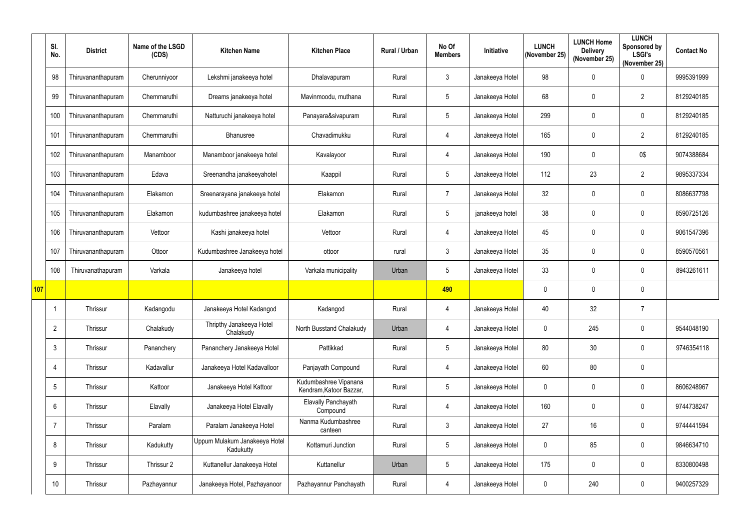| | Sl. No. | District | Name of the LSGD (CDS) | Kitchen Name | Kitchen Place | Rural / Urban | No Of Members | Initiative | LUNCH (November 25) | LUNCH Home Delivery (November 25) | LUNCH Sponsored by LSGI's (November 25) | Contact No |
|---|---|---|---|---|---|---|---|---|---|---|---|---|
| | 98 | Thiruvananthapuram | Cherunniyoor | Lekshmi janakeeya hotel | Dhalavapuram | Rural | 3 | Janakeeya Hotel | 98 | 0 | 0 | 9995391999 |
| | 99 | Thiruvananthapuram | Chemmaruthi | Dreams janakeeya hotel | Mavinmoodu, muthana | Rural | 5 | Janakeeya Hotel | 68 | 0 | 2 | 8129240185 |
| | 100 | Thiruvananthapuram | Chemmaruthi | Natturuchi janakeeya hotel | Panayara&sivapuram | Rural | 5 | Janakeeya Hotel | 299 | 0 | 0 | 8129240185 |
| | 101 | Thiruvananthapuram | Chemmaruthi | Bhanusree | Chavadimukku | Rural | 4 | Janakeeya Hotel | 165 | 0 | 2 | 8129240185 |
| | 102 | Thiruvananthapuram | Manamboor | Manamboor janakeeya hotel | Kavalayoor | Rural | 4 | Janakeeya Hotel | 190 | 0 | 0$ | 9074388684 |
| | 103 | Thiruvananthapuram | Edava | Sreenandha janakeeyahotel | Kaappil | Rural | 5 | Janakeeya Hotel | 112 | 23 | 2 | 9895337334 |
| | 104 | Thiruvananthapuram | Elakamon | Sreenarayana janakeeya hotel | Elakamon | Rural | 7 | Janakeeya Hotel | 32 | 0 | 0 | 8086637798 |
| | 105 | Thiruvananthapuram | Elakamon | kudumbashree janakeeya hotel | Elakamon | Rural | 5 | janakeeya hotel | 38 | 0 | 0 | 8590725126 |
| | 106 | Thiruvananthapuram | Vettoor | Kashi janakeeya hotel | Vettoor | Rural | 4 | Janakeeya Hotel | 45 | 0 | 0 | 9061547396 |
| | 107 | Thiruvananthapuram | Ottoor | Kudumbashree Janakeeya hotel | ottoor | rural | 3 | Janakeeya Hotel | 35 | 0 | 0 | 8590570561 |
| | 108 | Thiruvanathapuram | Varkala | Janakeeya hotel | Varkala municipality | Urban | 5 | Janakeeya Hotel | 33 | 0 | 0 | 8943261611 |
| 107 | | | | | | | 490 | | 0 | 0 | 0 | |
| | 1 | Thrissur | Kadangodu | Janakeeya Hotel Kadangod | Kadangod | Rural | 4 | Janakeeya Hotel | 40 | 32 | 7 | |
| | 2 | Thrissur | Chalakudy | Thripthy Janakeeya Hotel Chalakudy | North Busstand Chalakudy | Urban | 4 | Janakeeya Hotel | 0 | 245 | 0 | 9544048190 |
| | 3 | Thrissur | Pananchery | Pananchery Janakeeya Hotel | Pattikkad | Rural | 5 | Janakeeya Hotel | 80 | 30 | 0 | 9746354118 |
| | 4 | Thrissur | Kadavallur | Janakeeya Hotel Kadavalloor | Panjayath Compound | Rural | 4 | Janakeeya Hotel | 60 | 80 | 0 | |
| | 5 | Thrissur | Kattoor | Janakeeya Hotel Kattoor | Kudumbashree Vipanana Kendram,Katoor Bazzar, | Rural | 5 | Janakeeya Hotel | 0 | 0 | 0 | 8606248967 |
| | 6 | Thrissur | Elavally | Janakeeya Hotel Elavally | Elavally Panchayath Compound | Rural | 4 | Janakeeya Hotel | 160 | 0 | 0 | 9744738247 |
| | 7 | Thrissur | Paralam | Paralam Janakeeya Hotel | Nanma Kudumbashree canteen | Rural | 3 | Janakeeya Hotel | 27 | 16 | 0 | 9744441594 |
| | 8 | Thrissur | Kadukutty | Uppum Mulakum Janakeeya Hotel Kadukutty | Kottamuri Junction | Rural | 5 | Janakeeya Hotel | 0 | 85 | 0 | 9846634710 |
| | 9 | Thrissur | Thrissur 2 | Kuttanellur Janakeeya Hotel | Kuttanellur | Urban | 5 | Janakeeya Hotel | 175 | 0 | 0 | 8330800498 |
| | 10 | Thrissur | Pazhayannur | Janakeeya Hotel, Pazhayanoor | Pazhayannur Panchayath | Rural | 4 | Janakeeya Hotel | 0 | 240 | 0 | 9400257329 |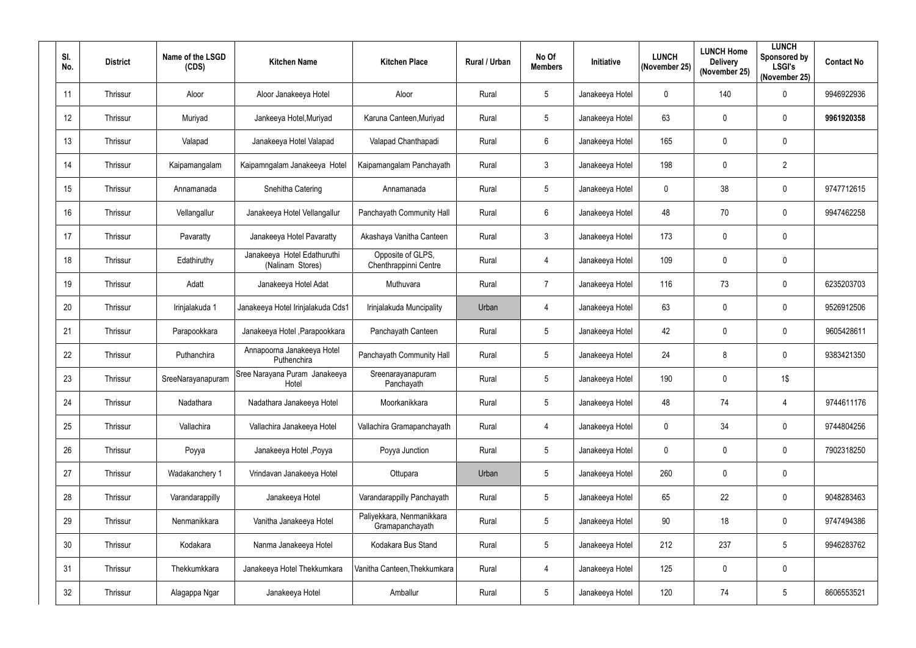| Sl. No. | District | Name of the LSGD (CDS) | Kitchen Name | Kitchen Place | Rural / Urban | No Of Members | Initiative | LUNCH (November 25) | LUNCH Home Delivery (November 25) | LUNCH Sponsored by LSGI's (November 25) | Contact No |
|---|---|---|---|---|---|---|---|---|---|---|---|
| 11 | Thrissur | Aloor | Aloor Janakeeya Hotel | Aloor | Rural | 5 | Janakeeya Hotel | 0 | 140 | 0 | 9946922936 |
| 12 | Thrissur | Muriyad | Jankeeya Hotel,Muriyad | Karuna Canteen,Muriyad | Rural | 5 | Janakeeya Hotel | 63 | 0 | 0 | **9961920358** |
| 13 | Thrissur | Valapad | Janakeeya Hotel Valapad | Valapad Chanthapadi | Rural | 6 | Janakeeya Hotel | 165 | 0 | 0 | |
| 14 | Thrissur | Kaipamangalam | Kaipamngalam Janakeeya Hotel | Kaipamangalam Panchayath | Rural | 3 | Janakeeya Hotel | 198 | 0 | 2 | |
| 15 | Thrissur | Annamanada | Snehitha Catering | Annamanada | Rural | 5 | Janakeeya Hotel | 0 | 38 | 0 | 9747712615 |
| 16 | Thrissur | Vellangallur | Janakeeya Hotel Vellangallur | Panchayath Community Hall | Rural | 6 | Janakeeya Hotel | 48 | 70 | 0 | 9947462258 |
| 17 | Thrissur | Pavaratty | Janakeeya Hotel Pavaratty | Akashaya Vanitha Canteen | Rural | 3 | Janakeeya Hotel | 173 | 0 | 0 | |
| 18 | Thrissur | Edathiruthy | Janakeeya Hotel Edathuruthi (Nalinam Stores) | Opposite of GLPS, Chenthrappinni Centre | Rural | 4 | Janakeeya Hotel | 109 | 0 | 0 | |
| 19 | Thrissur | Adatt | Janakeeya Hotel Adat | Muthuvara | Rural | 7 | Janakeeya Hotel | 116 | 73 | 0 | 6235203703 |
| 20 | Thrissur | Irinjalakuda 1 | Janakeeya Hotel Irinjalakuda Cds1 | Irinjalakuda Muncipality | Urban | 4 | Janakeeya Hotel | 63 | 0 | 0 | 9526912506 |
| 21 | Thrissur | Parapookkara | Janakeeya Hotel ,Parapookkara | Panchayath Canteen | Rural | 5 | Janakeeya Hotel | 42 | 0 | 0 | 9605428611 |
| 22 | Thrissur | Puthanchira | Annapoorna Janakeeya Hotel Puthenchira | Panchayath Community Hall | Rural | 5 | Janakeeya Hotel | 24 | 8 | 0 | 9383421350 |
| 23 | Thrissur | SreeNarayanapuram | Sree Narayana Puram Janakeeya Hotel | Sreenarayanapuram Panchayath | Rural | 5 | Janakeeya Hotel | 190 | 0 | 1$ | |
| 24 | Thrissur | Nadathara | Nadathara Janakeeya Hotel | Moorkanikkara | Rural | 5 | Janakeeya Hotel | 48 | 74 | 4 | 9744611176 |
| 25 | Thrissur | Vallachira | Vallachira Janakeeya Hotel | Vallachira Gramapanchayath | Rural | 4 | Janakeeya Hotel | 0 | 34 | 0 | 9744804256 |
| 26 | Thrissur | Poyya | Janakeeya Hotel ,Poyya | Poyya Junction | Rural | 5 | Janakeeya Hotel | 0 | 0 | 0 | 7902318250 |
| 27 | Thrissur | Wadakanchery 1 | Vrindavan Janakeeya Hotel | Ottupara | Urban | 5 | Janakeeya Hotel | 260 | 0 | 0 | |
| 28 | Thrissur | Varandarappilly | Janakeeya Hotel | Varandarappilly Panchayath | Rural | 5 | Janakeeya Hotel | 65 | 22 | 0 | 9048283463 |
| 29 | Thrissur | Nenmanikkara | Vanitha Janakeeya Hotel | Paliyekkara, Nenmanikkara Gramapanchayath | Rural | 5 | Janakeeya Hotel | 90 | 18 | 0 | 9747494386 |
| 30 | Thrissur | Kodakara | Nanma Janakeeya Hotel | Kodakara Bus Stand | Rural | 5 | Janakeeya Hotel | 212 | 237 | 5 | 9946283762 |
| 31 | Thrissur | Thekkumkkara | Janakeeya Hotel Thekkumkara | Vanitha Canteen,Thekkumkara | Rural | 4 | Janakeeya Hotel | 125 | 0 | 0 | |
| 32 | Thrissur | Alagappa Ngar | Janakeeya Hotel | Amballur | Rural | 5 | Janakeeya Hotel | 120 | 74 | 5 | 8606553521 |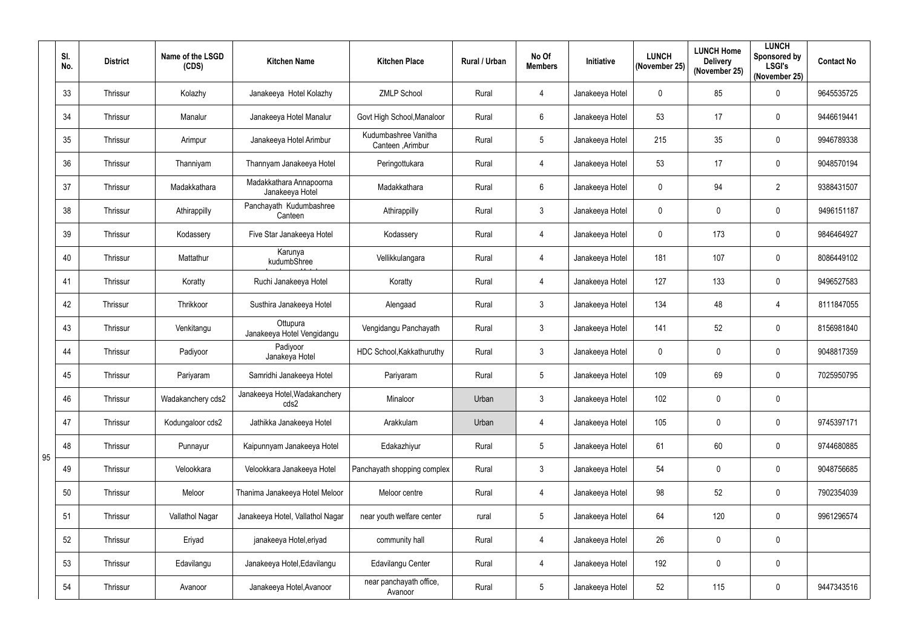| Sl. No. | District | Name of the LSGD (CDS) | Kitchen Name | Kitchen Place | Rural / Urban | No Of Members | Initiative | LUNCH (November 25) | LUNCH Home Delivery (November 25) | LUNCH Sponsored by LSGI's (November 25) | Contact No |
|---|---|---|---|---|---|---|---|---|---|---|---|
| 33 | Thrissur | Kolazhy | Janakeeya Hotel Kolazhy | ZMLP School | Rural | 4 | Janakeeya Hotel | 0 | 85 | 0 | 9645535725 |
| 34 | Thrissur | Manalur | Janakeeya Hotel Manalur | Govt High School,Manaloor | Rural | 6 | Janakeeya Hotel | 53 | 17 | 0 | 9446619441 |
| 35 | Thrissur | Arimpur | Janakeeya Hotel Arimbur | Kudumbashree Vanitha Canteen ,Arimbur | Rural | 5 | Janakeeya Hotel | 215 | 35 | 0 | 9946789338 |
| 36 | Thrissur | Thanniyam | Thannyam Janakeeya Hotel | Peringottukara | Rural | 4 | Janakeeya Hotel | 53 | 17 | 0 | 9048570194 |
| 37 | Thrissur | Madakkathara | Madakkathara Annapoorna Janakeeya Hotel | Madakkathara | Rural | 6 | Janakeeya Hotel | 0 | 94 | 2 | 9388431507 |
| 38 | Thrissur | Athirappilly | Panchayath Kudumbashree Canteen | Athirappilly | Rural | 3 | Janakeeya Hotel | 0 | 0 | 0 | 9496151187 |
| 39 | Thrissur | Kodassery | Five Star Janakeeya Hotel | Kodassery | Rural | 4 | Janakeeya Hotel | 0 | 173 | 0 | 9846464927 |
| 40 | Thrissur | Mattathur | Karunya kudumbShree | Vellikkulangara | Rural | 4 | Janakeeya Hotel | 181 | 107 | 0 | 8086449102 |
| 41 | Thrissur | Koratty | Ruchi Janakeeya Hotel | Koratty | Rural | 4 | Janakeeya Hotel | 127 | 133 | 0 | 9496527583 |
| 42 | Thrissur | Thrikkoor | Susthira Janakeeya Hotel | Alengaad | Rural | 3 | Janakeeya Hotel | 134 | 48 | 4 | 8111847055 |
| 43 | Thrissur | Venkitangu | Ottupura Janakeeya Hotel Vengidangu | Vengidangu Panchayath | Rural | 3 | Janakeeya Hotel | 141 | 52 | 0 | 8156981840 |
| 44 | Thrissur | Padiyoor | Padiyoor Janakeya Hotel | HDC School,Kakkathuruthy | Rural | 3 | Janakeeya Hotel | 0 | 0 | 0 | 9048817359 |
| 45 | Thrissur | Pariyaram | Samridhi Janakeeya Hotel | Pariyaram | Rural | 5 | Janakeeya Hotel | 109 | 69 | 0 | 7025950795 |
| 46 | Thrissur | Wadakanchery cds2 | Janakeeya Hotel,Wadakanchery cds2 | Minaloor | Urban | 3 | Janakeeya Hotel | 102 | 0 | 0 | |
| 47 | Thrissur | Kodungaloor cds2 | Jathikka Janakeeya Hotel | Arakkulam | Urban | 4 | Janakeeya Hotel | 105 | 0 | 0 | 9745397171 |
| 48 | Thrissur | Punnayur | Kaipunnyam Janakeeya Hotel | Edakazhiyur | Rural | 5 | Janakeeya Hotel | 61 | 60 | 0 | 9744680885 |
| 49 | Thrissur | Velookkara | Velookkara Janakeeya Hotel | Panchayath shopping complex | Rural | 3 | Janakeeya Hotel | 54 | 0 | 0 | 9048756685 |
| 50 | Thrissur | Meloor | Thanima Janakeeya Hotel Meloor | Meloor centre | Rural | 4 | Janakeeya Hotel | 98 | 52 | 0 | 7902354039 |
| 51 | Thrissur | Vallathol Nagar | Janakeeya Hotel, Vallathol Nagar | near youth welfare center | rural | 5 | Janakeeya Hotel | 64 | 120 | 0 | 9961296574 |
| 52 | Thrissur | Eriyad | janakeeya Hotel,eriyad | community hall | Rural | 4 | Janakeeya Hotel | 26 | 0 | 0 | |
| 53 | Thrissur | Edavilangu | Janakeeya Hotel,Edavilangu | Edavilangu Center | Rural | 4 | Janakeeya Hotel | 192 | 0 | 0 | |
| 54 | Thrissur | Avanoor | Janakeeya Hotel,Avanoor | near panchayath office, Avanoor | Rural | 5 | Janakeeya Hotel | 52 | 115 | 0 | 9447343516 |

95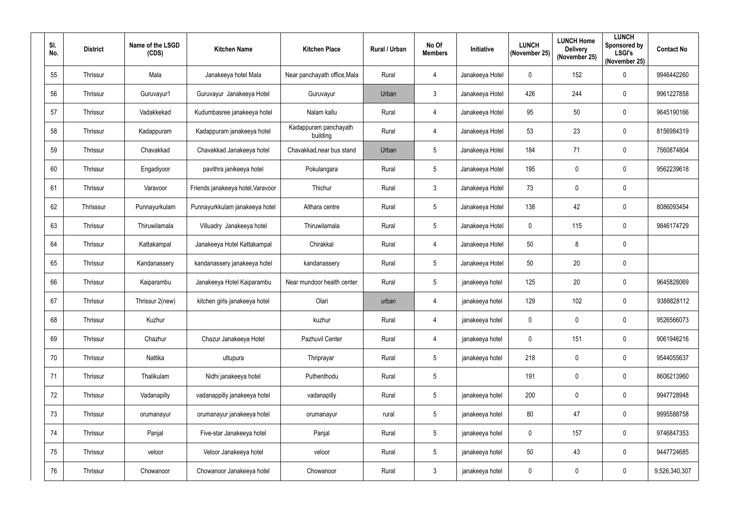| Sl. No. | District | Name of the LSGD (CDS) | Kitchen Name | Kitchen Place | Rural / Urban | No Of Members | Initiative | LUNCH (November 25) | LUNCH Home Delivery (November 25) | LUNCH Sponsored by LSGI's (November 25) | Contact No |
|---|---|---|---|---|---|---|---|---|---|---|---|
| 55 | Thrissur | Mala | Janakeeya hotel Mala | Near panchayath office,Mala | Rural | 4 | Janakeeya Hotel | 0 | 152 | 0 | 9946442260 |
| 56 | Thrissur | Guruvayur1 | Guruvayur Janakeeya Hotel | Guruvayur | Urban | 3 | Janakeeya Hotel | 426 | 244 | 0 | 9961227858 |
| 57 | Thrissur | Vadakkekad | Kudumbasree janakeeya hotel | Nalam kallu | Rural | 4 | Janakeeya Hotel | 95 | 50 | 0 | 9645190166 |
| 58 | Thrissur | Kadappuram | Kadappuram janakeeya hotel | Kadappuram panchayath building | Rural | 4 | Janakeeya Hotel | 53 | 23 | 0 | 8156984319 |
| 59 | Thrissur | Chavakkad | Chavakkad Janakeeya hotel | Chavakkad,near bus stand | Urban | 5 | Janakeeya Hotel | 184 | 71 | 0 | 7560874804 |
| 60 | Thrissur | Engadiyoor | pavithra janikeeya hotel | Pokulangara | Rural | 5 | Janakeeya Hotel | 195 | 0 | 0 | 9562239618 |
| 61 | Thrissur | Varavoor | Friends janakeeya hotel,Varavoor | Thichur | Rural | 3 | Janakeeya Hotel | 73 | 0 | 0 | |
| 62 | Thrisssur | Punnayurkulam | Punnayurkkulam janakeeya hotel | Althara centre | Rural | 5 | Janakeeya Hotel | 138 | 42 | 0 | 8086093454 |
| 63 | Thrissur | Thiruwilamala | Villuadry Janakeeya hotel | Thiruwilamala | Rural | 5 | Janakeeya Hotel | 0 | 115 | 0 | 9846174729 |
| 64 | Thrissur | Kattakampal | Janakeeya Hotel Kattakampal | Chirakkal | Rural | 4 | Janakeeya Hotel | 50 | 8 | 0 | |
| 65 | Thrissur | Kandanassery | kandanassery janakeeya hotel | kandanassery | Rural | 5 | Janakeeya Hotel | 50 | 20 | 0 | |
| 66 | Thrissur | Kaiparambu | Janakeeya Hotel Kaiparambu | Near mundoor health center | Rural | 5 | janakeeya hotel | 125 | 20 | 0 | 9645828069 |
| 67 | Thrissur | Thrissur 2(new) | kitchen girls janakeeya hotel | Olari | urban | 4 | janakeeya hotel | 129 | 102 | 0 | 9388828112 |
| 68 | Thrissur | Kuzhur | | kuzhur | Rural | 4 | janakeeya hotel | 0 | 0 | 0 | 9526566073 |
| 69 | Thrissur | Chazhur | Chazur Janakeeya Hotel | Pazhuvil Center | Rural | 4 | janakeeya hotel | 0 | 151 | 0 | 9061946216 |
| 70 | Thrissur | Nattika | uttupura | Thriprayar | Rural | 5 | janakeeya hotel | 218 | 0 | 0 | 9544055637 |
| 71 | Thrissur | Thalikulam | Nidhi janakeeya hotel | Puthenthodu | Rural | 5 | | 191 | 0 | 0 | 8606213960 |
| 72 | Thrissur | Vadanapilly | vadanappilly janakeeya hotel | vadanapilly | Rural | 5 | janakeeya hotel | 200 | 0 | 0 | 9947728948 |
| 73 | Thrissur | orumanayur | orumanayur janakeeya hotel | orumanayur | rural | 5 | janakeeya hotel | 80 | 47 | 0 | 9995588758 |
| 74 | Thrissur | Panjal | Five-star Janakeeya hotel | Panjal | Rural | 5 | janakeeya hotel | 0 | 157 | 0 | 9746847353 |
| 75 | Thrissur | veloor | Veloor Janakeeya hotel | veloor | Rural | 5 | janakeeya hotel | 50 | 43 | 0 | 9447724685 |
| 76 | Thrissur | Chowanoor | Chowanoor Janakeeya hotel | Chowanoor | Rural | 3 | janakeeya hotel | 0 | 0 | 0 | 9,526,340,307 |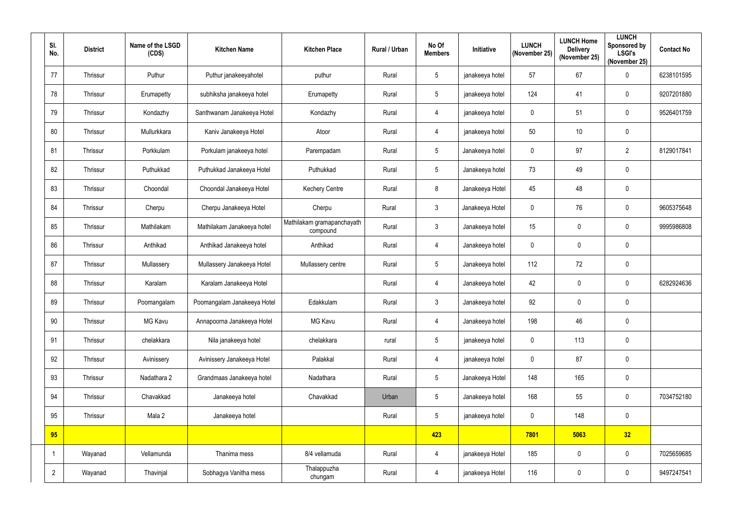| Sl. No. | District | Name of the LSGD (CDS) | Kitchen Name | Kitchen Place | Rural / Urban | No Of Members | Initiative | LUNCH (November 25) | LUNCH Home Delivery (November 25) | LUNCH Sponsored by LSGI's (November 25) | Contact No |
|---|---|---|---|---|---|---|---|---|---|---|---|
| 77 | Thrissur | Puthur | Puthur janakeeyahotel | puthur | Rural | 5 | janakeeya hotel | 57 | 67 | 0 | 6238101595 |
| 78 | Thrissur | Erumapetty | subhiksha janakeeya hotel | Erumapetty | Rural | 5 | janakeeya hotel | 124 | 41 | 0 | 9207201880 |
| 79 | Thrissur | Kondazhy | Santhwanam Janakeeya Hotel | Kondazhy | Rural | 4 | janakeeya hotel | 0 | 51 | 0 | 9526401759 |
| 80 | Thrissur | Mullurkkara | Kaniv Janakeeya Hotel | Atoor | Rural | 4 | janakeeya hotel | 50 | 10 | 0 | |
| 81 | Thrissur | Porkkulam | Porkulam janakeeya hotel | Parempadam | Rural | 5 | Janakeeya hotel | 0 | 97 | 2 | 8129017841 |
| 82 | Thrissur | Puthukkad | Puthukkad Janakeeya Hotel | Puthukkad | Rural | 5 | Janakeeya hotel | 73 | 49 | 0 | |
| 83 | Thrissur | Choondal | Choondal Janakeeya Hotel | Kechery Centre | Rural | 8 | Janakeeya Hotel | 45 | 48 | 0 | |
| 84 | Thrissur | Cherpu | Cherpu Janakeeya Hotel | Cherpu | Rural | 3 | Janakeeya Hotel | 0 | 76 | 0 | 9605375648 |
| 85 | Thrissur | Mathilakam | Mathilakam Janakeeya hotel | Mathilakam gramapanchayath compound | Rural | 3 | Janakeeya hotel | 15 | 0 | 0 | 9995986808 |
| 86 | Thrissur | Anthikad | Anthikad Janakeeya hotel | Anthikad | Rural | 4 | Janakeeya hotel | 0 | 0 | 0 | |
| 87 | Thrissur | Mullassery | Mullassery Janakeeya Hotel | Mullassery centre | Rural | 5 | Janakeeya hotel | 112 | 72 | 0 | |
| 88 | Thrissur | Karalam | Karalam Janakeeya Hotel | | Rural | 4 | Janakeeya hotel | 42 | 0 | 0 | 6282924636 |
| 89 | Thrissur | Poomangalam | Poomangalam Janakeeya Hotel | Edakkulam | Rural | 3 | Janakeeya hotel | 92 | 0 | 0 | |
| 90 | Thrissur | MG Kavu | Annapoorna Janakeeya Hotel | MG Kavu | Rural | 4 | Janakeeya hotel | 198 | 46 | 0 | |
| 91 | Thrissur | chelakkara | Nila janakeeya hotel | chelakkara | rural | 5 | janakeeya hotel | 0 | 113 | 0 | |
| 92 | Thrissur | Avinissery | Avinissery Janakeeya Hotel | Palakkal | Rural | 4 | janakeeya hotel | 0 | 87 | 0 | |
| 93 | Thrissur | Nadathara 2 | Grandmaas Janakeeya hotel | Nadathara | Rural | 5 | Janakeeya Hotel | 148 | 165 | 0 | |
| 94 | Thrissur | Chavakkad | Janakeeya hotel | Chavakkad | Urban | 5 | Janakeeya hotel | 168 | 55 | 0 | 7034752180 |
| 95 | Thrissur | Mala 2 | Janakeeya hotel | | Rural | 5 | janakeeya hotel | 0 | 148 | 0 | |
| **95** | | | | | | **423** | | **7801** | **5063** | **32** | |
| 1 | Wayanad | Vellamunda | Thanima mess | 8/4 vellamuda | Rural | 4 | janakeeya Hotel | 185 | 0 | 0 | 7025659685 |
| 2 | Wayanad | Thavinjal | Sobhagya Vanitha mess | Thalappuzha chungam | Rural | 4 | janakeeya Hotel | 116 | 0 | 0 | 9497247541 |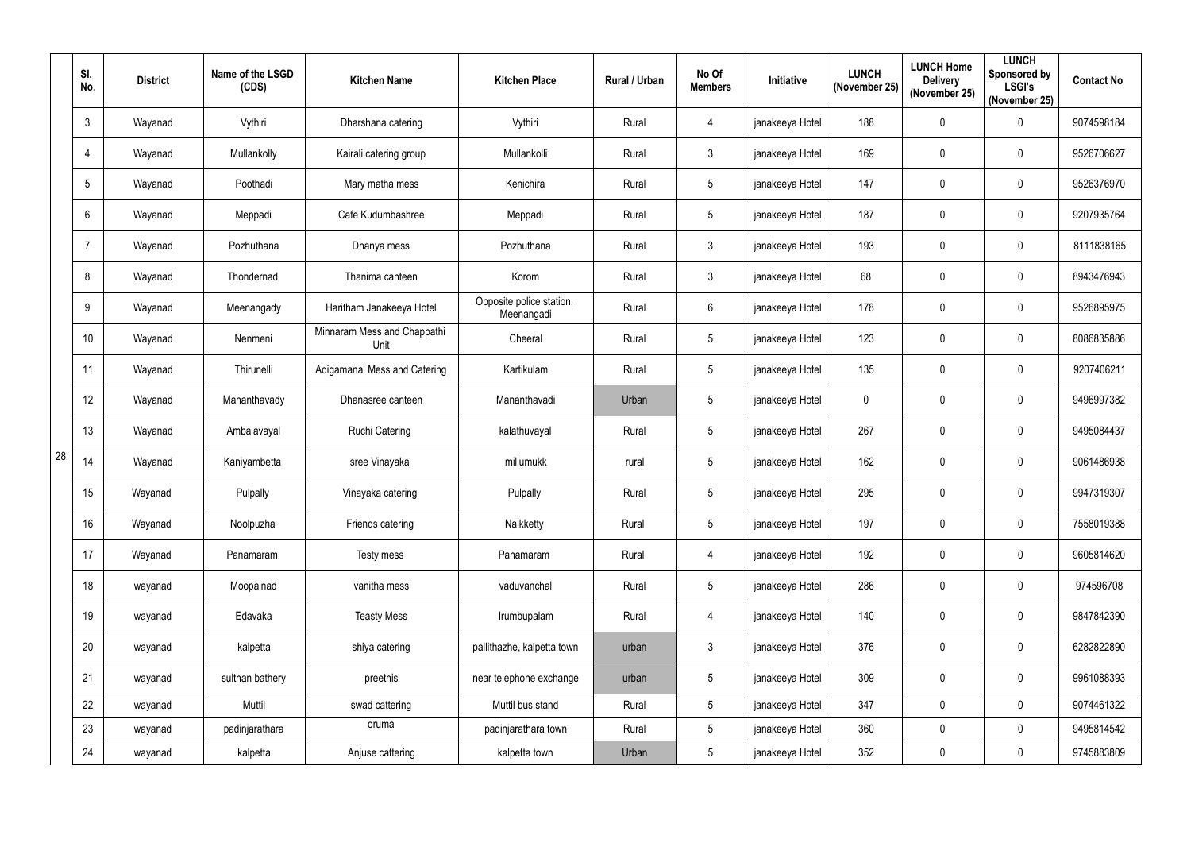| | Sl. No. | District | Name of the LSGD (CDS) | Kitchen Name | Kitchen Place | Rural / Urban | No Of Members | Initiative | LUNCH (November 25) | LUNCH Home Delivery (November 25) | LUNCH Sponsored by LSGI's (November 25) | Contact No |
|---|---|---|---|---|---|---|---|---|---|---|---|---|
| 28 | 3 | Wayanad | Vythiri | Dharshana catering | Vythiri | Rural | 4 | janakeeya Hotel | 188 | 0 | 0 | 9074598184 |
| | 4 | Wayanad | Mullankolly | Kairali catering group | Mullankolli | Rural | 3 | janakeeya Hotel | 169 | 0 | 0 | 9526706627 |
| | 5 | Wayanad | Poothadi | Mary matha mess | Kenichira | Rural | 5 | janakeeya Hotel | 147 | 0 | 0 | 9526376970 |
| | 6 | Wayanad | Meppadi | Cafe Kudumbashree | Meppadi | Rural | 5 | janakeeya Hotel | 187 | 0 | 0 | 9207935764 |
| | 7 | Wayanad | Pozhuthana | Dhanya mess | Pozhuthana | Rural | 3 | janakeeya Hotel | 193 | 0 | 0 | 8111838165 |
| | 8 | Wayanad | Thondernad | Thanima canteen | Korom | Rural | 3 | janakeeya Hotel | 68 | 0 | 0 | 8943476943 |
| | 9 | Wayanad | Meenangady | Haritham Janakeeya Hotel | Opposite police station, Meenangadi | Rural | 6 | janakeeya Hotel | 178 | 0 | 0 | 9526895975 |
| | 10 | Wayanad | Nenmeni | Minnaram Mess and Chappathi Unit | Cheeral | Rural | 5 | janakeeya Hotel | 123 | 0 | 0 | 8086835886 |
| | 11 | Wayanad | Thirunelli | Adigamanai Mess and Catering | Kartikulam | Rural | 5 | janakeeya Hotel | 135 | 0 | 0 | 9207406211 |
| | 12 | Wayanad | Mananthavady | Dhanasree canteen | Mananthavadi | Urban | 5 | janakeeya Hotel | 0 | 0 | 0 | 9496997382 |
| | 13 | Wayanad | Ambalavayal | Ruchi Catering | kalathuvayal | Rural | 5 | janakeeya Hotel | 267 | 0 | 0 | 9495084437 |
| | 14 | Wayanad | Kaniyambetta | sree Vinayaka | millumukk | rural | 5 | janakeeya Hotel | 162 | 0 | 0 | 9061486938 |
| | 15 | Wayanad | Pulpally | Vinayaka catering | Pulpally | Rural | 5 | janakeeya Hotel | 295 | 0 | 0 | 9947319307 |
| | 16 | Wayanad | Noolpuzha | Friends catering | Naikketty | Rural | 5 | janakeeya Hotel | 197 | 0 | 0 | 7558019388 |
| | 17 | Wayanad | Panamaram | Testy mess | Panamaram | Rural | 4 | janakeeya Hotel | 192 | 0 | 0 | 9605814620 |
| | 18 | wayanad | Moopainad | vanitha mess | vaduvanchal | Rural | 5 | janakeeya Hotel | 286 | 0 | 0 | 974596708 |
| | 19 | wayanad | Edavaka | Teasty Mess | Irumbupalam | Rural | 4 | janakeeya Hotel | 140 | 0 | 0 | 9847842390 |
| | 20 | wayanad | kalpetta | shiya catering | pallithazhe, kalpetta town | urban | 3 | janakeeya Hotel | 376 | 0 | 0 | 6282822890 |
| | 21 | wayanad | sulthan bathery | preethis | near telephone exchange | urban | 5 | janakeeya Hotel | 309 | 0 | 0 | 9961088393 |
| | 22 | wayanad | Muttil | swad cattering | Muttil bus stand | Rural | 5 | janakeeya Hotel | 347 | 0 | 0 | 9074461322 |
| | 23 | wayanad | padinjarathara | oruma | padinjarathara town | Rural | 5 | janakeeya Hotel | 360 | 0 | 0 | 9495814542 |
| | 24 | wayanad | kalpetta | Anjuse cattering | kalpetta town | Urban | 5 | janakeeya Hotel | 352 | 0 | 0 | 9745883809 |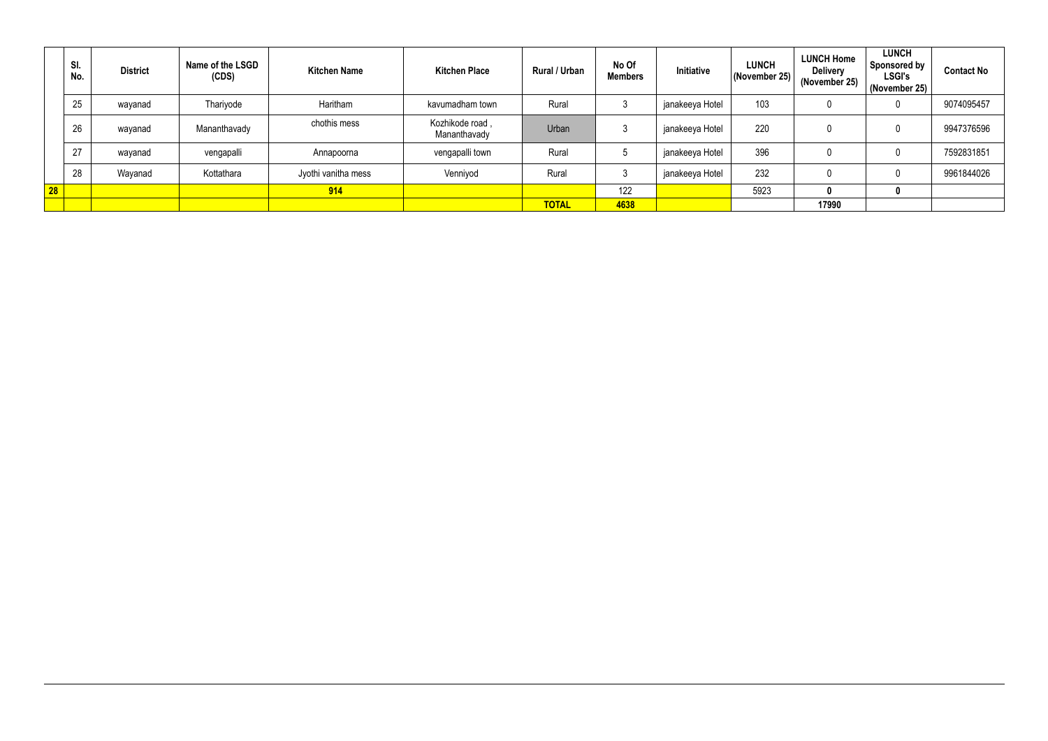| | Sl. No. | District | Name of the LSGD (CDS) | Kitchen Name | Kitchen Place | Rural / Urban | No Of Members | Initiative | LUNCH (November 25) | LUNCH Home Delivery (November 25) | LUNCH Sponsored by LSGI's (November 25) | Contact No |
|---|---|---|---|---|---|---|---|---|---|---|---|---|
| | 25 | wayanad | Thariyode | Haritham | kavumadham town | Rural | 3 | janakeeya Hotel | 103 | 0 | 0 | 9074095457 |
| | 26 | wayanad | Mananthavady | chothis mess | Kozhikode road , Mananthavady | Urban | 3 | janakeeya Hotel | 220 | 0 | 0 | 9947376596 |
| | 27 | wayanad | vengapalli | Annapoorna | vengapalli town | Rural | 5 | janakeeya Hotel | 396 | 0 | 0 | 7592831851 |
| | 28 | Wayanad | Kottathara | Jyothi vanitha mess | Venniyod | Rural | 3 | janakeeya Hotel | 232 | 0 | 0 | 9961844026 |
| **28** | | | | **914** | | | 122 | | 5923 | **0** | **0** | |
| | | | | | | **TOTAL** | **4638** | | | **17990** | | |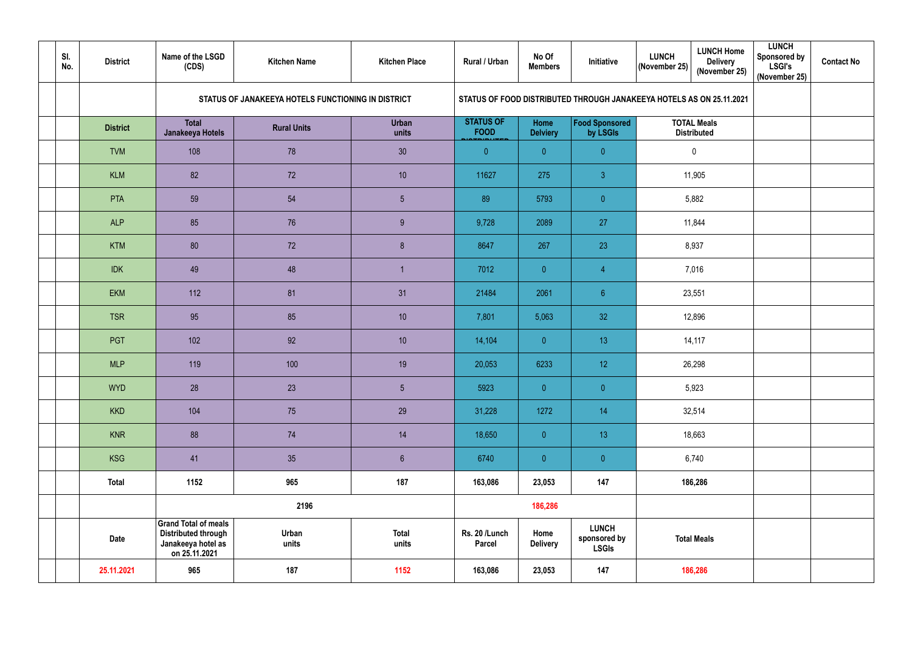| | Sl. No. | District | Name of the LSGD (CDS) | Kitchen Name | Kitchen Place | Rural / Urban | No Of Members | Initiative | LUNCH (November 25) | LUNCH Home Delivery (November 25) | LUNCH Sponsored by LSGI's (November 25) | Contact No |
|---|---|---|---|---|---|---|---|---|---|---|---|---|
| | | | STATUS OF JANAKEEYA HOTELS FUNCTIONING IN DISTRICT | | | STATUS OF FOOD DISTRIBUTED THROUGH JANAKEEYA HOTELS AS ON 25.11.2021 | | | | | | |
| | | District | Total Janakeeya Hotels | Rural Units | Urban units | STATUS OF FOOD DISTRIBUTED | Home Delviery | Food Sponsored by LSGIs | TOTAL Meals Distributed | | | |
| | | TVM | 108 | 78 | 30 | 0 | 0 | 0 | 0 | | | |
| | | KLM | 82 | 72 | 10 | 11627 | 275 | 3 | 11,905 | | | |
| | | PTA | 59 | 54 | 5 | 89 | 5793 | 0 | 5,882 | | | |
| | | ALP | 85 | 76 | 9 | 9,728 | 2089 | 27 | 11,844 | | | |
| | | KTM | 80 | 72 | 8 | 8647 | 267 | 23 | 8,937 | | | |
| | | IDK | 49 | 48 | 1 | 7012 | 0 | 4 | 7,016 | | | |
| | | EKM | 112 | 81 | 31 | 21484 | 2061 | 6 | 23,551 | | | |
| | | TSR | 95 | 85 | 10 | 7,801 | 5,063 | 32 | 12,896 | | | |
| | | PGT | 102 | 92 | 10 | 14,104 | 0 | 13 | 14,117 | | | |
| | | MLP | 119 | 100 | 19 | 20,053 | 6233 | 12 | 26,298 | | | |
| | | WYD | 28 | 23 | 5 | 5923 | 0 | 0 | 5,923 | | | |
| | | KKD | 104 | 75 | 29 | 31,228 | 1272 | 14 | 32,514 | | | |
| | | KNR | 88 | 74 | 14 | 18,650 | 0 | 13 | 18,663 | | | |
| | | KSG | 41 | 35 | 6 | 6740 | 0 | 0 | 6,740 | | | |
| | | **Total** | **1152** | **965** | **187** | **163,086** | **23,053** | **147** | **186,286** | | | |
| | | | | **2196** | | | **186,286** | | | | | |
| | | **Date** | **Grand Total of meals Distributed through Janakeeya hotel as on 25.11.2021** | **Urban units** | **Total units** | **Rs. 20 /Lunch Parcel** | **Home Delivery** | **LUNCH sponsored by LSGIs** | **Total Meals** | | | |
| | | **25.11.2021** | **965** | **187** | **1152** | **163,086** | **23,053** | **147** | **186,286** | | | |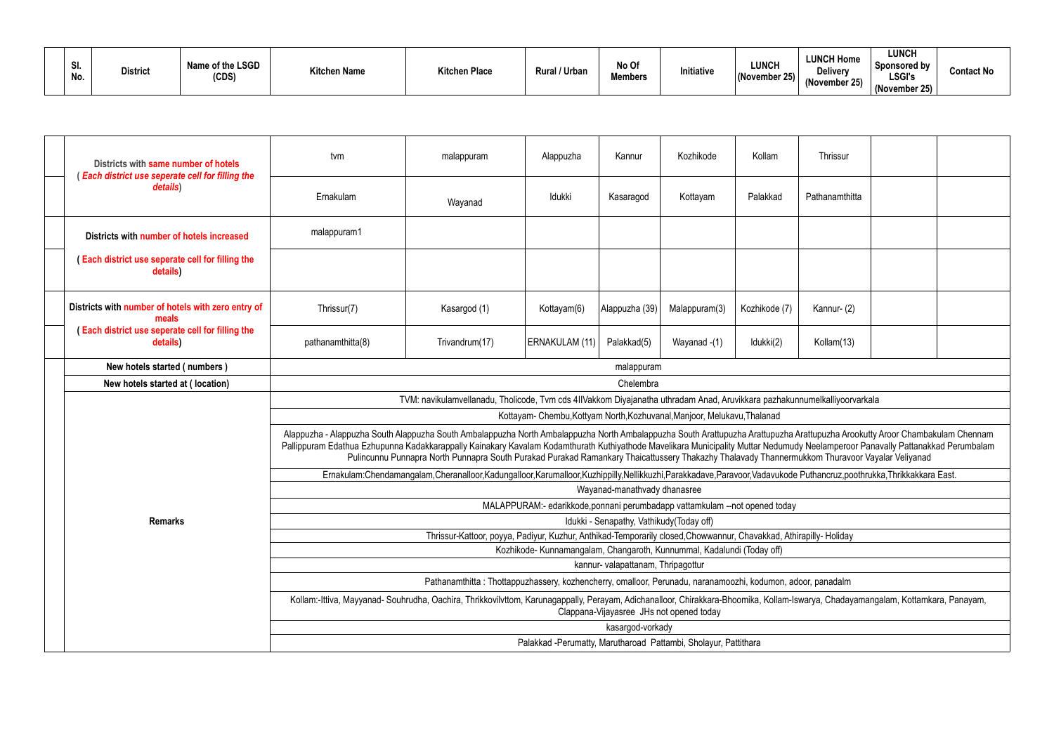| Sl. No. | District | Name of the LSGD (CDS) | Kitchen Name | Kitchen Place | Rural / Urban | No Of Members | Initiative | LUNCH (November 25) | LUNCH Home Delivery (November 25) | LUNCH Sponsored by LSGI's (November 25) | Contact No |
|---|---|---|---|---|---|---|---|---|---|---|---|

| | | | | | | | | | | | |
|---|---|---|---|---|---|---|---|---|---|---|---|
| | Districts with same number of hotels ( *Each district use seperate cell for filling the details*) | tvm | malappuram | Alappuzha | Kannur | Kozhikode | Kollam | Thrissur | | |
| | | Ernakulam | Wayanad | Idukki | Kasaragod | Kottayam | Palakkad | Pathanamthitta | | |
| | Districts with number of hotels increased | malappuram1 | | | | | | | | |
| | ( Each district use seperate cell for filling the details) | | | | | | | | | |
| | Districts with number of hotels with zero entry of meals ( Each district use seperate cell for filling the details) | Thrissur(7) | Kasargod (1) | Kottayam(6) | Alappuzha (39) | Malappuram(3) | Kozhikode (7) | Kannur- (2) | | |
| | | pathanamthitta(8) | Trivandrum(17) | ERNAKULAM (11) | Palakkad(5) | Wayanad -(1) | Idukki(2) | Kollam(13) | | |
| | New hotels started ( numbers ) | malappuram | | | | | | | | |
| | New hotels started at ( location) | Chelembra | | | | | | | | |
| | Remarks | TVM: navikulamvellanadu, Tholicode, Tvm cds 4IIVakkom Diyajanatha uthradam Anad, Aruvikkara pazhakunnumelkalliyoorvarkala | | | | | | | | |
| | | Kottayam- Chembu,Kottyam North,Kozhuvanal,Manjoor, Melukavu,Thalanad | | | | | | | | |
| | | Alappuzha - Alappuzha South Alappuzha South Ambalappuzha North Ambalappuzha North Ambalappuzha South Arattupuzha Arattupuzha Arattupuzha Arookutty Aroor Chambakulam Chennam Pallippuram Edathua Ezhupunna Kadakkarappally Kainakary Kavalam Kodamthurath Kuthiyathode Mavelikara Municipality Muttar Nedumudy Neelamperoor Panavally Pattanakkad Perumbalam Pulincunnu Punnapra North Punnapra South Purakad Purakad Ramankary Thaicattussery Thakazhy Thalavady Thannermukkom Thuravoor Vayalar Veliyanad | | | | | | | | |
| | | Ernakulam:Chendamangalam,Cheranalloor,Kadungalloor,Karumalloor,Kuzhippilly,Nellikkuzhi,Parakkadave,Paravoor,Vadavukode Puthancruz,poothrukka,Thrikkakkara East. | | | | | | | | |
| | | Wayanad-manathvady dhanasree | | | | | | | | |
| | | MALAPPURAM:- edarikkode,ponnani perumbadapp vattamkulam --not opened today | | | | | | | | |
| | | Idukki - Senapathy, Vathikudy(Today off) | | | | | | | | |
| | | Thrissur-Kattoor, poyya, Padiyur, Kuzhur, Anthikad-Temporarily closed,Chowwannur, Chavakkad, Athirapilly- Holiday | | | | | | | | |
| | | Kozhikode- Kunnamangalam, Changaroth, Kunnummal, Kadalundi (Today off) | | | | | | | | |
| | | kannur- valapattanam, Thripagottur | | | | | | | | |
| | | Pathanamthitta : Thottappuzhassery, kozhencherry, omalloor, Perunadu, naranamoozhi, kodumon, adoor, panadalm | | | | | | | | |
| | | Kollam:-Ittiva, Mayyanad- Souhrudha, Oachira, Thrikkovilvttom, Karunagappally, Perayam, Adichanalloor, Chirakkara-Bhoomika, Kollam-Iswarya, Chadayamangalam, Kottamkara, Panayam, Clappana-Vijayasree JHs not opened today | | | | | | | | |
| | | kasargod-vorkady | | | | | | | | |
| | | Palakkad -Perumatty, Marutharoad Pattambi, Sholayur, Pattithara | | | | | | | | |